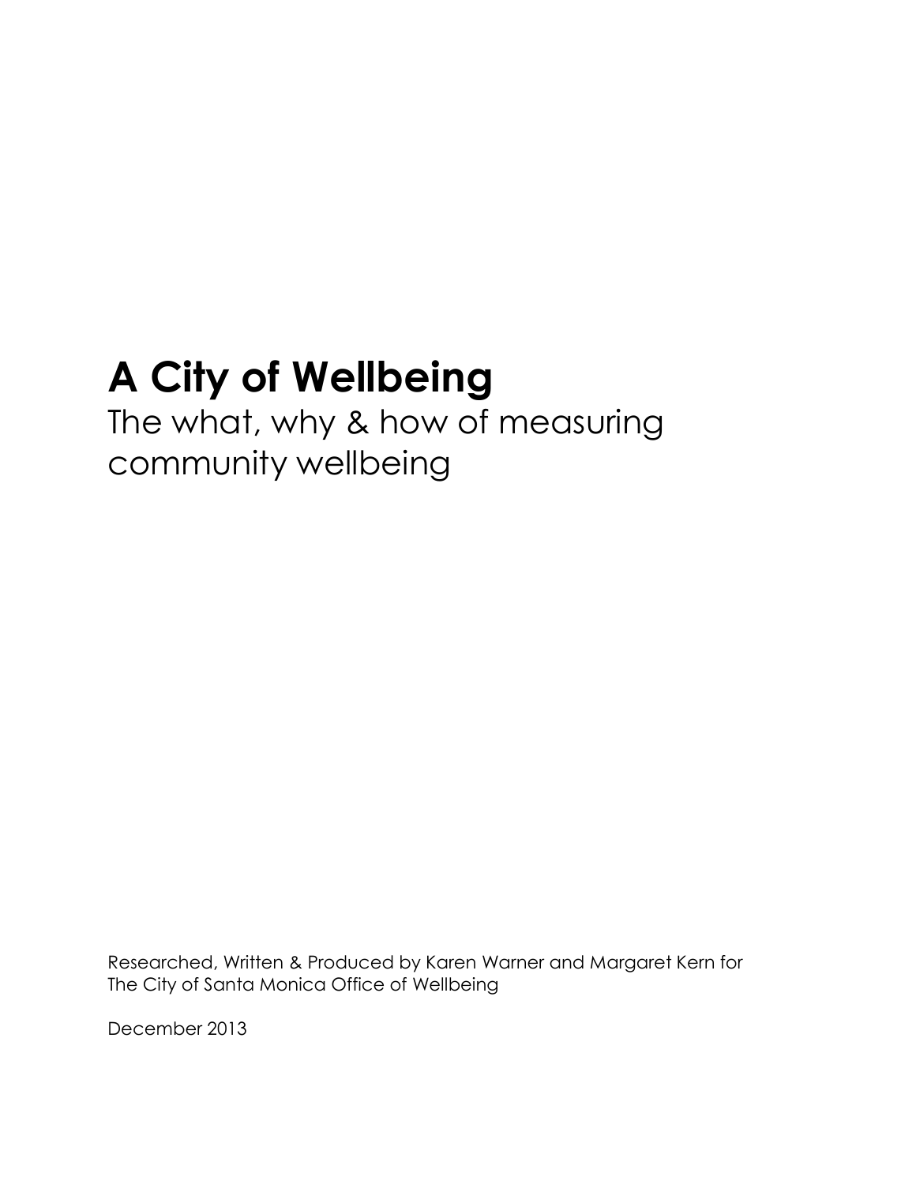# A City of Wellbeing

The what, why & how of measuring community wellbeing

Researched, Written & Produced by Karen Warner and Margaret Kern for The City of Santa Monica Office of Wellbeing

December 2013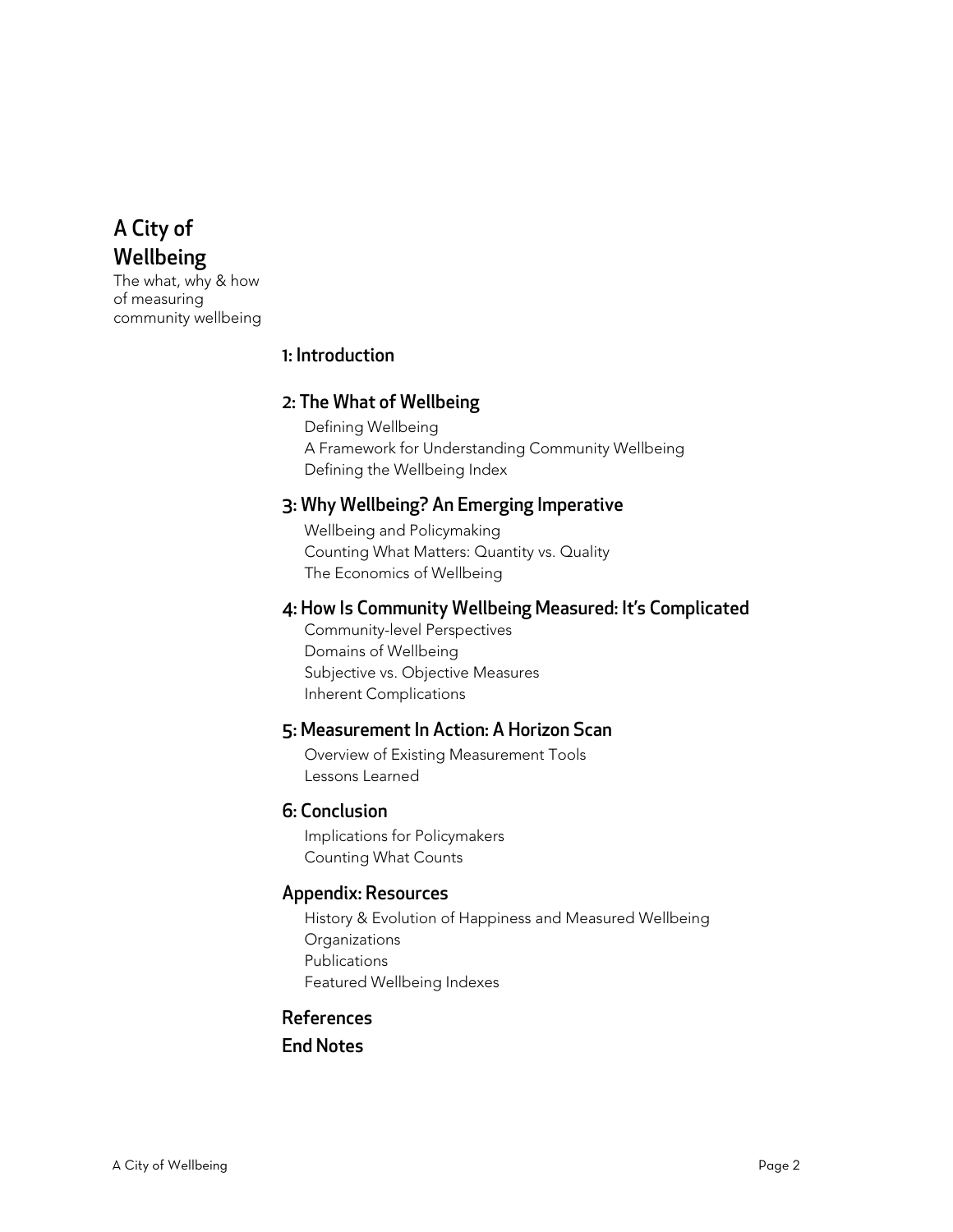# A City of Wellbeing

The what, why & how of measuring community wellbeing

## 1: Introduction

## 2: The What of Wellbeing

- Defining Wellbeing
- A Framework for Understanding Community Wellbeing
- Defining the Wellbeing Index

## 3: Why Wellbeing? An Emerging Imperative

- Wellbeing and Policymaking
- Counting What Matters: Quantity vs. Quality
- The Economics of Wellbeing

## 4: How Is Community Wellbeing Measured: It's Complicated

- Community-level Perspectives
- Domains of Wellbeing
- Subjective vs. Objective Measures
- Inherent Complications

## 5: Measurement In Action: A Horizon Scan

- Overview of Existing Measurement Tools
- Lessons Learned

## 6: Conclusion

- Implications for Policymakers
- Counting What Counts

## Appendix: Resources

- History & Evolution of Happiness and Measured Wellbeing
- Organizations
- Publications
- Featured Wellbeing Indexes

## References

## End Notes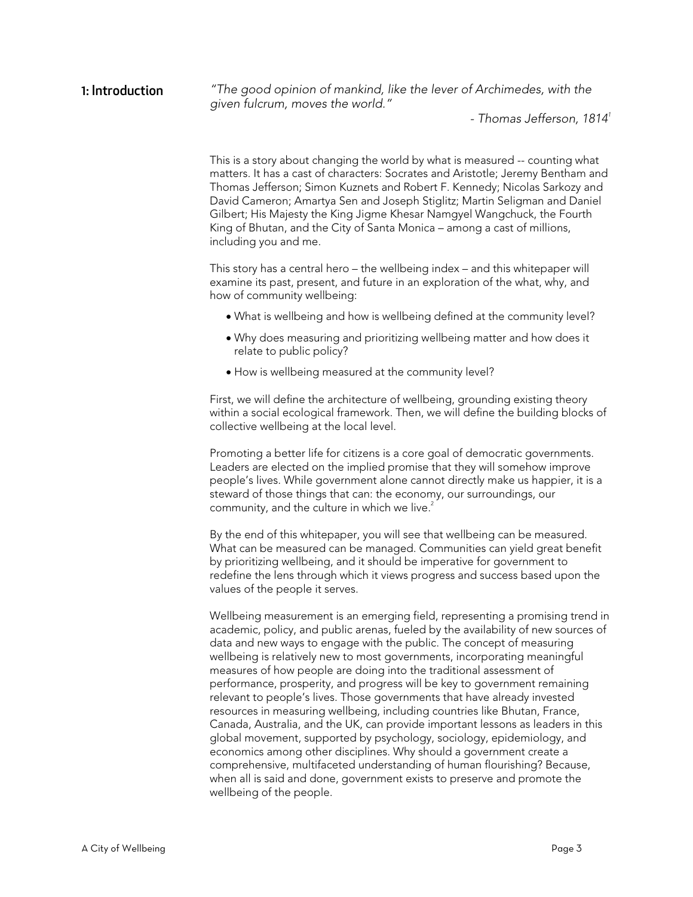# 1: Introduction

*"The good opinion of mankind, like the lever of Archimedes, with the given fulcrum, moves the world."*

*- Thomas Jefferson, 1814*[1]

This is a story about changing the world by what is measured -- counting what matters. It has a cast of characters: Socrates and Aristotle; Jeremy Bentham and Thomas Jefferson; Simon Kuznets and Robert F. Kennedy; Nicolas Sarkozy and David Cameron; Amartya Sen and Joseph Stiglitz; Martin Seligman and Daniel Gilbert; His Majesty the King Jigme Khesar Namgyel Wangchuck, the Fourth King of Bhutan, and the City of Santa Monica – among a cast of millions, including you and me.

This story has a central hero – the wellbeing index – and this whitepaper will examine its past, present, and future in an exploration of the what, why, and how of community wellbeing:

- What is wellbeing and how is wellbeing defined at the community level?
- Why does measuring and prioritizing wellbeing matter and how does it relate to public policy?
- How is wellbeing measured at the community level?

First, we will define the architecture of wellbeing, grounding existing theory within a social ecological framework. Then, we will define the building blocks of collective wellbeing at the local level.

Promoting a better life for citizens is a core goal of democratic governments. Leaders are elected on the implied promise that they will somehow improve people's lives. While government alone cannot directly make us happier, it is a steward of those things that can: the economy, our surroundings, our community, and the culture in which we live.[2]

By the end of this whitepaper, you will see that wellbeing can be measured. What can be measured can be managed. Communities can yield great benefit by prioritizing wellbeing, and it should be imperative for government to redefine the lens through which it views progress and success based upon the values of the people it serves.

Wellbeing measurement is an emerging field, representing a promising trend in academic, policy, and public arenas, fueled by the availability of new sources of data and new ways to engage with the public. The concept of measuring wellbeing is relatively new to most governments, incorporating meaningful measures of how people are doing into the traditional assessment of performance, prosperity, and progress will be key to government remaining relevant to people's lives. Those governments that have already invested resources in measuring wellbeing, including countries like Bhutan, France, Canada, Australia, and the UK, can provide important lessons as leaders in this global movement, supported by psychology, sociology, epidemiology, and economics among other disciplines. Why should a government create a comprehensive, multifaceted understanding of human flourishing? Because, when all is said and done, government exists to preserve and promote the wellbeing of the people.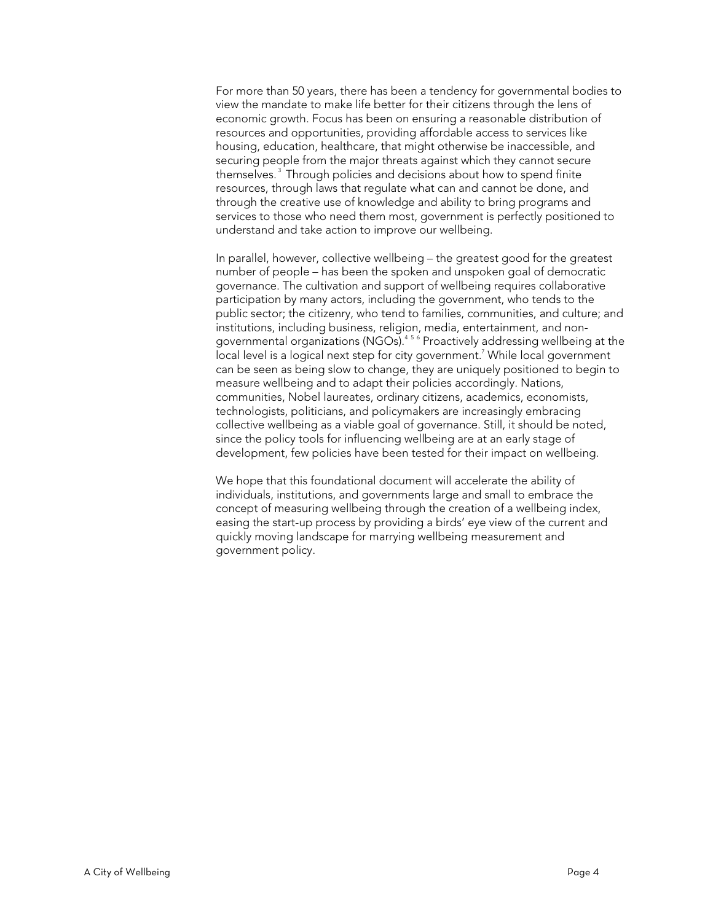For more than 50 years, there has been a tendency for governmental bodies to view the mandate to make life better for their citizens through the lens of economic growth. Focus has been on ensuring a reasonable distribution of resources and opportunities, providing affordable access to services like housing, education, healthcare, that might otherwise be inaccessible, and securing people from the major threats against which they cannot secure themselves.[3] Through policies and decisions about how to spend finite resources, through laws that regulate what can and cannot be done, and through the creative use of knowledge and ability to bring programs and services to those who need them most, government is perfectly positioned to understand and take action to improve our wellbeing.

In parallel, however, collective wellbeing – the greatest good for the greatest number of people – has been the spoken and unspoken goal of democratic governance. The cultivation and support of wellbeing requires collaborative participation by many actors, including the government, who tends to the public sector; the citizenry, who tend to families, communities, and culture; and institutions, including business, religion, media, entertainment, and non-governmental organizations (NGOs).[4] [5] [6] Proactively addressing wellbeing at the local level is a logical next step for city government.[7] While local government can be seen as being slow to change, they are uniquely positioned to begin to measure wellbeing and to adapt their policies accordingly. Nations, communities, Nobel laureates, ordinary citizens, academics, economists, technologists, politicians, and policymakers are increasingly embracing collective wellbeing as a viable goal of governance. Still, it should be noted, since the policy tools for influencing wellbeing are at an early stage of development, few policies have been tested for their impact on wellbeing.

We hope that this foundational document will accelerate the ability of individuals, institutions, and governments large and small to embrace the concept of measuring wellbeing through the creation of a wellbeing index, easing the start-up process by providing a birds' eye view of the current and quickly moving landscape for marrying wellbeing measurement and government policy.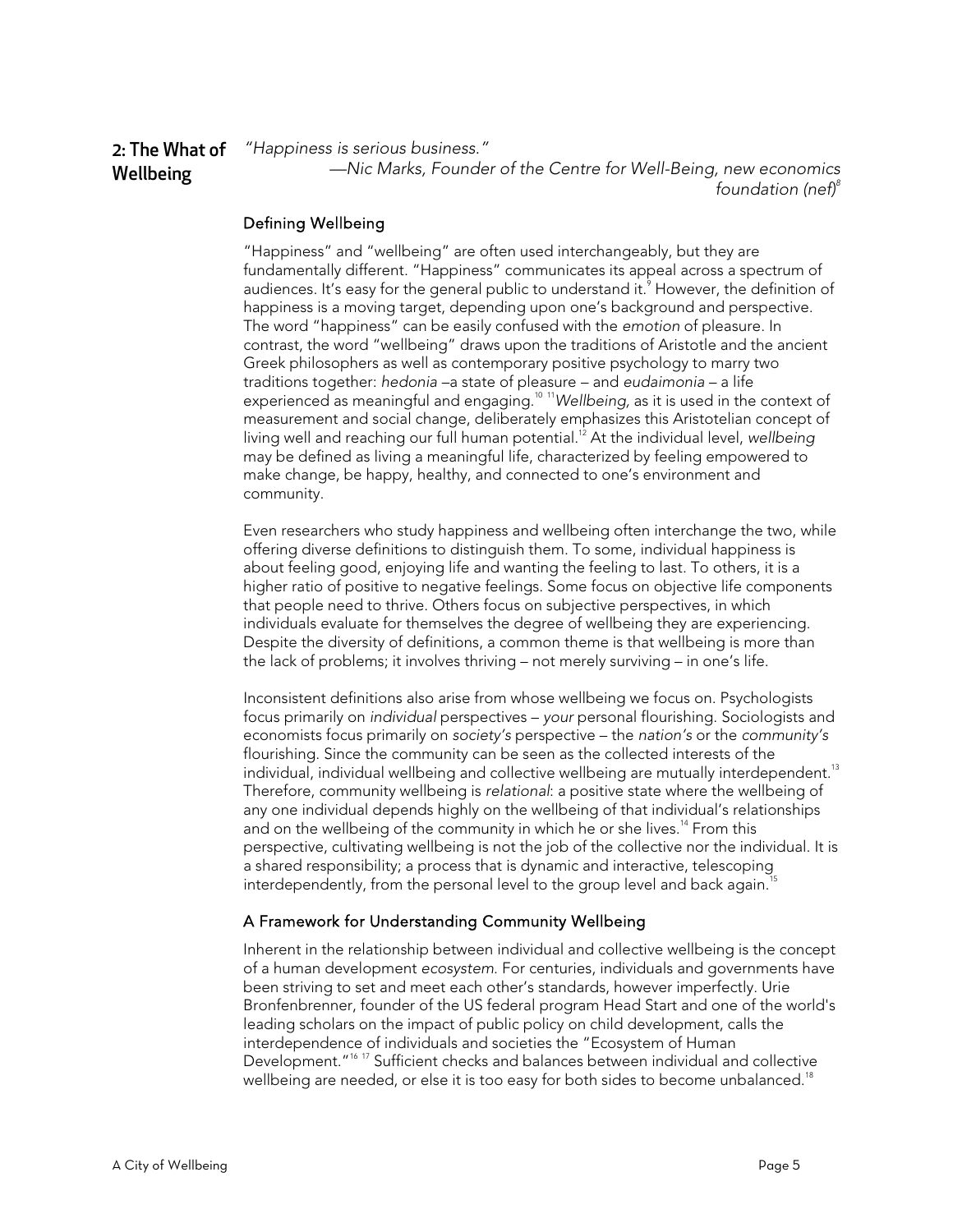## 2: The What of Wellbeing

*"Happiness is serious business."*

*—Nic Marks, Founder of the Centre for Well-Being, new economics foundation (nef)*[8]

### Defining Wellbeing

"Happiness" and "wellbeing" are often used interchangeably, but they are fundamentally different. "Happiness" communicates its appeal across a spectrum of audiences. It's easy for the general public to understand it.[9] However, the definition of happiness is a moving target, depending upon one's background and perspective. The word "happiness" can be easily confused with the *emotion* of pleasure. In contrast, the word "wellbeing" draws upon the traditions of Aristotle and the ancient Greek philosophers as well as contemporary positive psychology to marry two traditions together: *hedonia* –a state of pleasure – and *eudaimonia* – a life experienced as meaningful and engaging.[10][11] *Wellbeing*, as it is used in the context of measurement and social change, deliberately emphasizes this Aristotelian concept of living well and reaching our full human potential.[12] At the individual level, *wellbeing* may be defined as living a meaningful life, characterized by feeling empowered to make change, be happy, healthy, and connected to one's environment and community.

Even researchers who study happiness and wellbeing often interchange the two, while offering diverse definitions to distinguish them. To some, individual happiness is about feeling good, enjoying life and wanting the feeling to last. To others, it is a higher ratio of positive to negative feelings. Some focus on objective life components that people need to thrive. Others focus on subjective perspectives, in which individuals evaluate for themselves the degree of wellbeing they are experiencing. Despite the diversity of definitions, a common theme is that wellbeing is more than the lack of problems; it involves thriving – not merely surviving – in one's life.

Inconsistent definitions also arise from whose wellbeing we focus on. Psychologists focus primarily on *individual* perspectives – *your* personal flourishing. Sociologists and economists focus primarily on *society's* perspective – the *nation's* or the *community's* flourishing. Since the community can be seen as the collected interests of the individual, individual wellbeing and collective wellbeing are mutually interdependent.[13] Therefore, community wellbeing is *relational*: a positive state where the wellbeing of any one individual depends highly on the wellbeing of that individual's relationships and on the wellbeing of the community in which he or she lives.[14] From this perspective, cultivating wellbeing is not the job of the collective nor the individual. It is a shared responsibility; a process that is dynamic and interactive, telescoping interdependently, from the personal level to the group level and back again.[15]

### A Framework for Understanding Community Wellbeing

Inherent in the relationship between individual and collective wellbeing is the concept of a human development *ecosystem*. For centuries, individuals and governments have been striving to set and meet each other's standards, however imperfectly. Urie Bronfenbrenner, founder of the US federal program Head Start and one of the world's leading scholars on the impact of public policy on child development, calls the interdependence of individuals and societies the "Ecosystem of Human Development."[16][17] Sufficient checks and balances between individual and collective wellbeing are needed, or else it is too easy for both sides to become unbalanced.[18]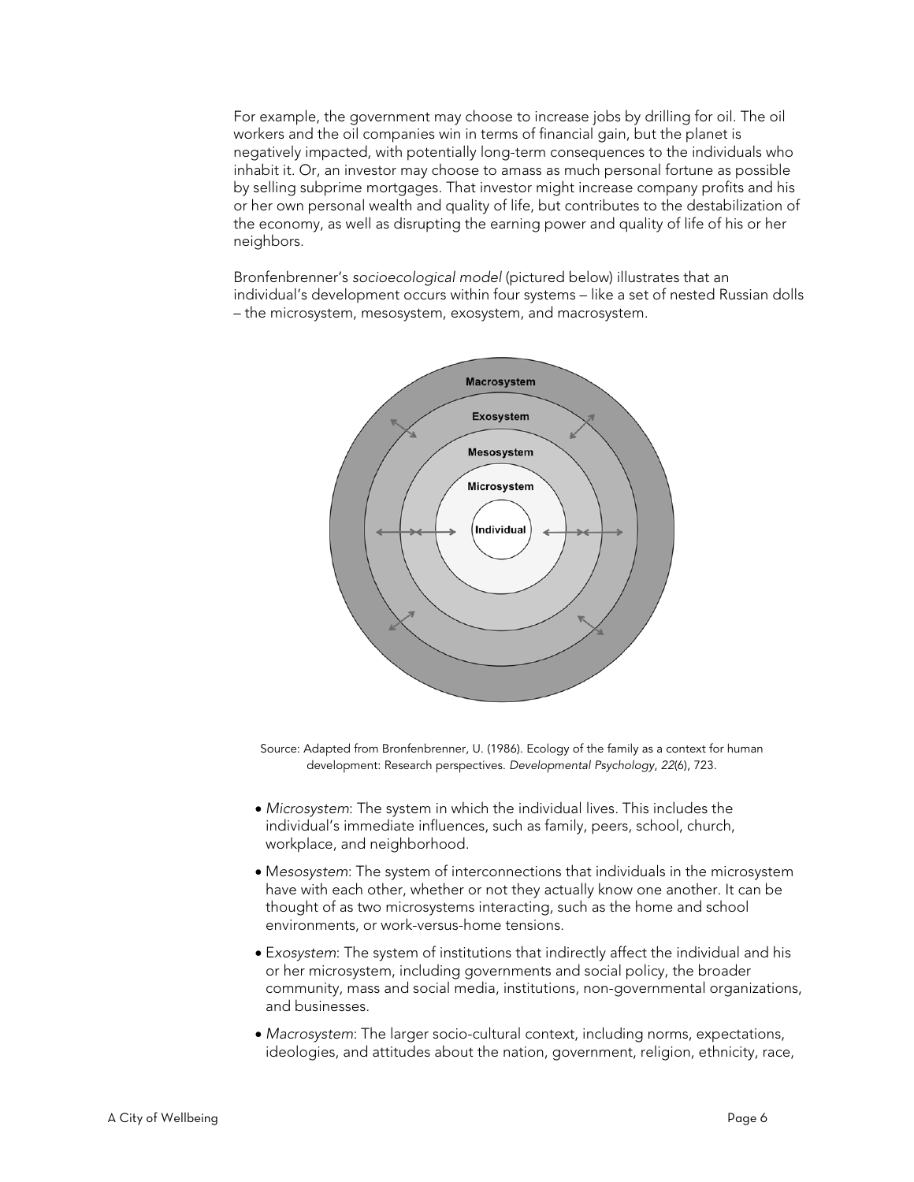For example, the government may choose to increase jobs by drilling for oil. The oil workers and the oil companies win in terms of financial gain, but the planet is negatively impacted, with potentially long-term consequences to the individuals who inhabit it. Or, an investor may choose to amass as much personal fortune as possible by selling subprime mortgages. That investor might increase company profits and his or her own personal wealth and quality of life, but contributes to the destabilization of the economy, as well as disrupting the earning power and quality of life of his or her neighbors.

Bronfenbrenner's *socioecological model* (pictured below) illustrates that an individual's development occurs within four systems – like a set of nested Russian dolls – the microsystem, mesosystem, exosystem, and macrosystem.

Source: Adapted from Bronfenbrenner, U. (1986). Ecology of the family as a context for human development: Research perspectives. *Developmental Psychology*, *22*(6), 723.

- *Microsystem*: The system in which the individual lives. This includes the individual's immediate influences, such as family, peers, school, church, workplace, and neighborhood.
- M*esosystem*: The system of interconnections that individuals in the microsystem have with each other, whether or not they actually know one another. It can be thought of as two microsystems interacting, such as the home and school environments, or work-versus-home tensions.
- E*xosystem*: The system of institutions that indirectly affect the individual and his or her microsystem, including governments and social policy, the broader community, mass and social media, institutions, non-governmental organizations, and businesses.
- *Macrosystem*: The larger socio-cultural context, including norms, expectations, ideologies, and attitudes about the nation, government, religion, ethnicity, race,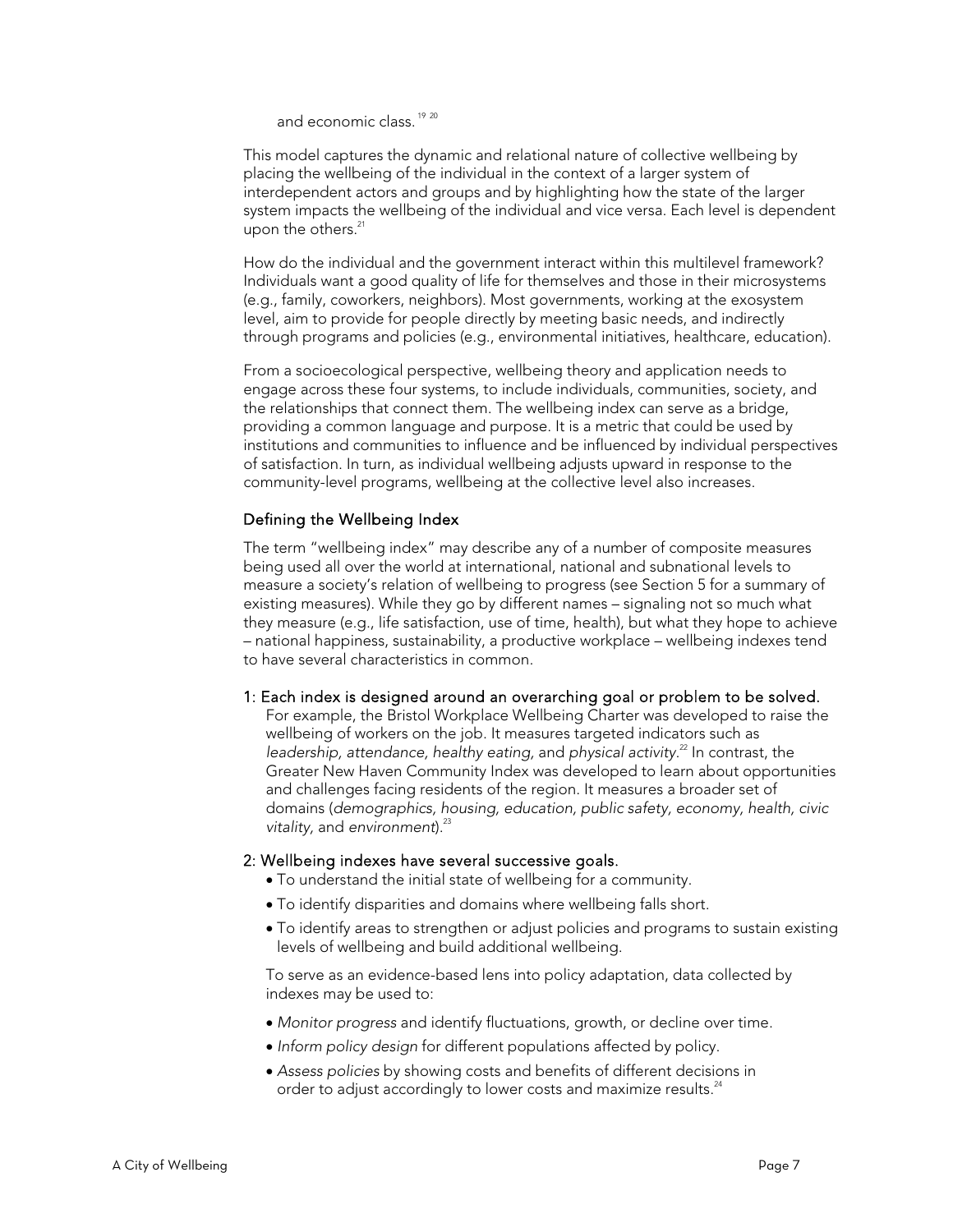and economic class.[19] [20]

This model captures the dynamic and relational nature of collective wellbeing by placing the wellbeing of the individual in the context of a larger system of interdependent actors and groups and by highlighting how the state of the larger system impacts the wellbeing of the individual and vice versa. Each level is dependent upon the others.[21]

How do the individual and the government interact within this multilevel framework? Individuals want a good quality of life for themselves and those in their microsystems (e.g., family, coworkers, neighbors). Most governments, working at the exosystem level, aim to provide for people directly by meeting basic needs, and indirectly through programs and policies (e.g., environmental initiatives, healthcare, education).

From a socioecological perspective, wellbeing theory and application needs to engage across these four systems, to include individuals, communities, society, and the relationships that connect them. The wellbeing index can serve as a bridge, providing a common language and purpose. It is a metric that could be used by institutions and communities to influence and be influenced by individual perspectives of satisfaction. In turn, as individual wellbeing adjusts upward in response to the community-level programs, wellbeing at the collective level also increases.

## Defining the Wellbeing Index

The term "wellbeing index" may describe any of a number of composite measures being used all over the world at international, national and subnational levels to measure a society's relation of wellbeing to progress (see Section 5 for a summary of existing measures). While they go by different names – signaling not so much what they measure (e.g., life satisfaction, use of time, health), but what they hope to achieve – national happiness, sustainability, a productive workplace – wellbeing indexes tend to have several characteristics in common.

**1: Each index is designed around an overarching goal or problem to be solved.**
For example, the Bristol Workplace Wellbeing Charter was developed to raise the wellbeing of workers on the job. It measures targeted indicators such as *leadership, attendance, healthy eating,* and *physical activity*.[22] In contrast, the Greater New Haven Community Index was developed to learn about opportunities and challenges facing residents of the region. It measures a broader set of domains (*demographics, housing, education, public safety, economy, health, civic vitality,* and *environment*).[23]

**2: Wellbeing indexes have several successive goals.**

- To understand the initial state of wellbeing for a community.
- To identify disparities and domains where wellbeing falls short.
- To identify areas to strengthen or adjust policies and programs to sustain existing levels of wellbeing and build additional wellbeing.

To serve as an evidence-based lens into policy adaptation, data collected by indexes may be used to:

- *Monitor progress* and identify fluctuations, growth, or decline over time.
- *Inform policy design* for different populations affected by policy.
- *Assess policies* by showing costs and benefits of different decisions in order to adjust accordingly to lower costs and maximize results.[24]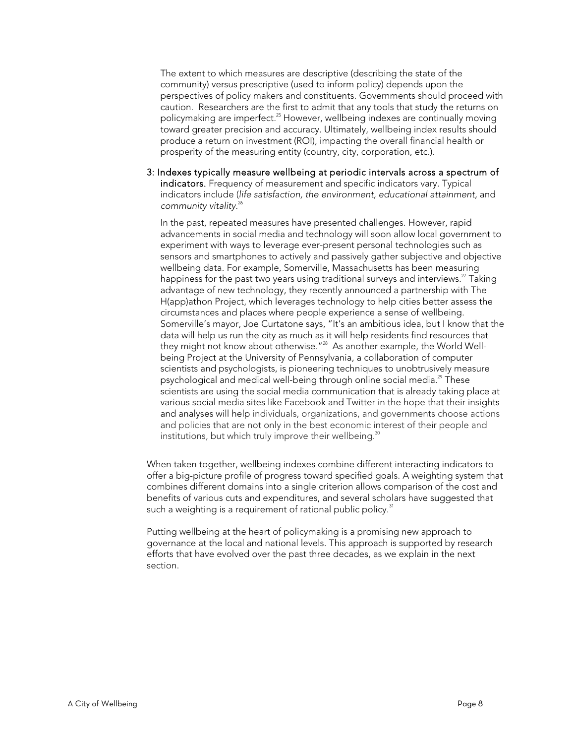The extent to which measures are descriptive (describing the state of the community) versus prescriptive (used to inform policy) depends upon the perspectives of policy makers and constituents. Governments should proceed with caution. Researchers are the first to admit that any tools that study the returns on policymaking are imperfect.[25] However, wellbeing indexes are continually moving toward greater precision and accuracy. Ultimately, wellbeing index results should produce a return on investment (ROI), impacting the overall financial health or prosperity of the measuring entity (country, city, corporation, etc.).

**3: Indexes typically measure wellbeing at periodic intervals across a spectrum of indicators.** Frequency of measurement and specific indicators vary. Typical indicators include (*life satisfaction, the environment, educational attainment,* and *community vitality.*[26]

In the past, repeated measures have presented challenges. However, rapid advancements in social media and technology will soon allow local government to experiment with ways to leverage ever-present personal technologies such as sensors and smartphones to actively and passively gather subjective and objective wellbeing data. For example, Somerville, Massachusetts has been measuring happiness for the past two years using traditional surveys and interviews.[27] Taking advantage of new technology, they recently announced a partnership with The H(app)athon Project, which leverages technology to help cities better assess the circumstances and places where people experience a sense of wellbeing. Somerville's mayor, Joe Curtatone says, "It's an ambitious idea, but I know that the data will help us run the city as much as it will help residents find resources that they might not know about otherwise."[28] As another example, the World Well-being Project at the University of Pennsylvania, a collaboration of computer scientists and psychologists, is pioneering techniques to unobtrusively measure psychological and medical well-being through online social media.[29] These scientists are using the social media communication that is already taking place at various social media sites like Facebook and Twitter in the hope that their insights and analyses will help individuals, organizations, and governments choose actions and policies that are not only in the best economic interest of their people and institutions, but which truly improve their wellbeing.[30]

When taken together, wellbeing indexes combine different interacting indicators to offer a big-picture profile of progress toward specified goals. A weighting system that combines different domains into a single criterion allows comparison of the cost and benefits of various cuts and expenditures, and several scholars have suggested that such a weighting is a requirement of rational public policy.[31]

Putting wellbeing at the heart of policymaking is a promising new approach to governance at the local and national levels. This approach is supported by research efforts that have evolved over the past three decades, as we explain in the next section.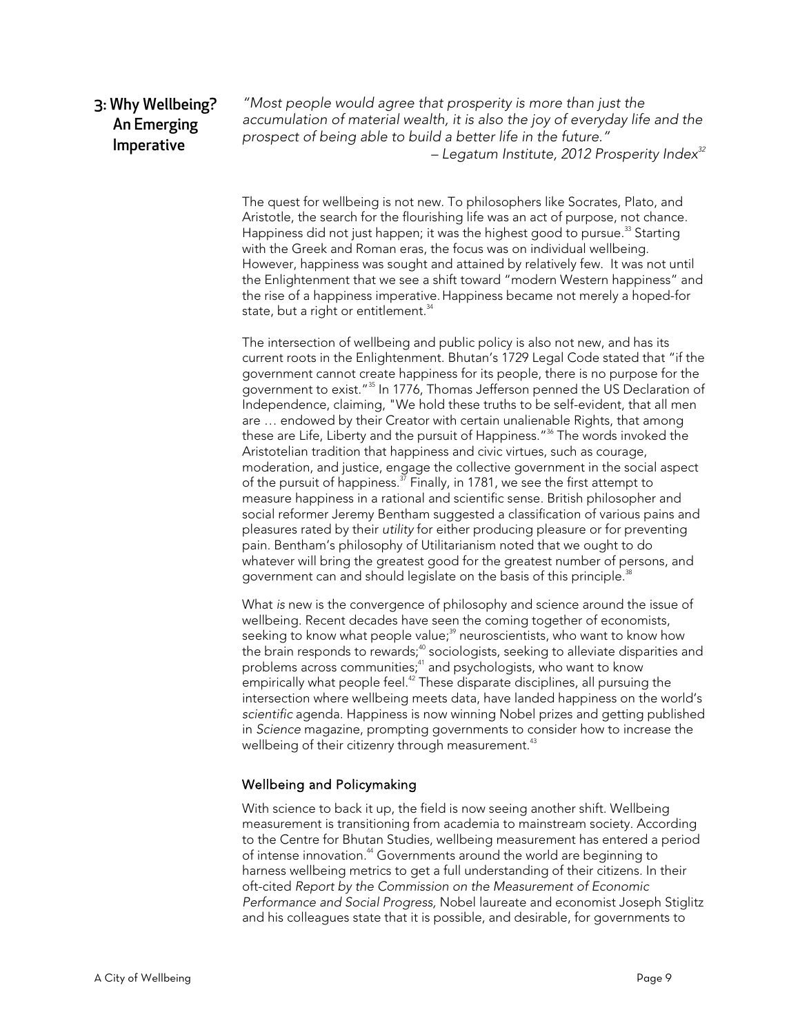## 3: Why Wellbeing? An Emerging Imperative

*"Most people would agree that prosperity is more than just the accumulation of material wealth, it is also the joy of everyday life and the prospect of being able to build a better life in the future."*
*– Legatum Institute, 2012 Prosperity Index*[32]

The quest for wellbeing is not new. To philosophers like Socrates, Plato, and Aristotle, the search for the flourishing life was an act of purpose, not chance. Happiness did not just happen; it was the highest good to pursue.[33] Starting with the Greek and Roman eras, the focus was on individual wellbeing. However, happiness was sought and attained by relatively few. It was not until the Enlightenment that we see a shift toward "modern Western happiness" and the rise of a happiness imperative. Happiness became not merely a hoped-for state, but a right or entitlement.[34]

The intersection of wellbeing and public policy is also not new, and has its current roots in the Enlightenment. Bhutan's 1729 Legal Code stated that "if the government cannot create happiness for its people, there is no purpose for the government to exist."[35] In 1776, Thomas Jefferson penned the US Declaration of Independence, claiming, "We hold these truths to be self-evident, that all men are … endowed by their Creator with certain unalienable Rights, that among these are Life, Liberty and the pursuit of Happiness."[36] The words invoked the Aristotelian tradition that happiness and civic virtues, such as courage, moderation, and justice, engage the collective government in the social aspect of the pursuit of happiness.[37] Finally, in 1781, we see the first attempt to measure happiness in a rational and scientific sense. British philosopher and social reformer Jeremy Bentham suggested a classification of various pains and pleasures rated by their *utility* for either producing pleasure or for preventing pain. Bentham's philosophy of Utilitarianism noted that we ought to do whatever will bring the greatest good for the greatest number of persons, and government can and should legislate on the basis of this principle.[38]

What *is* new is the convergence of philosophy and science around the issue of wellbeing. Recent decades have seen the coming together of economists, seeking to know what people value;[39] neuroscientists, who want to know how the brain responds to rewards;[40] sociologists, seeking to alleviate disparities and problems across communities;[41] and psychologists, who want to know empirically what people feel.[42] These disparate disciplines, all pursuing the intersection where wellbeing meets data, have landed happiness on the world's *scientific* agenda. Happiness is now winning Nobel prizes and getting published in *Science* magazine, prompting governments to consider how to increase the wellbeing of their citizenry through measurement.[43]

### Wellbeing and Policymaking

With science to back it up, the field is now seeing another shift. Wellbeing measurement is transitioning from academia to mainstream society. According to the Centre for Bhutan Studies, wellbeing measurement has entered a period of intense innovation.[44] Governments around the world are beginning to harness wellbeing metrics to get a full understanding of their citizens. In their oft-cited *Report by the Commission on the Measurement of Economic Performance and Social Progress*, Nobel laureate and economist Joseph Stiglitz and his colleagues state that it is possible, and desirable, for governments to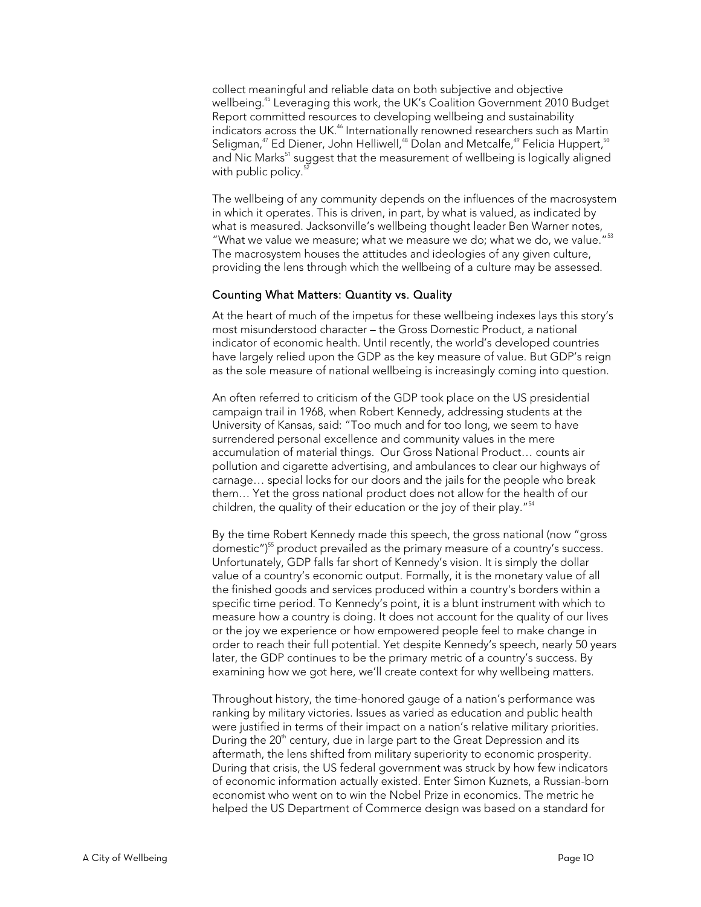collect meaningful and reliable data on both subjective and objective wellbeing.[45] Leveraging this work, the UK's Coalition Government 2010 Budget Report committed resources to developing wellbeing and sustainability indicators across the UK.[46] Internationally renowned researchers such as Martin Seligman,[47] Ed Diener, John Helliwell,[48] Dolan and Metcalfe,[49] Felicia Huppert,[50] and Nic Marks[51] suggest that the measurement of wellbeing is logically aligned with public policy.[52]

The wellbeing of any community depends on the influences of the macrosystem in which it operates. This is driven, in part, by what is valued, as indicated by what is measured. Jacksonville's wellbeing thought leader Ben Warner notes, "What we value we measure; what we measure we do; what we do, we value."[53] The macrosystem houses the attitudes and ideologies of any given culture, providing the lens through which the wellbeing of a culture may be assessed.

### Counting What Matters: Quantity vs. Quality

At the heart of much of the impetus for these wellbeing indexes lays this story's most misunderstood character – the Gross Domestic Product, a national indicator of economic health. Until recently, the world's developed countries have largely relied upon the GDP as the key measure of value. But GDP's reign as the sole measure of national wellbeing is increasingly coming into question.

An often referred to criticism of the GDP took place on the US presidential campaign trail in 1968, when Robert Kennedy, addressing students at the University of Kansas, said: "Too much and for too long, we seem to have surrendered personal excellence and community values in the mere accumulation of material things. Our Gross National Product… counts air pollution and cigarette advertising, and ambulances to clear our highways of carnage… special locks for our doors and the jails for the people who break them… Yet the gross national product does not allow for the health of our children, the quality of their education or the joy of their play."[54]

By the time Robert Kennedy made this speech, the gross national (now "gross domestic")[55] product prevailed as the primary measure of a country's success. Unfortunately, GDP falls far short of Kennedy's vision. It is simply the dollar value of a country's economic output. Formally, it is the monetary value of all the finished goods and services produced within a country's borders within a specific time period. To Kennedy's point, it is a blunt instrument with which to measure how a country is doing. It does not account for the quality of our lives or the joy we experience or how empowered people feel to make change in order to reach their full potential. Yet despite Kennedy's speech, nearly 50 years later, the GDP continues to be the primary metric of a country's success. By examining how we got here, we'll create context for why wellbeing matters.

Throughout history, the time-honored gauge of a nation's performance was ranking by military victories. Issues as varied as education and public health were justified in terms of their impact on a nation's relative military priorities. During the 20th century, due in large part to the Great Depression and its aftermath, the lens shifted from military superiority to economic prosperity. During that crisis, the US federal government was struck by how few indicators of economic information actually existed. Enter Simon Kuznets, a Russian-born economist who went on to win the Nobel Prize in economics. The metric he helped the US Department of Commerce design was based on a standard for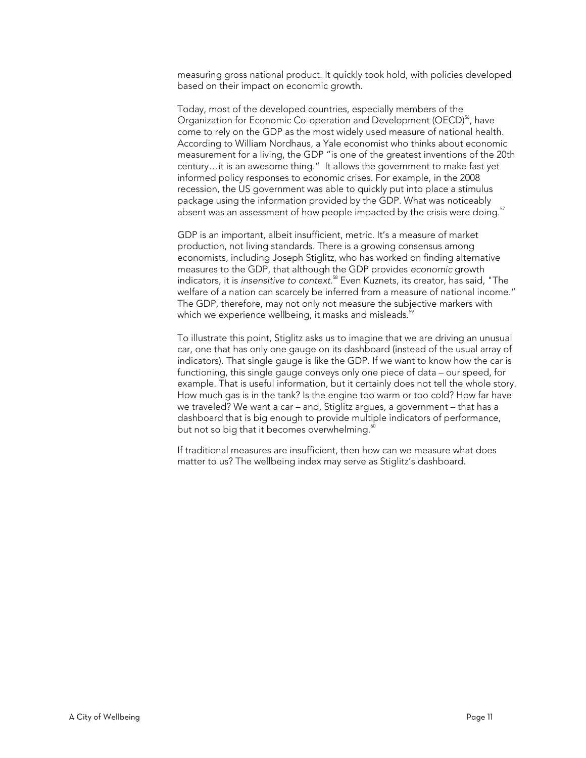measuring gross national product. It quickly took hold, with policies developed based on their impact on economic growth.

Today, most of the developed countries, especially members of the Organization for Economic Co-operation and Development (OECD)[56], have come to rely on the GDP as the most widely used measure of national health. According to William Nordhaus, a Yale economist who thinks about economic measurement for a living, the GDP "is one of the greatest inventions of the 20th century…it is an awesome thing." It allows the government to make fast yet informed policy responses to economic crises. For example, in the 2008 recession, the US government was able to quickly put into place a stimulus package using the information provided by the GDP. What was noticeably absent was an assessment of how people impacted by the crisis were doing.[57]

GDP is an important, albeit insufficient, metric. It's a measure of market production, not living standards. There is a growing consensus among economists, including Joseph Stiglitz, who has worked on finding alternative measures to the GDP, that although the GDP provides *economic* growth indicators, it is *insensitive to context*.[58] Even Kuznets, its creator, has said, "The welfare of a nation can scarcely be inferred from a measure of national income." The GDP, therefore, may not only not measure the subjective markers with which we experience wellbeing, it masks and misleads.[59]

To illustrate this point, Stiglitz asks us to imagine that we are driving an unusual car, one that has only one gauge on its dashboard (instead of the usual array of indicators). That single gauge is like the GDP. If we want to know how the car is functioning, this single gauge conveys only one piece of data – our speed, for example. That is useful information, but it certainly does not tell the whole story. How much gas is in the tank? Is the engine too warm or too cold? How far have we traveled? We want a car – and, Stiglitz argues, a government – that has a dashboard that is big enough to provide multiple indicators of performance, but not so big that it becomes overwhelming.[60]

If traditional measures are insufficient, then how can we measure what does matter to us? The wellbeing index may serve as Stiglitz's dashboard.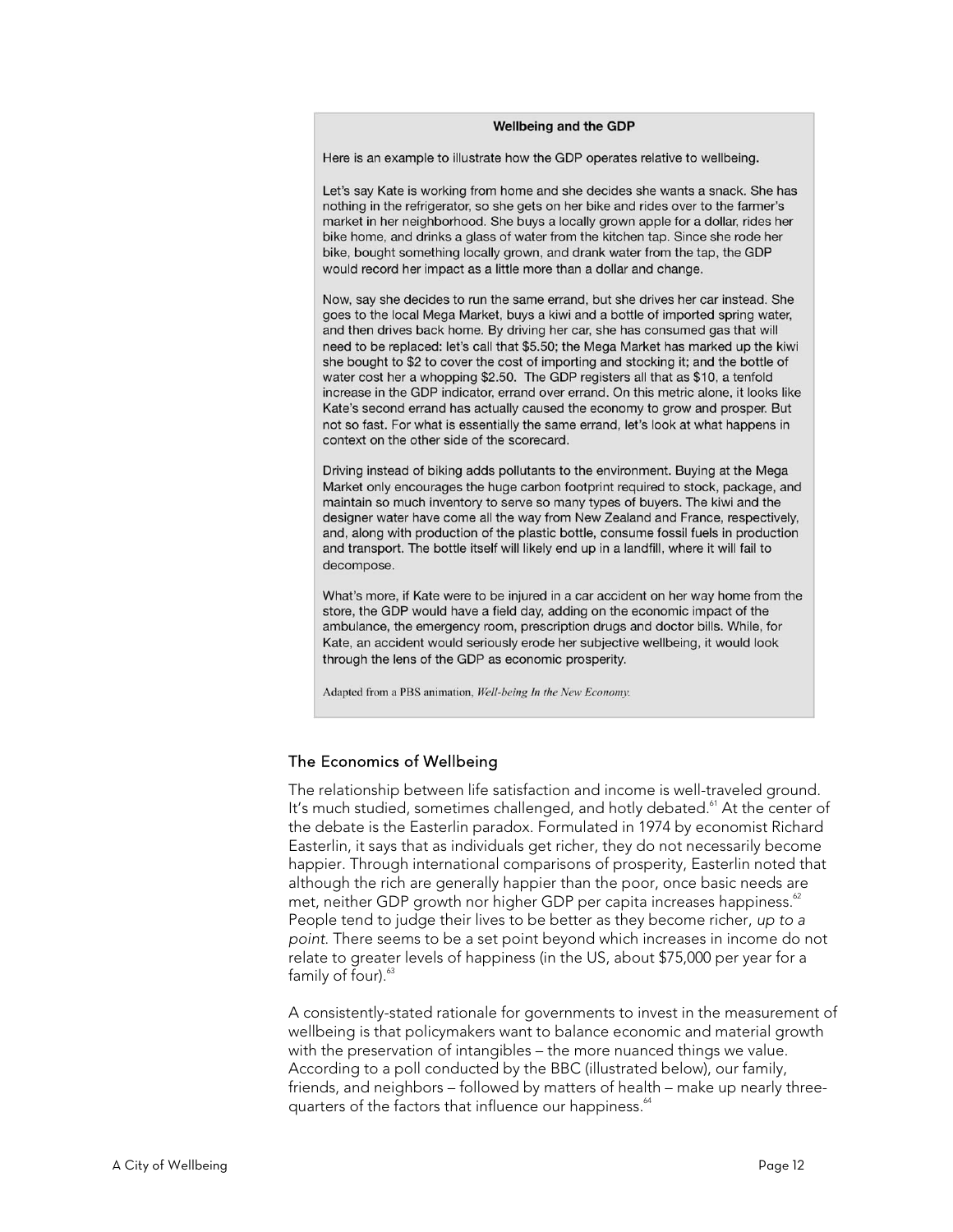### Wellbeing and the GDP

Here is an example to illustrate how the GDP operates relative to wellbeing.

Let's say Kate is working from home and she decides she wants a snack. She has nothing in the refrigerator, so she gets on her bike and rides over to the farmer's market in her neighborhood. She buys a locally grown apple for a dollar, rides her bike home, and drinks a glass of water from the kitchen tap. Since she rode her bike, bought something locally grown, and drank water from the tap, the GDP would record her impact as a little more than a dollar and change.

Now, say she decides to run the same errand, but she drives her car instead. She goes to the local Mega Market, buys a kiwi and a bottle of imported spring water, and then drives back home. By driving her car, she has consumed gas that will need to be replaced: let's call that $5.50; the Mega Market has marked up the kiwi she bought to $2 to cover the cost of importing and stocking it; and the bottle of water cost her a whopping $2.50. The GDP registers all that as $10, a tenfold increase in the GDP indicator, errand over errand. On this metric alone, it looks like Kate's second errand has actually caused the economy to grow and prosper. But not so fast. For what is essentially the same errand, let's look at what happens in context on the other side of the scorecard.

Driving instead of biking adds pollutants to the environment. Buying at the Mega Market only encourages the huge carbon footprint required to stock, package, and maintain so much inventory to serve so many types of buyers. The kiwi and the designer water have come all the way from New Zealand and France, respectively, and, along with production of the plastic bottle, consume fossil fuels in production and transport. The bottle itself will likely end up in a landfill, where it will fail to decompose.

What's more, if Kate were to be injured in a car accident on her way home from the store, the GDP would have a field day, adding on the economic impact of the ambulance, the emergency room, prescription drugs and doctor bills. While, for Kate, an accident would seriously erode her subjective wellbeing, it would look through the lens of the GDP as economic prosperity.

Adapted from a PBS animation, *Well-being In the New Economy.*

## The Economics of Wellbeing

The relationship between life satisfaction and income is well-traveled ground. It's much studied, sometimes challenged, and hotly debated.[61] At the center of the debate is the Easterlin paradox. Formulated in 1974 by economist Richard Easterlin, it says that as individuals get richer, they do not necessarily become happier. Through international comparisons of prosperity, Easterlin noted that although the rich are generally happier than the poor, once basic needs are met, neither GDP growth nor higher GDP per capita increases happiness.[62] People tend to judge their lives to be better as they become richer, *up to a point*. There seems to be a set point beyond which increases in income do not relate to greater levels of happiness (in the US, about $75,000 per year for a family of four).[63]

A consistently-stated rationale for governments to invest in the measurement of wellbeing is that policymakers want to balance economic and material growth with the preservation of intangibles – the more nuanced things we value. According to a poll conducted by the BBC (illustrated below), our family, friends, and neighbors – followed by matters of health – make up nearly three-quarters of the factors that influence our happiness.[64]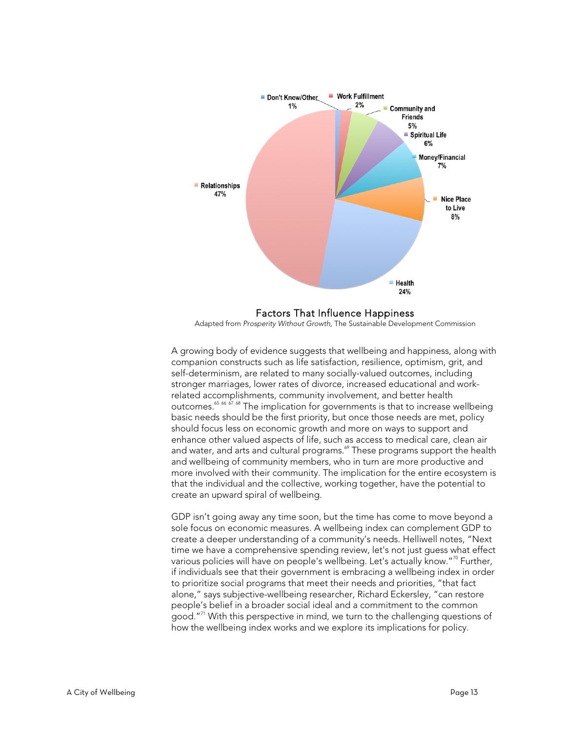Don't Know/Other 1%

Work Fulfillment 2%

Community and Friends 5%

Spiritual Life 6%

Money/Financial 7%

Nice Place to Live 8%

Health 24%

Relationships 47%

Factors That Influence Happiness

Adapted from *Prosperity Without Growth,* The Sustainable Development Commission

A growing body of evidence suggests that wellbeing and happiness, along with companion constructs such as life satisfaction, resilience, optimism, grit, and self-determinism, are related to many socially-valued outcomes, including stronger marriages, lower rates of divorce, increased educational and work-related accomplishments, community involvement, and better health outcomes.[65] [66] [67] [68] The implication for governments is that to increase wellbeing basic needs should be the first priority, but once those needs are met, policy should focus less on economic growth and more on ways to support and enhance other valued aspects of life, such as access to medical care, clean air and water, and arts and cultural programs.[69] These programs support the health and wellbeing of community members, who in turn are more productive and more involved with their community. The implication for the entire ecosystem is that the individual and the collective, working together, have the potential to create an upward spiral of wellbeing.

GDP isn't going away any time soon, but the time has come to move beyond a sole focus on economic measures. A wellbeing index can complement GDP to create a deeper understanding of a community's needs. Helliwell notes, "Next time we have a comprehensive spending review, let's not just guess what effect various policies will have on people's wellbeing. Let's actually know."[70] Further, if individuals see that their government is embracing a wellbeing index in order to prioritize social programs that meet their needs and priorities, "that fact alone," says subjective-wellbeing researcher, Richard Eckersley, "can restore people's belief in a broader social ideal and a commitment to the common good."[71] With this perspective in mind, we turn to the challenging questions of how the wellbeing index works and we explore its implications for policy.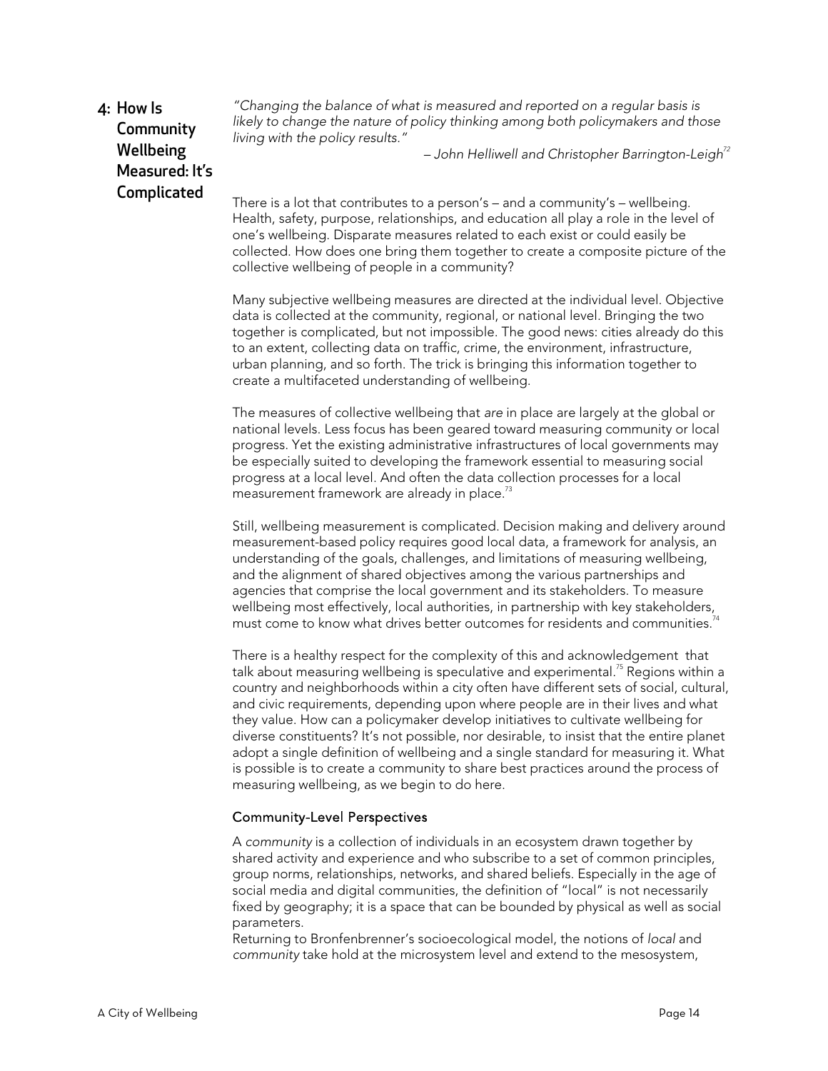## 4: How Is Community Wellbeing Measured: It's Complicated

*"Changing the balance of what is measured and reported on a regular basis is likely to change the nature of policy thinking among both policymakers and those living with the policy results."*

– *John Helliwell and Christopher Barrington-Leigh*[72]

There is a lot that contributes to a person's – and a community's – wellbeing. Health, safety, purpose, relationships, and education all play a role in the level of one's wellbeing. Disparate measures related to each exist or could easily be collected. How does one bring them together to create a composite picture of the collective wellbeing of people in a community?

Many subjective wellbeing measures are directed at the individual level. Objective data is collected at the community, regional, or national level. Bringing the two together is complicated, but not impossible. The good news: cities already do this to an extent, collecting data on traffic, crime, the environment, infrastructure, urban planning, and so forth. The trick is bringing this information together to create a multifaceted understanding of wellbeing.

The measures of collective wellbeing that *are* in place are largely at the global or national levels. Less focus has been geared toward measuring community or local progress. Yet the existing administrative infrastructures of local governments may be especially suited to developing the framework essential to measuring social progress at a local level. And often the data collection processes for a local measurement framework are already in place.[73]

Still, wellbeing measurement is complicated. Decision making and delivery around measurement-based policy requires good local data, a framework for analysis, an understanding of the goals, challenges, and limitations of measuring wellbeing, and the alignment of shared objectives among the various partnerships and agencies that comprise the local government and its stakeholders. To measure wellbeing most effectively, local authorities, in partnership with key stakeholders, must come to know what drives better outcomes for residents and communities.[74]

There is a healthy respect for the complexity of this and acknowledgement that talk about measuring wellbeing is speculative and experimental.[75] Regions within a country and neighborhoods within a city often have different sets of social, cultural, and civic requirements, depending upon where people are in their lives and what they value. How can a policymaker develop initiatives to cultivate wellbeing for diverse constituents? It's not possible, nor desirable, to insist that the entire planet adopt a single definition of wellbeing and a single standard for measuring it. What is possible is to create a community to share best practices around the process of measuring wellbeing, as we begin to do here.

### Community-Level Perspectives

A *community* is a collection of individuals in an ecosystem drawn together by shared activity and experience and who subscribe to a set of common principles, group norms, relationships, networks, and shared beliefs. Especially in the age of social media and digital communities, the definition of "local" is not necessarily fixed by geography; it is a space that can be bounded by physical as well as social parameters.

Returning to Bronfenbrenner's socioecological model, the notions of *local* and *community* take hold at the microsystem level and extend to the mesosystem,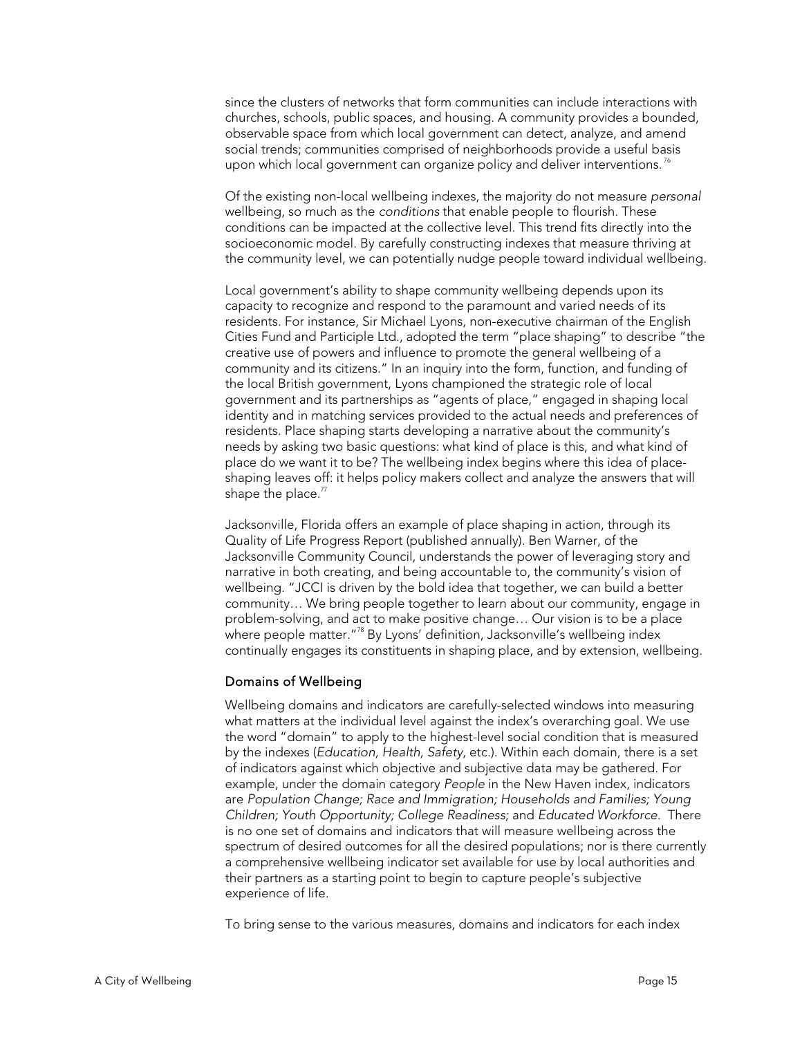since the clusters of networks that form communities can include interactions with churches, schools, public spaces, and housing. A community provides a bounded, observable space from which local government can detect, analyze, and amend social trends; communities comprised of neighborhoods provide a useful basis upon which local government can organize policy and deliver interventions.[76]

Of the existing non-local wellbeing indexes, the majority do not measure *personal* wellbeing, so much as the *conditions* that enable people to flourish. These conditions can be impacted at the collective level. This trend fits directly into the socioeconomic model. By carefully constructing indexes that measure thriving at the community level, we can potentially nudge people toward individual wellbeing.

Local government's ability to shape community wellbeing depends upon its capacity to recognize and respond to the paramount and varied needs of its residents. For instance, Sir Michael Lyons, non-executive chairman of the English Cities Fund and Participle Ltd., adopted the term "place shaping" to describe "the creative use of powers and influence to promote the general wellbeing of a community and its citizens." In an inquiry into the form, function, and funding of the local British government, Lyons championed the strategic role of local government and its partnerships as "agents of place," engaged in shaping local identity and in matching services provided to the actual needs and preferences of residents. Place shaping starts developing a narrative about the community's needs by asking two basic questions: what kind of place is this, and what kind of place do we want it to be? The wellbeing index begins where this idea of place-shaping leaves off: it helps policy makers collect and analyze the answers that will shape the place.[77]

Jacksonville, Florida offers an example of place shaping in action, through its Quality of Life Progress Report (published annually). Ben Warner, of the Jacksonville Community Council, understands the power of leveraging story and narrative in both creating, and being accountable to, the community's vision of wellbeing. "JCCI is driven by the bold idea that together, we can build a better community… We bring people together to learn about our community, engage in problem-solving, and act to make positive change… Our vision is to be a place where people matter."[78] By Lyons' definition, Jacksonville's wellbeing index continually engages its constituents in shaping place, and by extension, wellbeing.

## Domains of Wellbeing

Wellbeing domains and indicators are carefully-selected windows into measuring what matters at the individual level against the index's overarching goal. We use the word "domain" to apply to the highest-level social condition that is measured by the indexes (*Education, Health, Safety*, etc.). Within each domain, there is a set of indicators against which objective and subjective data may be gathered. For example, under the domain category *People* in the New Haven index, indicators are *Population Change; Race and Immigration; Households and Families; Young Children; Youth Opportunity; College Readiness;* and *Educated Workforce.* There is no one set of domains and indicators that will measure wellbeing across the spectrum of desired outcomes for all the desired populations; nor is there currently a comprehensive wellbeing indicator set available for use by local authorities and their partners as a starting point to begin to capture people's subjective experience of life.

To bring sense to the various measures, domains and indicators for each index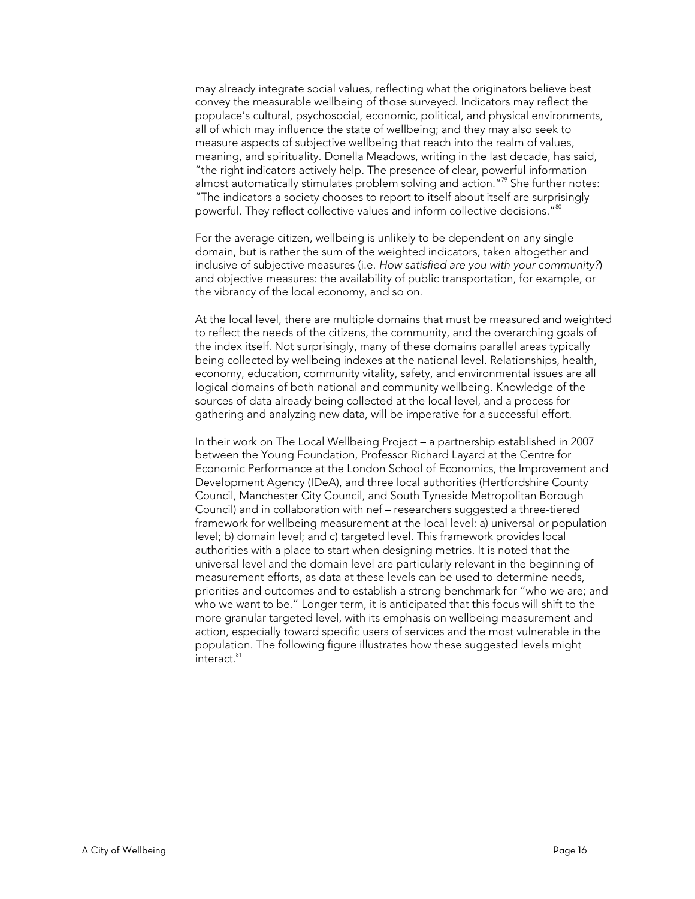may already integrate social values, reflecting what the originators believe best convey the measurable wellbeing of those surveyed. Indicators may reflect the populace's cultural, psychosocial, economic, political, and physical environments, all of which may influence the state of wellbeing; and they may also seek to measure aspects of subjective wellbeing that reach into the realm of values, meaning, and spirituality. Donella Meadows, writing in the last decade, has said, "the right indicators actively help. The presence of clear, powerful information almost automatically stimulates problem solving and action."[79] She further notes: "The indicators a society chooses to report to itself about itself are surprisingly powerful. They reflect collective values and inform collective decisions."[80]

For the average citizen, wellbeing is unlikely to be dependent on any single domain, but is rather the sum of the weighted indicators, taken altogether and inclusive of subjective measures (i.e. *How satisfied are you with your community?*) and objective measures: the availability of public transportation, for example, or the vibrancy of the local economy, and so on.

At the local level, there are multiple domains that must be measured and weighted to reflect the needs of the citizens, the community, and the overarching goals of the index itself. Not surprisingly, many of these domains parallel areas typically being collected by wellbeing indexes at the national level. Relationships, health, economy, education, community vitality, safety, and environmental issues are all logical domains of both national and community wellbeing. Knowledge of the sources of data already being collected at the local level, and a process for gathering and analyzing new data, will be imperative for a successful effort.

In their work on The Local Wellbeing Project – a partnership established in 2007 between the Young Foundation, Professor Richard Layard at the Centre for Economic Performance at the London School of Economics, the Improvement and Development Agency (IDeA), and three local authorities (Hertfordshire County Council, Manchester City Council, and South Tyneside Metropolitan Borough Council) and in collaboration with nef – researchers suggested a three-tiered framework for wellbeing measurement at the local level: a) universal or population level; b) domain level; and c) targeted level. This framework provides local authorities with a place to start when designing metrics. It is noted that the universal level and the domain level are particularly relevant in the beginning of measurement efforts, as data at these levels can be used to determine needs, priorities and outcomes and to establish a strong benchmark for "who we are; and who we want to be." Longer term, it is anticipated that this focus will shift to the more granular targeted level, with its emphasis on wellbeing measurement and action, especially toward specific users of services and the most vulnerable in the population. The following figure illustrates how these suggested levels might interact.[81]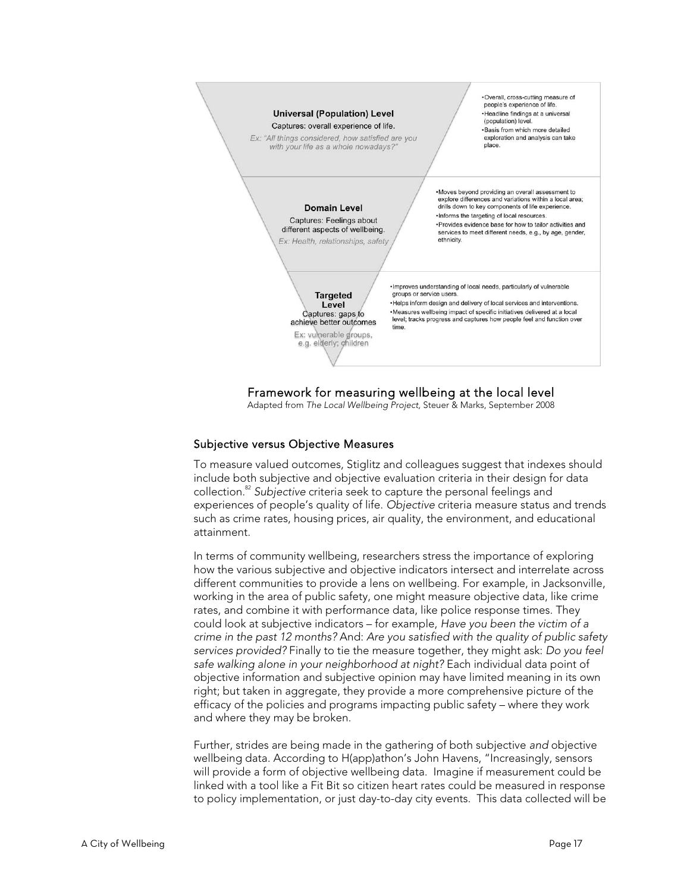**Universal (Population) Level**
Captures: overall experience of life.
*Ex: "All things considered, how satisfied are you with your life as a whole nowadays?"*

- Overall, cross-cutting measure of people's experience of life.
- Headline findings at a universal (population) level.
- Basis from which more detailed exploration and analysis can take place.

**Domain Level**
Captures: Feelings about different aspects of wellbeing.
*Ex: Health, relationships, safety*

- Moves beyond providing an overall assessment to explore differences and variations within a local area; drills down to key components of life experience.
- Informs the targeting of local resources.
- Provides evidence base for how to tailor activities and services to meet different needs, e.g., by age, gender, ethnicity.

**Targeted Level**
Captures: gaps to achieve better outcomes
Ex: vulnerable groups, e.g. elderly; children

- Improves understanding of local needs, particularly of vulnerable groups or service users.
- Helps inform design and delivery of local services and interventions.
- Measures wellbeing impact of specific initiatives delivered at a local level; tracks progress and captures how people feel and function over time.

Framework for measuring wellbeing at the local level
Adapted from *The Local Wellbeing Project*, Steuer & Marks, September 2008

### Subjective versus Objective Measures

To measure valued outcomes, Stiglitz and colleagues suggest that indexes should include both subjective and objective evaluation criteria in their design for data collection.[82] *Subjective* criteria seek to capture the personal feelings and experiences of people's quality of life. *Objective* criteria measure status and trends such as crime rates, housing prices, air quality, the environment, and educational attainment.

In terms of community wellbeing, researchers stress the importance of exploring how the various subjective and objective indicators intersect and interrelate across different communities to provide a lens on wellbeing. For example, in Jacksonville, working in the area of public safety, one might measure objective data, like crime rates, and combine it with performance data, like police response times. They could look at subjective indicators – for example, *Have you been the victim of a crime in the past 12 months?* And: *Are you satisfied with the quality of public safety services provided?* Finally to tie the measure together, they might ask: *Do you feel safe walking alone in your neighborhood at night?* Each individual data point of objective information and subjective opinion may have limited meaning in its own right; but taken in aggregate, they provide a more comprehensive picture of the efficacy of the policies and programs impacting public safety – where they work and where they may be broken.

Further, strides are being made in the gathering of both subjective *and* objective wellbeing data. According to H(app)athon's John Havens, "Increasingly, sensors will provide a form of objective wellbeing data. Imagine if measurement could be linked with a tool like a Fit Bit so citizen heart rates could be measured in response to policy implementation, or just day-to-day city events. This data collected will be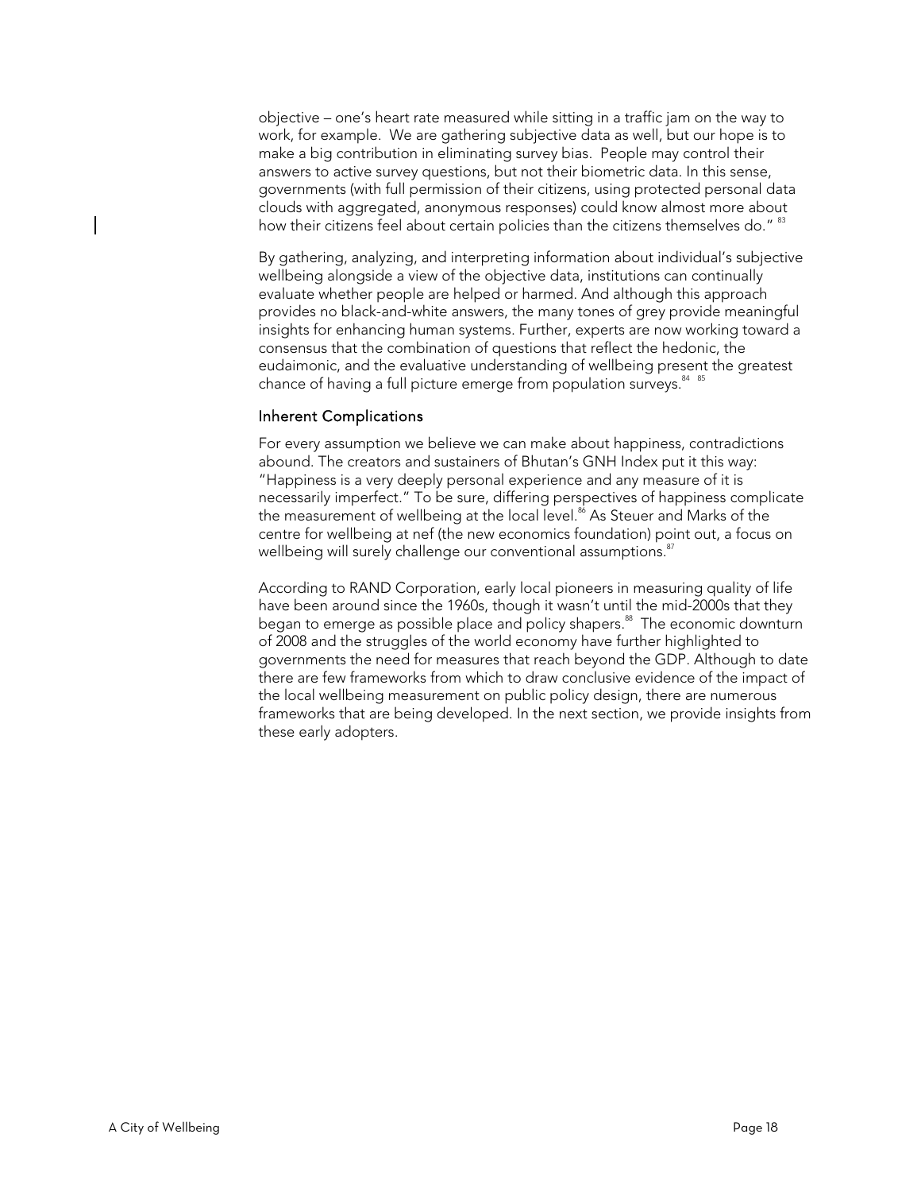objective – one's heart rate measured while sitting in a traffic jam on the way to work, for example. We are gathering subjective data as well, but our hope is to make a big contribution in eliminating survey bias. People may control their answers to active survey questions, but not their biometric data. In this sense, governments (with full permission of their citizens, using protected personal data clouds with aggregated, anonymous responses) could know almost more about how their citizens feel about certain policies than the citizens themselves do." [83]

By gathering, analyzing, and interpreting information about individual's subjective wellbeing alongside a view of the objective data, institutions can continually evaluate whether people are helped or harmed. And although this approach provides no black-and-white answers, the many tones of grey provide meaningful insights for enhancing human systems. Further, experts are now working toward a consensus that the combination of questions that reflect the hedonic, the eudaimonic, and the evaluative understanding of wellbeing present the greatest chance of having a full picture emerge from population surveys.[84] [85]

### Inherent Complications

For every assumption we believe we can make about happiness, contradictions abound. The creators and sustainers of Bhutan's GNH Index put it this way: "Happiness is a very deeply personal experience and any measure of it is necessarily imperfect." To be sure, differing perspectives of happiness complicate the measurement of wellbeing at the local level.[86] As Steuer and Marks of the centre for wellbeing at nef (the new economics foundation) point out, a focus on wellbeing will surely challenge our conventional assumptions.[87]

According to RAND Corporation, early local pioneers in measuring quality of life have been around since the 1960s, though it wasn't until the mid-2000s that they began to emerge as possible place and policy shapers.[88] The economic downturn of 2008 and the struggles of the world economy have further highlighted to governments the need for measures that reach beyond the GDP. Although to date there are few frameworks from which to draw conclusive evidence of the impact of the local wellbeing measurement on public policy design, there are numerous frameworks that are being developed. In the next section, we provide insights from these early adopters.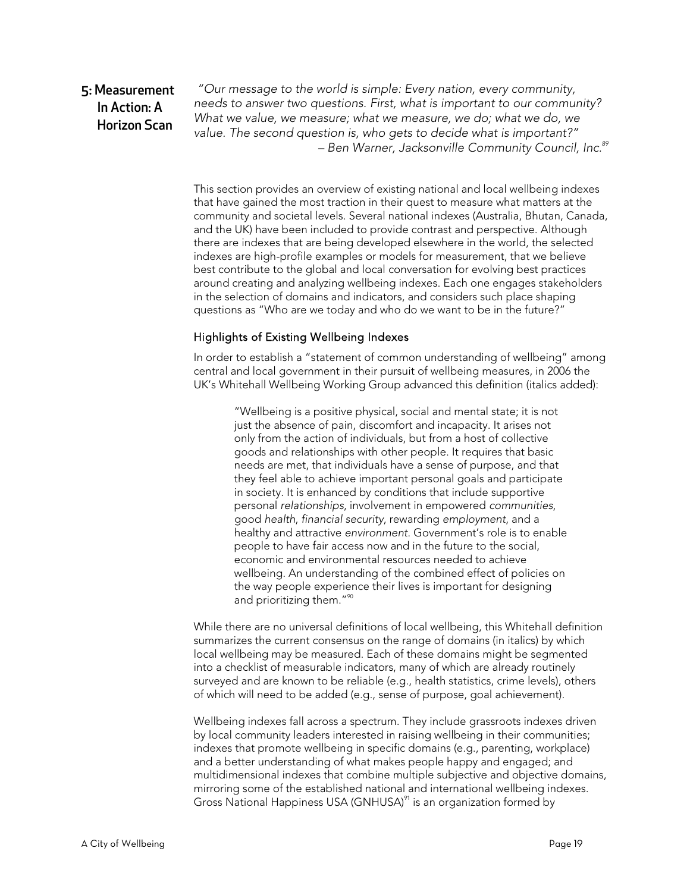## 5: Measurement In Action: A Horizon Scan

*"Our message to the world is simple: Every nation, every community, needs to answer two questions. First, what is important to our community? What we value, we measure; what we measure, we do; what we do, we value. The second question is, who gets to decide what is important?"*
*– Ben Warner, Jacksonville Community Council, Inc.*[89]

This section provides an overview of existing national and local wellbeing indexes that have gained the most traction in their quest to measure what matters at the community and societal levels. Several national indexes (Australia, Bhutan, Canada, and the UK) have been included to provide contrast and perspective. Although there are indexes that are being developed elsewhere in the world, the selected indexes are high-profile examples or models for measurement, that we believe best contribute to the global and local conversation for evolving best practices around creating and analyzing wellbeing indexes. Each one engages stakeholders in the selection of domains and indicators, and considers such place shaping questions as "Who are we today and who do we want to be in the future?"

### Highlights of Existing Wellbeing Indexes

In order to establish a "statement of common understanding of wellbeing" among central and local government in their pursuit of wellbeing measures, in 2006 the UK's Whitehall Wellbeing Working Group advanced this definition (italics added):

> "Wellbeing is a positive physical, social and mental state; it is not just the absence of pain, discomfort and incapacity. It arises not only from the action of individuals, but from a host of collective goods and relationships with other people. It requires that basic needs are met, that individuals have a sense of purpose, and that they feel able to achieve important personal goals and participate in society. It is enhanced by conditions that include supportive personal *relationships*, involvement in empowered *communities*, good *health*, *financial security*, rewarding *employment*, and a healthy and attractive *environment*. Government's role is to enable people to have fair access now and in the future to the social, economic and environmental resources needed to achieve wellbeing. An understanding of the combined effect of policies on the way people experience their lives is important for designing and prioritizing them."[90]

While there are no universal definitions of local wellbeing, this Whitehall definition summarizes the current consensus on the range of domains (in italics) by which local wellbeing may be measured. Each of these domains might be segmented into a checklist of measurable indicators, many of which are already routinely surveyed and are known to be reliable (e.g., health statistics, crime levels), others of which will need to be added (e.g., sense of purpose, goal achievement).

Wellbeing indexes fall across a spectrum. They include grassroots indexes driven by local community leaders interested in raising wellbeing in their communities; indexes that promote wellbeing in specific domains (e.g., parenting, workplace) and a better understanding of what makes people happy and engaged; and multidimensional indexes that combine multiple subjective and objective domains, mirroring some of the established national and international wellbeing indexes. Gross National Happiness USA (GNHUSA)[91] is an organization formed by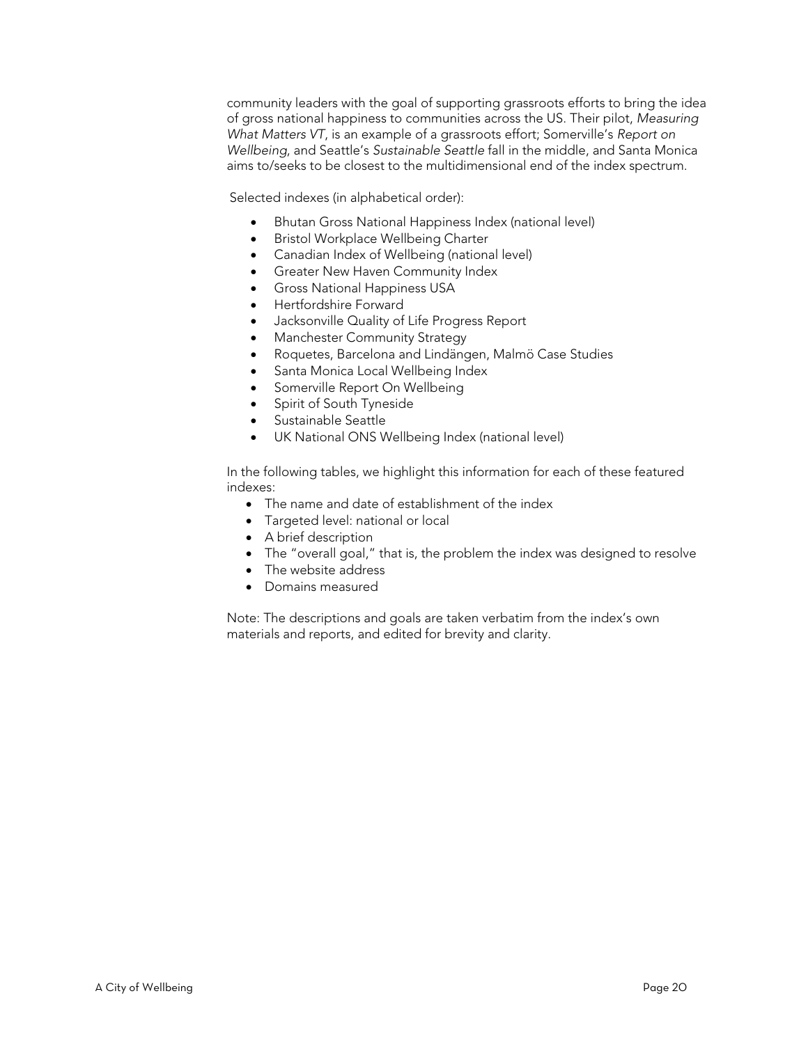community leaders with the goal of supporting grassroots efforts to bring the idea of gross national happiness to communities across the US. Their pilot, *Measuring What Matters VT*, is an example of a grassroots effort; Somerville's *Report on Wellbeing*, and Seattle's *Sustainable Seattle* fall in the middle, and Santa Monica aims to/seeks to be closest to the multidimensional end of the index spectrum.

Selected indexes (in alphabetical order):

- Bhutan Gross National Happiness Index (national level)
- Bristol Workplace Wellbeing Charter
- Canadian Index of Wellbeing (national level)
- Greater New Haven Community Index
- Gross National Happiness USA
- Hertfordshire Forward
- Jacksonville Quality of Life Progress Report
- Manchester Community Strategy
- Roquetes, Barcelona and Lindängen, Malmö Case Studies
- Santa Monica Local Wellbeing Index
- Somerville Report On Wellbeing
- Spirit of South Tyneside
- Sustainable Seattle
- UK National ONS Wellbeing Index (national level)

In the following tables, we highlight this information for each of these featured indexes:

- The name and date of establishment of the index
- Targeted level: national or local
- A brief description
- The "overall goal," that is, the problem the index was designed to resolve
- The website address
- Domains measured

Note: The descriptions and goals are taken verbatim from the index's own materials and reports, and edited for brevity and clarity.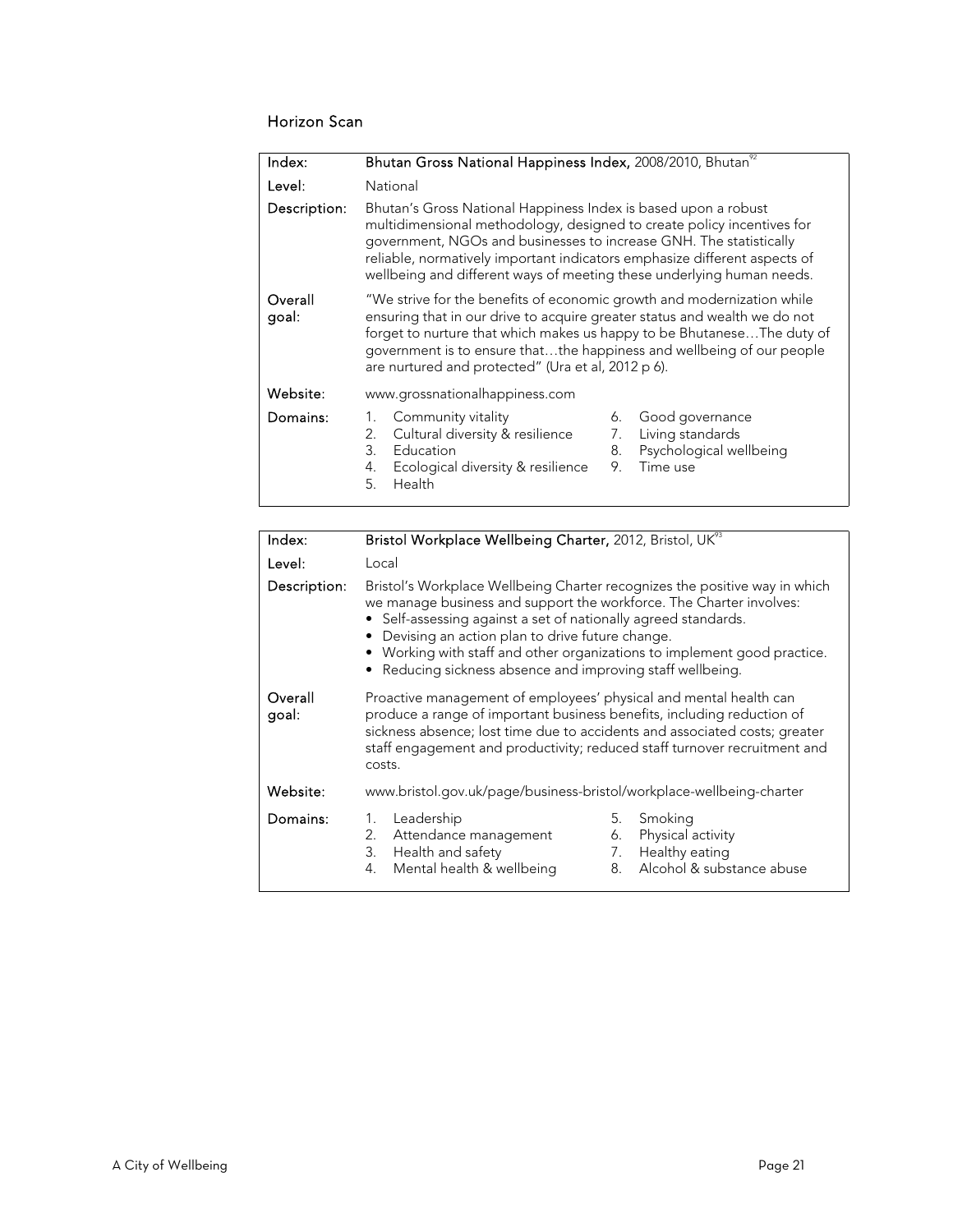## Horizon Scan

| Index: | **Bhutan Gross National Happiness Index,** 2008/2010, Bhutan[92] |
|---|---|
| Level: | National |
| Description: | Bhutan's Gross National Happiness Index is based upon a robust multidimensional methodology, designed to create policy incentives for government, NGOs and businesses to increase GNH. The statistically reliable, normatively important indicators emphasize different aspects of wellbeing and different ways of meeting these underlying human needs. |
| Overall goal: | "We strive for the benefits of economic growth and modernization while ensuring that in our drive to acquire greater status and wealth we do not forget to nurture that which makes us happy to be Bhutanese…The duty of government is to ensure that…the happiness and wellbeing of our people are nurtured and protected" (Ura et al, 2012 p 6). |
| Website: | www.grossnationalhappiness.com |
| Domains: | 1. Community vitality<br>2. Cultural diversity & resilience<br>3. Education<br>4. Ecological diversity & resilience<br>5. Health<br>6. Good governance<br>7. Living standards<br>8. Psychological wellbeing<br>9. Time use |

| Index: | **Bristol Workplace Wellbeing Charter,** 2012, Bristol, UK[93] |
|---|---|
| Level: | Local |
| Description: | Bristol's Workplace Wellbeing Charter recognizes the positive way in which we manage business and support the workforce. The Charter involves:<br>• Self-assessing against a set of nationally agreed standards.<br>• Devising an action plan to drive future change.<br>• Working with staff and other organizations to implement good practice.<br>• Reducing sickness absence and improving staff wellbeing. |
| Overall goal: | Proactive management of employees' physical and mental health can produce a range of important business benefits, including reduction of sickness absence; lost time due to accidents and associated costs; greater staff engagement and productivity; reduced staff turnover recruitment and costs. |
| Website: | www.bristol.gov.uk/page/business-bristol/workplace-wellbeing-charter |
| Domains: | 1. Leadership<br>2. Attendance management<br>3. Health and safety<br>4. Mental health & wellbeing<br>5. Smoking<br>6. Physical activity<br>7. Healthy eating<br>8. Alcohol & substance abuse |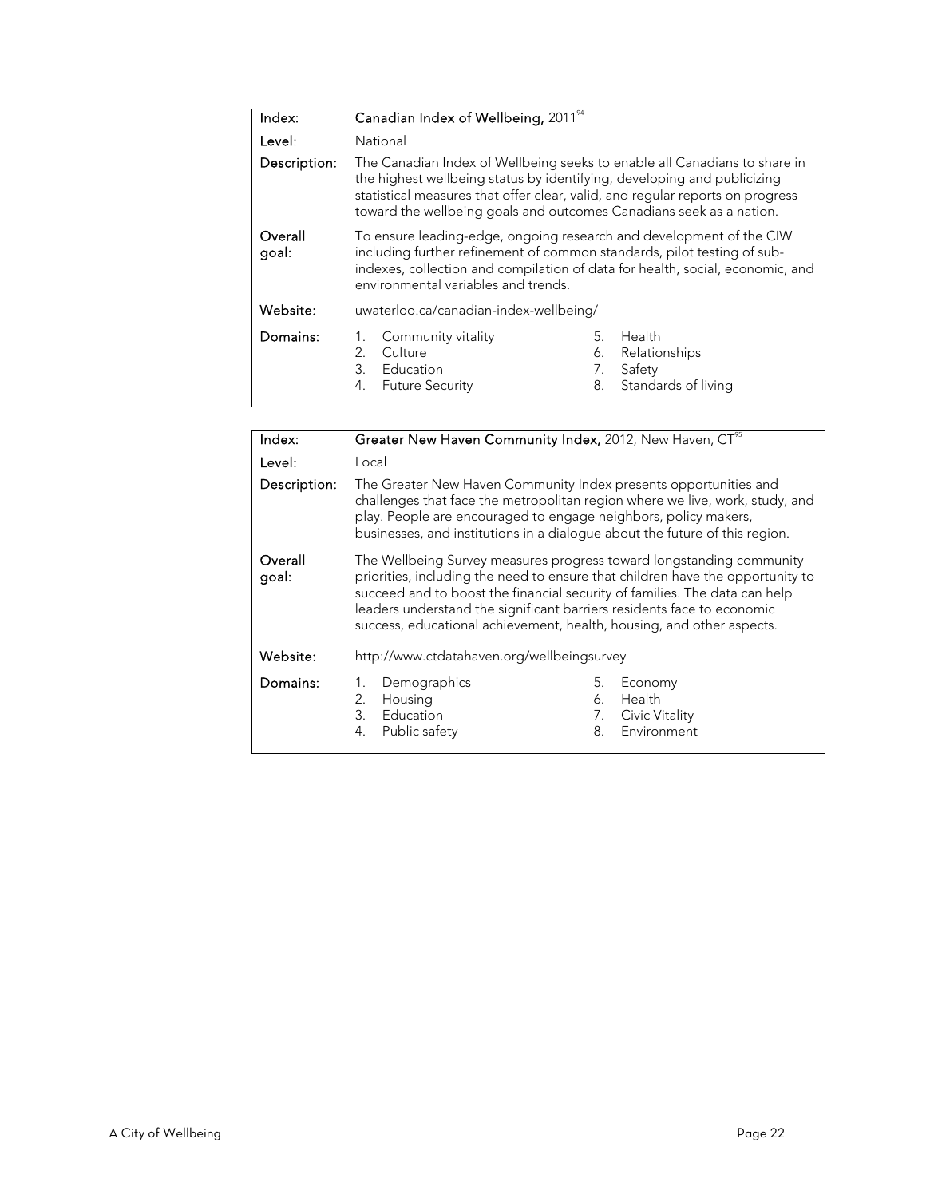| Index: | **Canadian Index of Wellbeing,** 2011[94] |
|---|---|
| Level: | National |
| Description: | The Canadian Index of Wellbeing seeks to enable all Canadians to share in the highest wellbeing status by identifying, developing and publicizing statistical measures that offer clear, valid, and regular reports on progress toward the wellbeing goals and outcomes Canadians seek as a nation. |
| Overall goal: | To ensure leading-edge, ongoing research and development of the CIW including further refinement of common standards, pilot testing of sub-indexes, collection and compilation of data for health, social, economic, and environmental variables and trends. |
| Website: | uwaterloo.ca/canadian-index-wellbeing/ |
| Domains: | 1. Community vitality<br>2. Culture<br>3. Education<br>4. Future Security<br>5. Health<br>6. Relationships<br>7. Safety<br>8. Standards of living |

| Index: | **Greater New Haven Community Index,** 2012, New Haven, CT[95] |
|---|---|
| Level: | Local |
| Description: | The Greater New Haven Community Index presents opportunities and challenges that face the metropolitan region where we live, work, study, and play. People are encouraged to engage neighbors, policy makers, businesses, and institutions in a dialogue about the future of this region. |
| Overall goal: | The Wellbeing Survey measures progress toward longstanding community priorities, including the need to ensure that children have the opportunity to succeed and to boost the financial security of families. The data can help leaders understand the significant barriers residents face to economic success, educational achievement, health, housing, and other aspects. |
| Website: | http://www.ctdatahaven.org/wellbeingsurvey |
| Domains: | 1. Demographics<br>2. Housing<br>3. Education<br>4. Public safety<br>5. Economy<br>6. Health<br>7. Civic Vitality<br>8. Environment |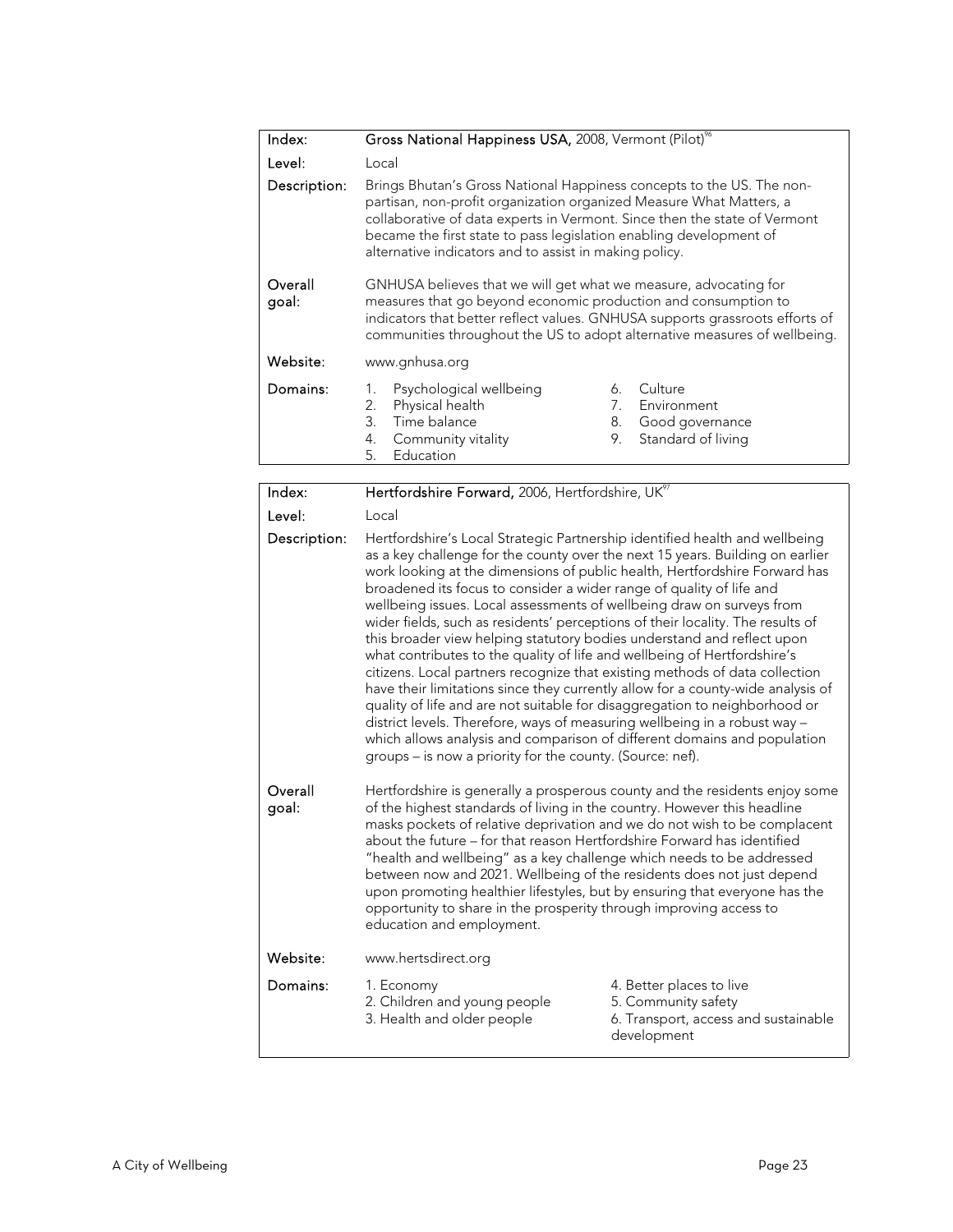| Index: | **Gross National Happiness USA,** 2008, Vermont (Pilot)[96] |
|---|---|
| Level: | Local |
| Description: | Brings Bhutan's Gross National Happiness concepts to the US. The non-partisan, non-profit organization organized Measure What Matters, a collaborative of data experts in Vermont. Since then the state of Vermont became the first state to pass legislation enabling development of alternative indicators and to assist in making policy. |
| Overall goal: | GNHUSA believes that we will get what we measure, advocating for measures that go beyond economic production and consumption to indicators that better reflect values. GNHUSA supports grassroots efforts of communities throughout the US to adopt alternative measures of wellbeing. |
| Website: | www.gnhusa.org |
| Domains: | 1. Psychological wellbeing<br>2. Physical health<br>3. Time balance<br>4. Community vitality<br>5. Education<br>6. Culture<br>7. Environment<br>8. Good governance<br>9. Standard of living |

| Index: | **Hertfordshire Forward,** 2006, Hertfordshire, UK[97] |
|---|---|
| Level: | Local |
| Description: | Hertfordshire's Local Strategic Partnership identified health and wellbeing as a key challenge for the county over the next 15 years. Building on earlier work looking at the dimensions of public health, Hertfordshire Forward has broadened its focus to consider a wider range of quality of life and wellbeing issues. Local assessments of wellbeing draw on surveys from wider fields, such as residents' perceptions of their locality. The results of this broader view helping statutory bodies understand and reflect upon what contributes to the quality of life and wellbeing of Hertfordshire's citizens. Local partners recognize that existing methods of data collection have their limitations since they currently allow for a county-wide analysis of quality of life and are not suitable for disaggregation to neighborhood or district levels. Therefore, ways of measuring wellbeing in a robust way – which allows analysis and comparison of different domains and population groups – is now a priority for the county. (Source: nef). |
| Overall goal: | Hertfordshire is generally a prosperous county and the residents enjoy some of the highest standards of living in the country. However this headline masks pockets of relative deprivation and we do not wish to be complacent about the future – for that reason Hertfordshire Forward has identified "health and wellbeing" as a key challenge which needs to be addressed between now and 2021. Wellbeing of the residents does not just depend upon promoting healthier lifestyles, but by ensuring that everyone has the opportunity to share in the prosperity through improving access to education and employment. |
| Website: | www.hertsdirect.org |
| Domains: | 1. Economy<br>2. Children and young people<br>3. Health and older people<br>4. Better places to live<br>5. Community safety<br>6. Transport, access and sustainable development |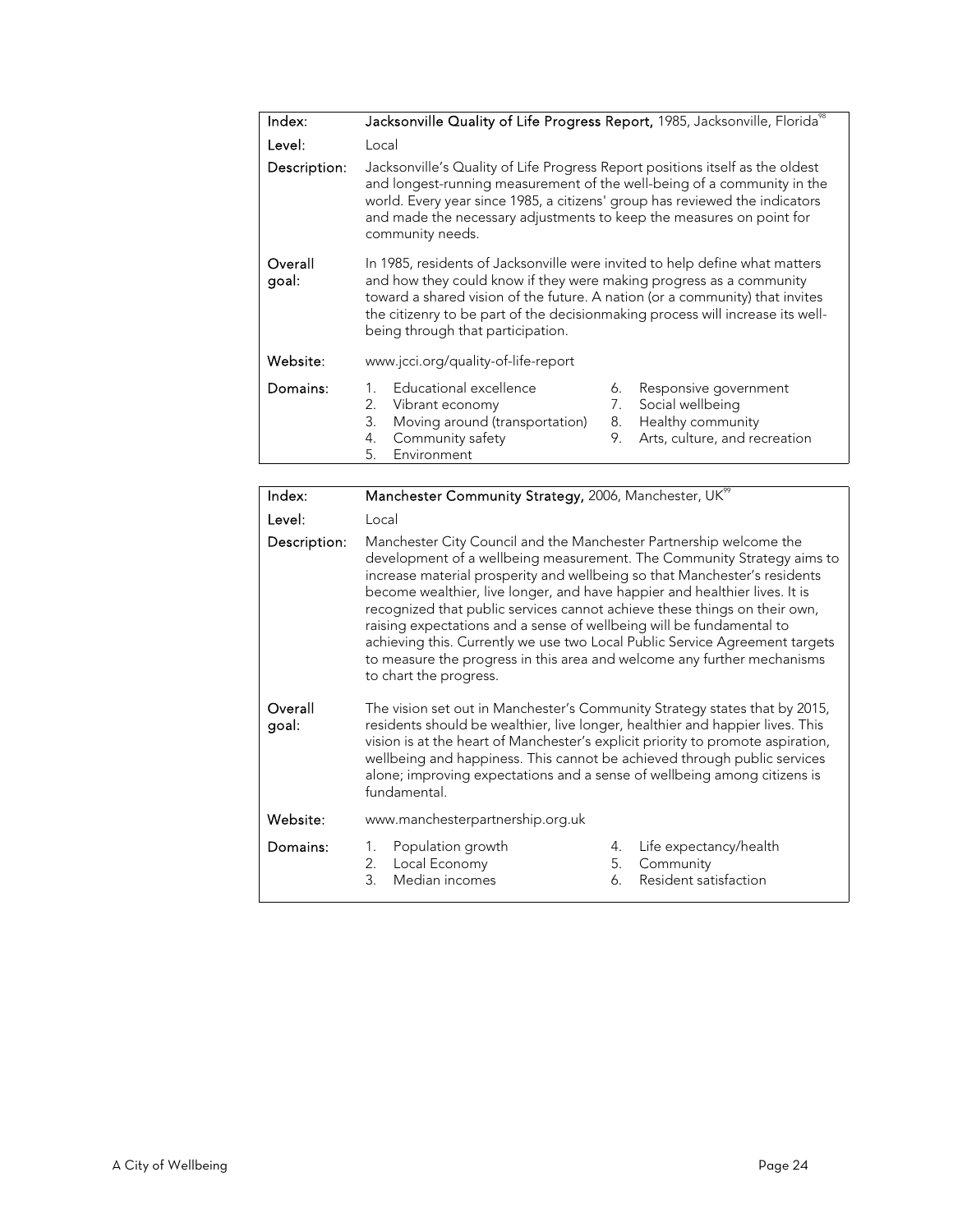| Index: | Jacksonville Quality of Life Progress Report, 1985, Jacksonville, Florida[98] |
|---|---|
| Level: | Local |
| Description: | Jacksonville's Quality of Life Progress Report positions itself as the oldest and longest-running measurement of the well-being of a community in the world. Every year since 1985, a citizens' group has reviewed the indicators and made the necessary adjustments to keep the measures on point for community needs. |
| Overall goal: | In 1985, residents of Jacksonville were invited to help define what matters and how they could know if they were making progress as a community toward a shared vision of the future. A nation (or a community) that invites the citizenry to be part of the decisionmaking process will increase its well-being through that participation. |
| Website: | www.jcci.org/quality-of-life-report |
| Domains: | 1. Educational excellence<br>2. Vibrant economy<br>3. Moving around (transportation)<br>4. Community safety<br>5. Environment<br>6. Responsive government<br>7. Social wellbeing<br>8. Healthy community<br>9. Arts, culture, and recreation |

| Index: | Manchester Community Strategy, 2006, Manchester, UK[99] |
|---|---|
| Level: | Local |
| Description: | Manchester City Council and the Manchester Partnership welcome the development of a wellbeing measurement. The Community Strategy aims to increase material prosperity and wellbeing so that Manchester's residents become wealthier, live longer, and have happier and healthier lives. It is recognized that public services cannot achieve these things on their own, raising expectations and a sense of wellbeing will be fundamental to achieving this. Currently we use two Local Public Service Agreement targets to measure the progress in this area and welcome any further mechanisms to chart the progress. |
| Overall goal: | The vision set out in Manchester's Community Strategy states that by 2015, residents should be wealthier, live longer, healthier and happier lives. This vision is at the heart of Manchester's explicit priority to promote aspiration, wellbeing and happiness. This cannot be achieved through public services alone; improving expectations and a sense of wellbeing among citizens is fundamental. |
| Website: | www.manchesterpartnership.org.uk |
| Domains: | 1. Population growth<br>2. Local Economy<br>3. Median incomes<br>4. Life expectancy/health<br>5. Community<br>6. Resident satisfaction |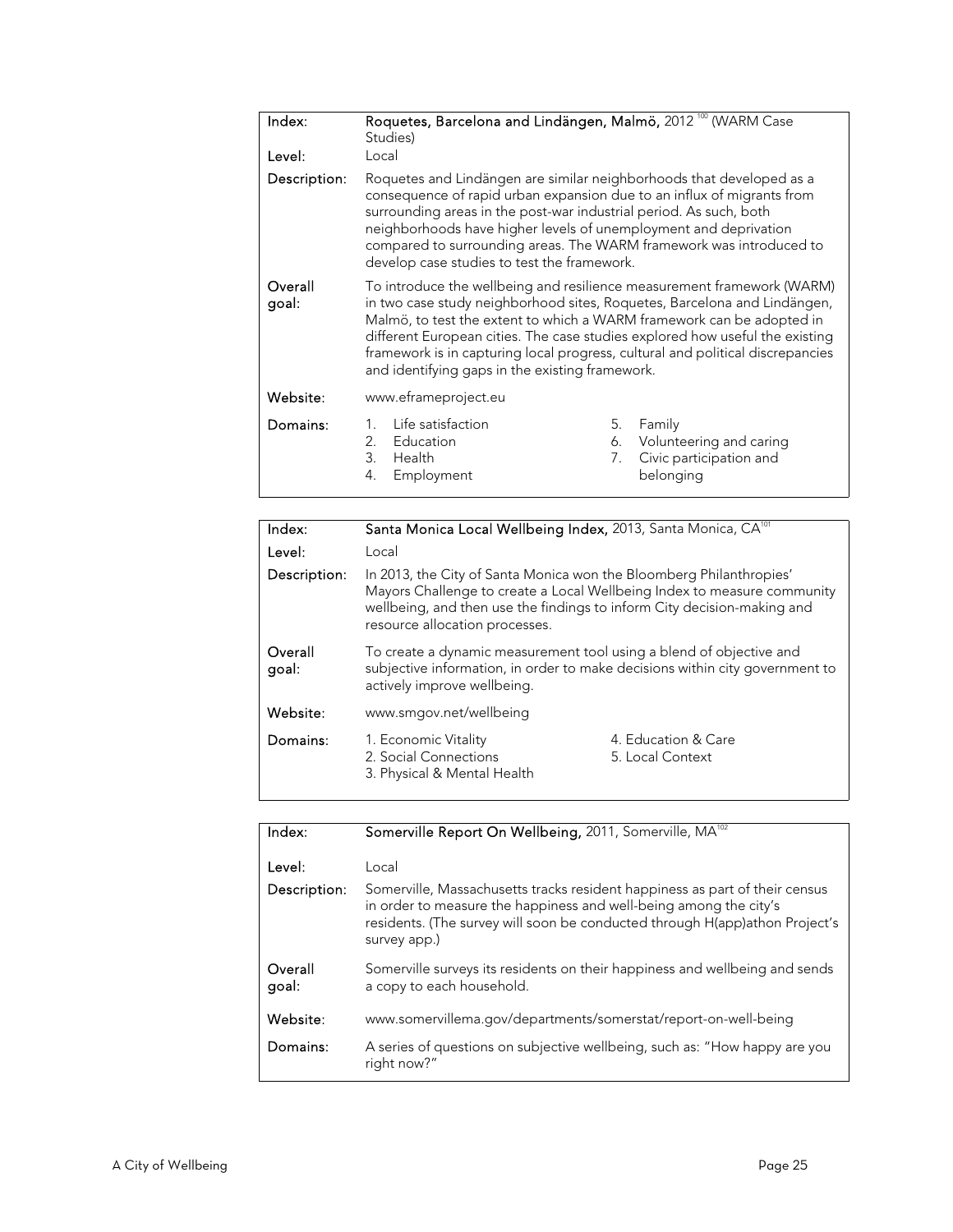| Index: | Roquetes, Barcelona and Lindängen, Malmö, 2012 [100] (WARM Case Studies) |
|---|---|
| Level: | Local |
| Description: | Roquetes and Lindängen are similar neighborhoods that developed as a consequence of rapid urban expansion due to an influx of migrants from surrounding areas in the post-war industrial period. As such, both neighborhoods have higher levels of unemployment and deprivation compared to surrounding areas. The WARM framework was introduced to develop case studies to test the framework. |
| Overall goal: | To introduce the wellbeing and resilience measurement framework (WARM) in two case study neighborhood sites, Roquetes, Barcelona and Lindängen, Malmö, to test the extent to which a WARM framework can be adopted in different European cities. The case studies explored how useful the existing framework is in capturing local progress, cultural and political discrepancies and identifying gaps in the existing framework. |
| Website: | www.eframeproject.eu |
| Domains: | 1. Life satisfaction<br>2. Education<br>3. Health<br>4. Employment<br>5. Family<br>6. Volunteering and caring<br>7. Civic participation and belonging |

| Index: | Santa Monica Local Wellbeing Index, 2013, Santa Monica, CA[101] |
|---|---|
| Level: | Local |
| Description: | In 2013, the City of Santa Monica won the Bloomberg Philanthropies' Mayors Challenge to create a Local Wellbeing Index to measure community wellbeing, and then use the findings to inform City decision-making and resource allocation processes. |
| Overall goal: | To create a dynamic measurement tool using a blend of objective and subjective information, in order to make decisions within city government to actively improve wellbeing. |
| Website: | www.smgov.net/wellbeing |
| Domains: | 1. Economic Vitality<br>2. Social Connections<br>3. Physical & Mental Health<br>4. Education & Care<br>5. Local Context |

| Index: | Somerville Report On Wellbeing, 2011, Somerville, MA[102] |
|---|---|
| Level: | Local |
| Description: | Somerville, Massachusetts tracks resident happiness as part of their census in order to measure the happiness and well-being among the city's residents. (The survey will soon be conducted through H(app)athon Project's survey app.) |
| Overall goal: | Somerville surveys its residents on their happiness and wellbeing and sends a copy to each household. |
| Website: | www.somervillema.gov/departments/somerstat/report-on-well-being |
| Domains: | A series of questions on subjective wellbeing, such as: "How happy are you right now?" |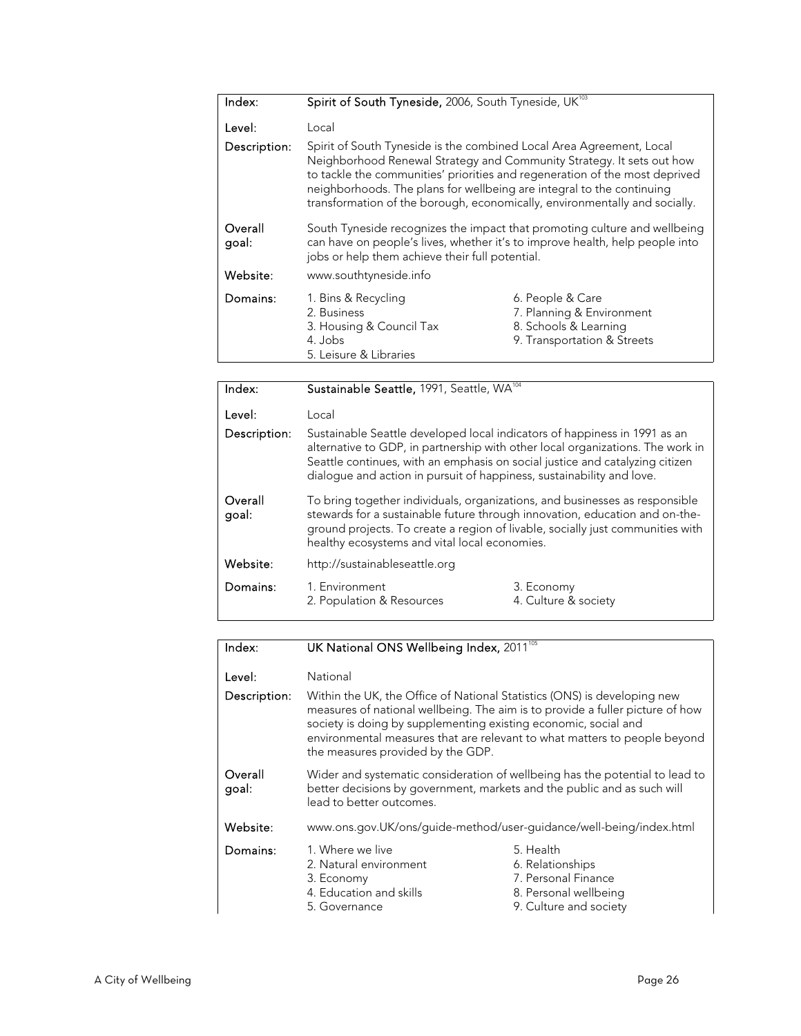| Index: | **Spirit of South Tyneside,** 2006, South Tyneside, UK[103] | |
|---|---|---|
| Level: | Local | |
| Description: | Spirit of South Tyneside is the combined Local Area Agreement, Local Neighborhood Renewal Strategy and Community Strategy. It sets out how to tackle the communities' priorities and regeneration of the most deprived neighborhoods. The plans for wellbeing are integral to the continuing transformation of the borough, economically, environmentally and socially. | |
| Overall goal: | South Tyneside recognizes the impact that promoting culture and wellbeing can have on people's lives, whether it's to improve health, help people into jobs or help them achieve their full potential. | |
| Website: | www.southtyneside.info | |
| Domains: | 1. Bins & Recycling<br>2. Business<br>3. Housing & Council Tax<br>4. Jobs<br>5. Leisure & Libraries | 6. People & Care<br>7. Planning & Environment<br>8. Schools & Learning<br>9. Transportation & Streets |

| Index: | **Sustainable Seattle,** 1991, Seattle, WA[104] | |
|---|---|---|
| Level: | Local | |
| Description: | Sustainable Seattle developed local indicators of happiness in 1991 as an alternative to GDP, in partnership with other local organizations. The work in Seattle continues, with an emphasis on social justice and catalyzing citizen dialogue and action in pursuit of happiness, sustainability and love. | |
| Overall goal: | To bring together individuals, organizations, and businesses as responsible stewards for a sustainable future through innovation, education and on-the-ground projects. To create a region of livable, socially just communities with healthy ecosystems and vital local economies. | |
| Website: | http://sustainableseattle.org | |
| Domains: | 1. Environment<br>2. Population & Resources | 3. Economy<br>4. Culture & society |

| Index: | **UK National ONS Wellbeing Index,** 2011[105] | |
|---|---|---|
| Level: | National | |
| Description: | Within the UK, the Office of National Statistics (ONS) is developing new measures of national wellbeing. The aim is to provide a fuller picture of how society is doing by supplementing existing economic, social and environmental measures that are relevant to what matters to people beyond the measures provided by the GDP. | |
| Overall goal: | Wider and systematic consideration of wellbeing has the potential to lead to better decisions by government, markets and the public and as such will lead to better outcomes. | |
| Website: | www.ons.gov.UK/ons/guide-method/user-guidance/well-being/index.html | |
| Domains: | 1. Where we live<br>2. Natural environment<br>3. Economy<br>4. Education and skills<br>5. Governance | 5. Health<br>6. Relationships<br>7. Personal Finance<br>8. Personal wellbeing<br>9. Culture and society |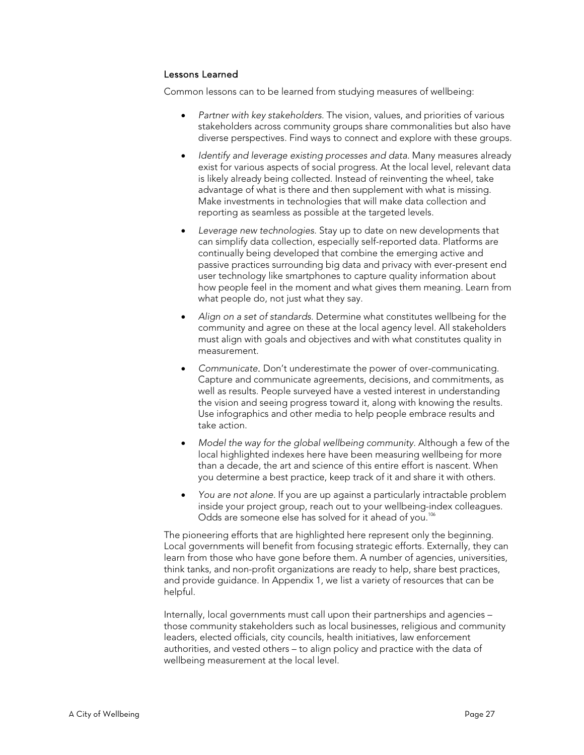### Lessons Learned

Common lessons can to be learned from studying measures of wellbeing:

- *Partner with key stakeholders.* The vision, values, and priorities of various stakeholders across community groups share commonalities but also have diverse perspectives. Find ways to connect and explore with these groups.
- *Identify and leverage existing processes and data.* Many measures already exist for various aspects of social progress. At the local level, relevant data is likely already being collected. Instead of reinventing the wheel, take advantage of what is there and then supplement with what is missing. Make investments in technologies that will make data collection and reporting as seamless as possible at the targeted levels.
- *Leverage new technologies.* Stay up to date on new developments that can simplify data collection, especially self-reported data. Platforms are continually being developed that combine the emerging active and passive practices surrounding big data and privacy with ever-present end user technology like smartphones to capture quality information about how people feel in the moment and what gives them meaning. Learn from what people do, not just what they say.
- *Align on a set of standards.* Determine what constitutes wellbeing for the community and agree on these at the local agency level. All stakeholders must align with goals and objectives and with what constitutes quality in measurement.
- *Communicate.* Don't underestimate the power of over-communicating. Capture and communicate agreements, decisions, and commitments, as well as results. People surveyed have a vested interest in understanding the vision and seeing progress toward it, along with knowing the results. Use infographics and other media to help people embrace results and take action.
- *Model the way for the global wellbeing community.* Although a few of the local highlighted indexes here have been measuring wellbeing for more than a decade, the art and science of this entire effort is nascent. When you determine a best practice, keep track of it and share it with others.
- *You are not alone.* If you are up against a particularly intractable problem inside your project group, reach out to your wellbeing-index colleagues. Odds are someone else has solved for it ahead of you.[106]

The pioneering efforts that are highlighted here represent only the beginning. Local governments will benefit from focusing strategic efforts. Externally, they can learn from those who have gone before them. A number of agencies, universities, think tanks, and non-profit organizations are ready to help, share best practices, and provide guidance. In Appendix 1, we list a variety of resources that can be helpful.

Internally, local governments must call upon their partnerships and agencies – those community stakeholders such as local businesses, religious and community leaders, elected officials, city councils, health initiatives, law enforcement authorities, and vested others – to align policy and practice with the data of wellbeing measurement at the local level.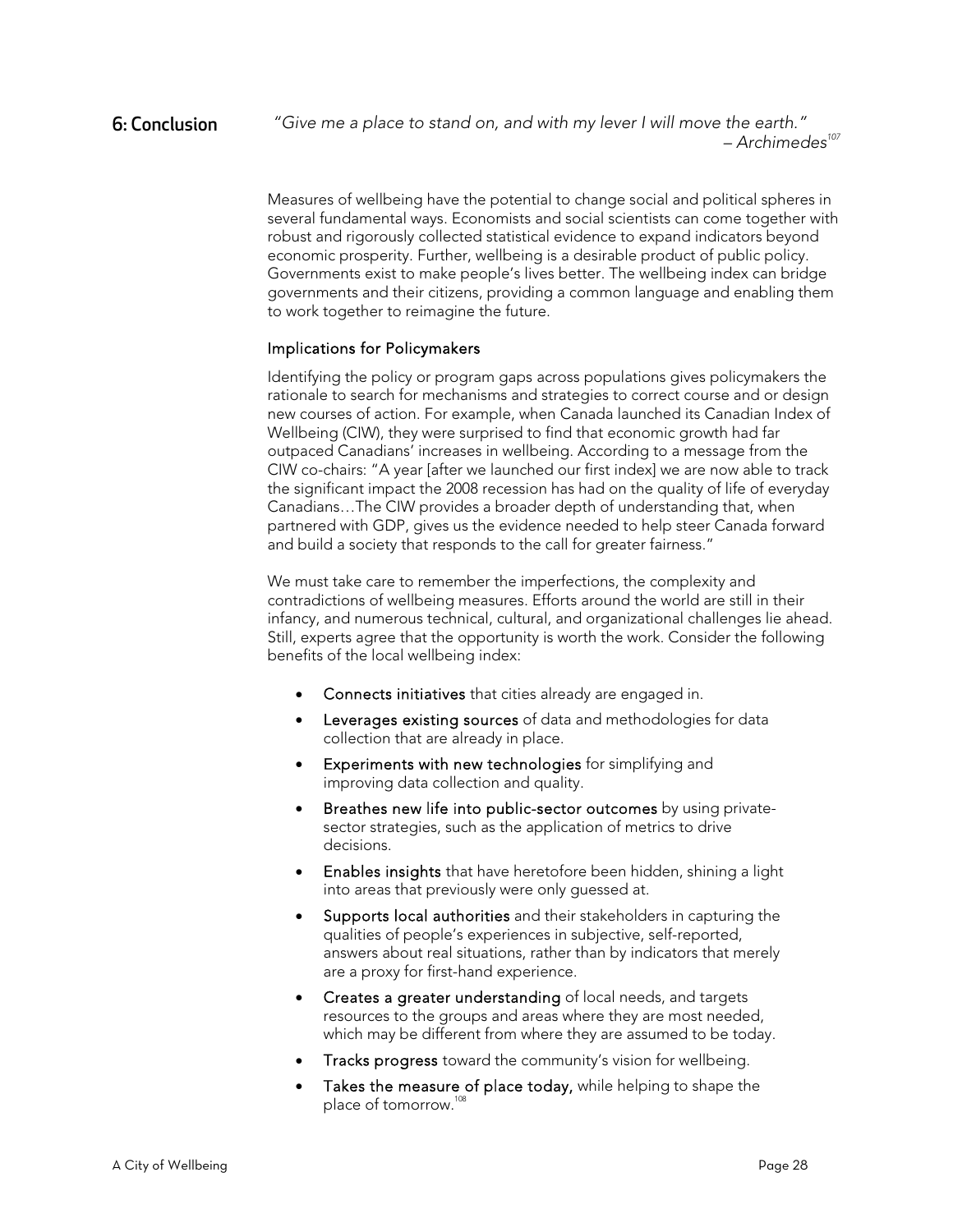# 6: Conclusion

*"Give me a place to stand on, and with my lever I will move the earth."*
*– Archimedes*[107]

Measures of wellbeing have the potential to change social and political spheres in several fundamental ways. Economists and social scientists can come together with robust and rigorously collected statistical evidence to expand indicators beyond economic prosperity. Further, wellbeing is a desirable product of public policy. Governments exist to make people's lives better. The wellbeing index can bridge governments and their citizens, providing a common language and enabling them to work together to reimagine the future.

## Implications for Policymakers

Identifying the policy or program gaps across populations gives policymakers the rationale to search for mechanisms and strategies to correct course and or design new courses of action. For example, when Canada launched its Canadian Index of Wellbeing (CIW), they were surprised to find that economic growth had far outpaced Canadians' increases in wellbeing. According to a message from the CIW co-chairs: "A year [after we launched our first index] we are now able to track the significant impact the 2008 recession has had on the quality of life of everyday Canadians…The CIW provides a broader depth of understanding that, when partnered with GDP, gives us the evidence needed to help steer Canada forward and build a society that responds to the call for greater fairness."

We must take care to remember the imperfections, the complexity and contradictions of wellbeing measures. Efforts around the world are still in their infancy, and numerous technical, cultural, and organizational challenges lie ahead. Still, experts agree that the opportunity is worth the work. Consider the following benefits of the local wellbeing index:

- **Connects initiatives** that cities already are engaged in.
- **Leverages existing sources** of data and methodologies for data collection that are already in place.
- **Experiments with new technologies** for simplifying and improving data collection and quality.
- **Breathes new life into public-sector outcomes** by using private-sector strategies, such as the application of metrics to drive decisions.
- **Enables insights** that have heretofore been hidden, shining a light into areas that previously were only guessed at.
- **Supports local authorities** and their stakeholders in capturing the qualities of people's experiences in subjective, self-reported, answers about real situations, rather than by indicators that merely are a proxy for first-hand experience.
- **Creates a greater understanding** of local needs, and targets resources to the groups and areas where they are most needed, which may be different from where they are assumed to be today.
- **Tracks progress** toward the community's vision for wellbeing.
- **Takes the measure of place today,** while helping to shape the place of tomorrow.[108]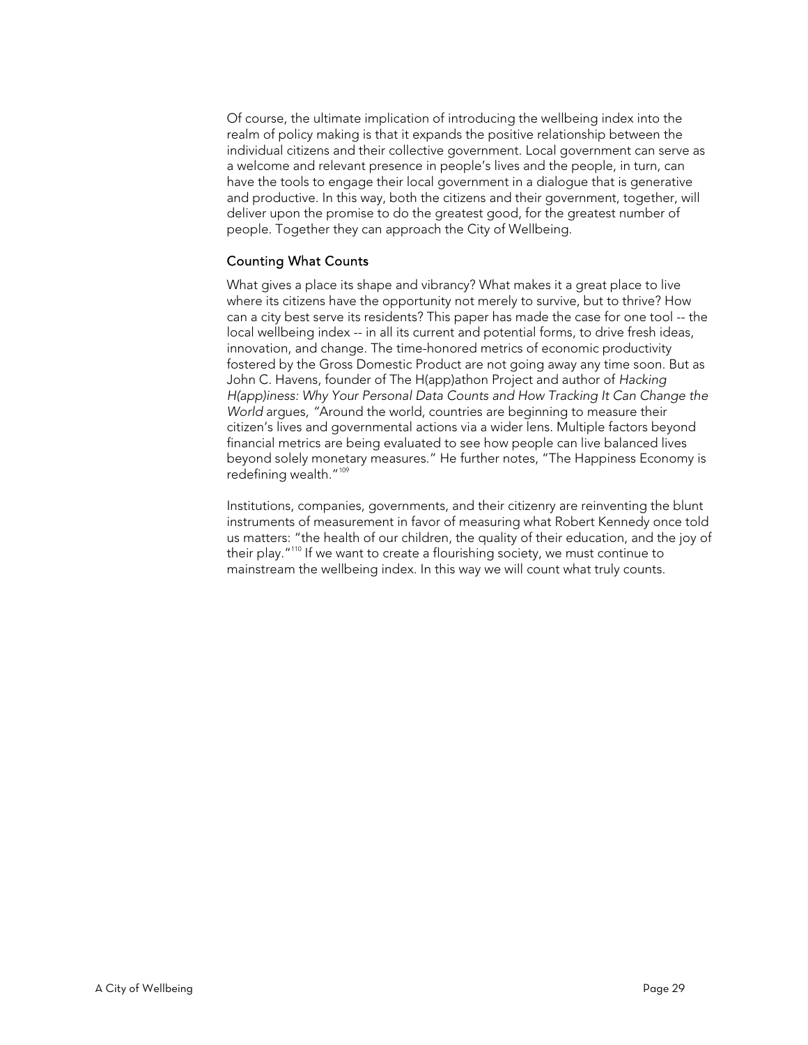Of course, the ultimate implication of introducing the wellbeing index into the realm of policy making is that it expands the positive relationship between the individual citizens and their collective government. Local government can serve as a welcome and relevant presence in people's lives and the people, in turn, can have the tools to engage their local government in a dialogue that is generative and productive. In this way, both the citizens and their government, together, will deliver upon the promise to do the greatest good, for the greatest number of people. Together they can approach the City of Wellbeing.

### Counting What Counts

What gives a place its shape and vibrancy? What makes it a great place to live where its citizens have the opportunity not merely to survive, but to thrive? How can a city best serve its residents? This paper has made the case for one tool -- the local wellbeing index -- in all its current and potential forms, to drive fresh ideas, innovation, and change. The time-honored metrics of economic productivity fostered by the Gross Domestic Product are not going away any time soon. But as John C. Havens, founder of The H(app)athon Project and author of *Hacking H(app)iness: Why Your Personal Data Counts and How Tracking It Can Change the World* argues, "Around the world, countries are beginning to measure their citizen's lives and governmental actions via a wider lens. Multiple factors beyond financial metrics are being evaluated to see how people can live balanced lives beyond solely monetary measures." He further notes, "The Happiness Economy is redefining wealth."[109]

Institutions, companies, governments, and their citizenry are reinventing the blunt instruments of measurement in favor of measuring what Robert Kennedy once told us matters: "the health of our children, the quality of their education, and the joy of their play."[110] If we want to create a flourishing society, we must continue to mainstream the wellbeing index. In this way we will count what truly counts.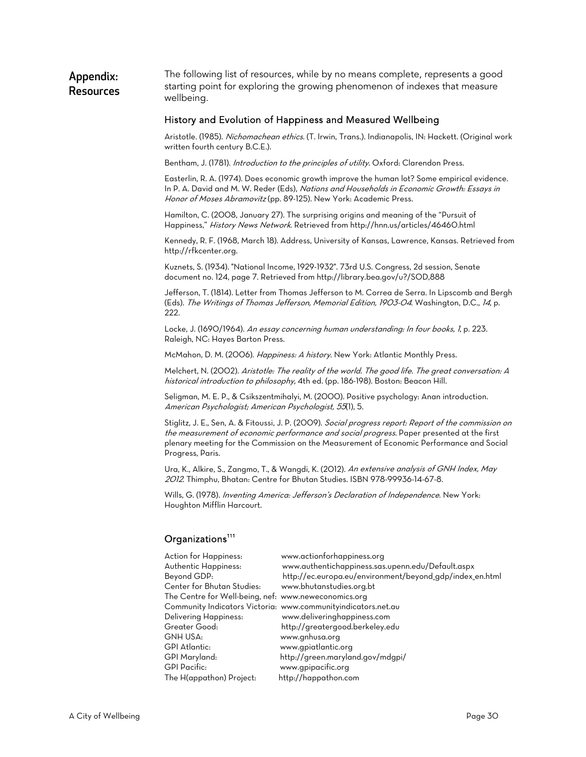## Appendix: Resources

The following list of resources, while by no means complete, represents a good starting point for exploring the growing phenomenon of indexes that measure wellbeing.

### History and Evolution of Happiness and Measured Wellbeing

Aristotle. (1985). *Nichomachean ethics*. (T. Irwin, Trans.). Indianapolis, IN: Hackett. (Original work written fourth century B.C.E.).

Bentham, J. (1781). *Introduction to the principles of utility*. Oxford: Clarendon Press.

Easterlin, R. A. (1974). Does economic growth improve the human lot? Some empirical evidence. In P. A. David and M. W. Reder (Eds), *Nations and Households in Economic Growth: Essays in Honor of Moses Abramovitz* (pp. 89-125). New York: Academic Press.

Hamilton, C. (2008, January 27). The surprising origins and meaning of the "Pursuit of Happiness," *History News Network*. Retrieved from http://hnn.us/articles/46460.html

Kennedy, R. F. (1968, March 18). Address, University of Kansas, Lawrence, Kansas. Retrieved from http://rfkcenter.org.

Kuznets, S. (1934). "National Income, 1929-1932". 73rd U.S. Congress, 2d session, Senate document no. 124, page 7. Retrieved from http://library.bea.gov/u?/SOD,888

Jefferson, T. (1814). Letter from Thomas Jefferson to M. Correa de Serra. In Lipscomb and Bergh (Eds). *The Writings of Thomas Jefferson, Memorial Edition, 1903-04*. Washington, D.C., *14*, p. 222.

Locke, J. (1690/1964). *An essay concerning human understanding: In four books, 1*, p. 223. Raleigh, NC: Hayes Barton Press.

McMahon, D. M. (2006). *Happiness: A history*. New York: Atlantic Monthly Press.

Melchert, N. (2002). *Aristotle: The reality of the world. The good life. The great conversation: A historical introduction to philosophy,* 4th ed. (pp. 186-198). Boston: Beacon Hill.

Seligman, M. E. P., & Csikszentmihalyi, M. (2000). Positive psychology: Anan introduction. *American Psychologist; American Psychologist, 55*(1), 5.

Stiglitz, J. E., Sen, A. & Fitoussi, J. P. (2009). *Social progress report: Report of the commission on the measurement of economic performance and social progress*. Paper presented at the first plenary meeting for the Commission on the Measurement of Economic Performance and Social Progress, Paris.

Ura, K., Alkire, S., Zangmo, T., & Wangdi, K. (2012). *An extensive analysis of GNH Index, May 2012*. Thimphu, Bhatan: Centre for Bhutan Studies. ISBN 978-99936-14-67-8.

Wills, G. (1978). *Inventing America: Jefferson's Declaration of Independence*. New York: Houghton Mifflin Harcourt.

### Organizations[111]

Action for Happiness: www.actionforhappiness.org
Authentic Happiness: www.authentichappiness.sas.upenn.edu/Default.aspx
Beyond GDP: http://ec.europa.eu/environment/beyond_gdp/index_en.html
Center for Bhutan Studies: www.bhutanstudies.org.bt
The Centre for Well-being, nef: www.neweconomics.org
Community Indicators Victoria: www.communityindicators.net.au
Delivering Happiness: www.deliveringhappiness.com
Greater Good: http://greatergood.berkeley.edu
GNH USA: www.gnhusa.org
GPI Atlantic: www.gpiatlantic.org
GPI Maryland: http://green.maryland.gov/mdgpi/
GPI Pacific: www.gpipacific.org
The H(appathon) Project: http://happathon.com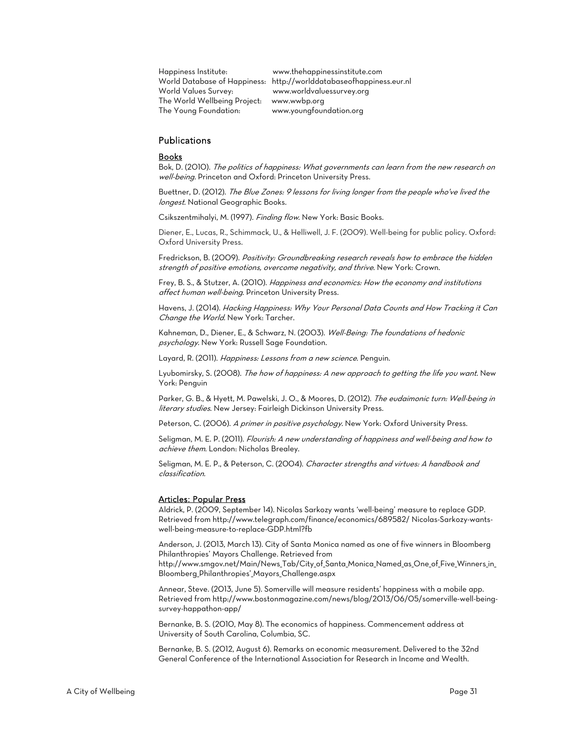Happiness Institute: www.thehappinessinstitute.com
World Database of Happiness: http://worlddatabaseofhappiness.eur.nl
World Values Survey: www.worldvaluessurvey.org
The World Wellbeing Project: www.wwbp.org
The Young Foundation: www.youngfoundation.org

## Publications

### Books

Bok, D. (2010). *The politics of happiness: What governments can learn from the new research on well-being*. Princeton and Oxford: Princeton University Press.

Buettner, D. (2012). *The Blue Zones: 9 lessons for living longer from the people who've lived the longest*. National Geographic Books.

Csikszentmihalyi, M. (1997). *Finding flow*. New York: Basic Books.

Diener, E., Lucas, R., Schimmack, U., & Helliwell, J. F. (2009). Well-being for public policy. Oxford: Oxford University Press.

Fredrickson, B. (2009). *Positivity: Groundbreaking research reveals how to embrace the hidden strength of positive emotions, overcome negativity, and thrive*. New York: Crown.

Frey, B. S., & Stutzer, A. (2010). *Happiness and economics: How the economy and institutions affect human well-being*. Princeton University Press.

Havens, J. (2014). *Hacking Happiness: Why Your Personal Data Counts and How Tracking it Can Change the World*. New York: Tarcher.

Kahneman, D., Diener, E., & Schwarz, N. (2003). *Well-Being: The foundations of hedonic psychology*. New York: Russell Sage Foundation.

Layard, R. (2011). *Happiness: Lessons from a new science*. Penguin.

Lyubomirsky, S. (2008). *The how of happiness: A new approach to getting the life you want*. New York: Penguin

Parker, G. B., & Hyett, M. Pawelski, J. O., & Moores, D. (2012). *The eudaimonic turn: Well-being in literary studies*. New Jersey: Fairleigh Dickinson University Press.

Peterson, C. (2006). *A primer in positive psychology*. New York: Oxford University Press.

Seligman, M. E. P. (2011). *Flourish: A new understanding of happiness and well-being and how to achieve them*. London: Nicholas Brealey.

Seligman, M. E. P., & Peterson, C. (2004). *Character strengths and virtues: A handbook and classification.*

### Articles: Popular Press

Aldrick, P. (2009, September 14). Nicolas Sarkozy wants 'well-being' measure to replace GDP. Retrieved from http://www.telegraph.com/finance/economics/689582/ Nicolas-Sarkozy-wants-well-being-measure-to-replace-GDP.html?fb

Anderson, J. (2013, March 13). City of Santa Monica named as one of five winners in Bloomberg Philanthropies' Mayors Challenge. Retrieved from http://www.smgov.net/Main/News_Tab/City_of_Santa_Monica_Named_as_One_of_Five_Winners_in_Bloomberg_Philanthropies'_Mayors_Challenge.aspx

Annear, Steve. (2013, June 5). Somerville will measure residents' happiness with a mobile app. Retrieved from http://www.bostonmagazine.com/news/blog/2013/06/05/somerville-well-being-survey-happathon-app/

Bernanke, B. S. (2010, May 8). The economics of happiness. Commencement address at University of South Carolina, Columbia, SC.

Bernanke, B. S. (2012, August 6). Remarks on economic measurement. Delivered to the 32nd General Conference of the International Association for Research in Income and Wealth.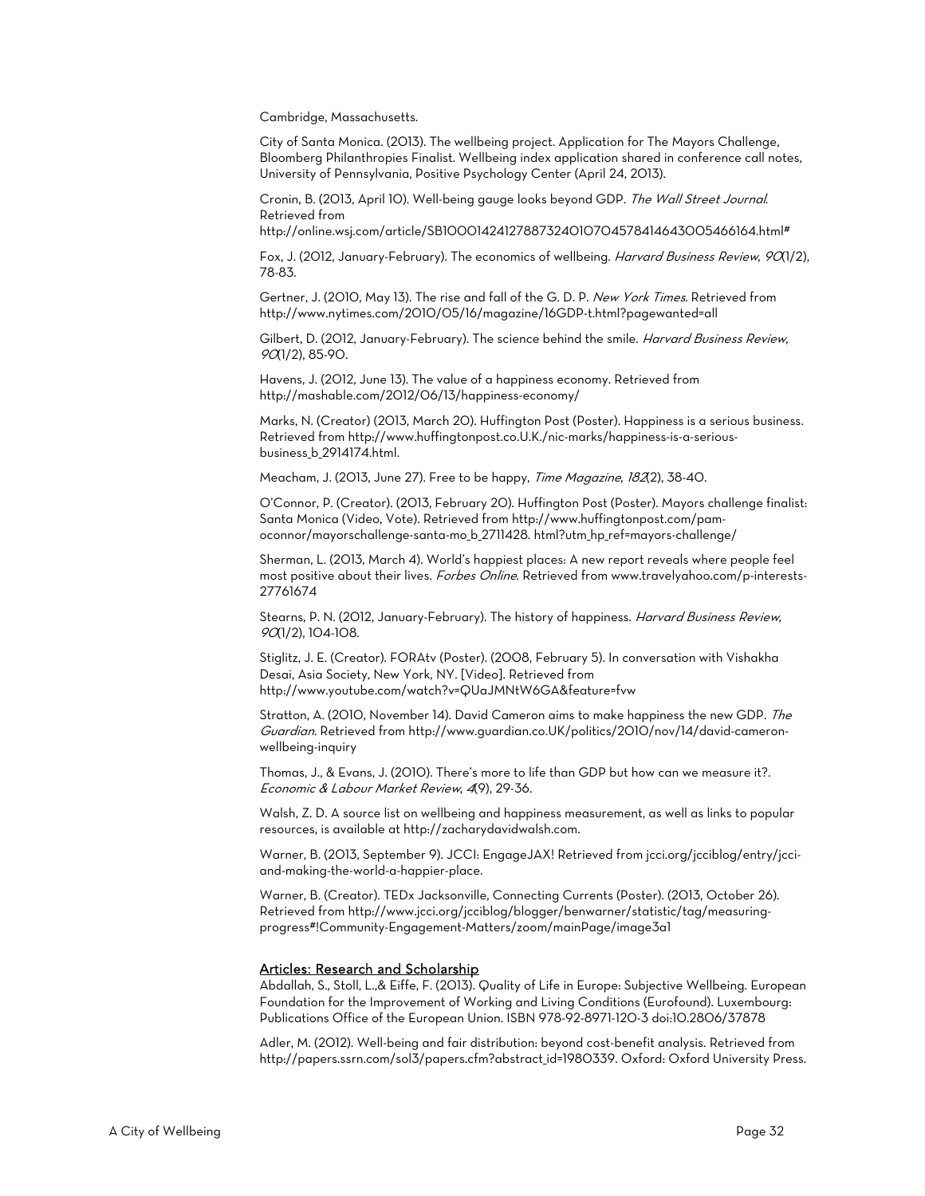Cambridge, Massachusetts.

City of Santa Monica. (2013). The wellbeing project. Application for The Mayors Challenge, Bloomberg Philanthropies Finalist. Wellbeing index application shared in conference call notes, University of Pennsylvania, Positive Psychology Center (April 24, 2013).

Cronin, B. (2013, April 10). Well-being gauge looks beyond GDP. *The Wall Street Journal*. Retrieved from http://online.wsj.com/article/SB10001424127887324010704578414643005466164.html#

Fox, J. (2012, January-February). The economics of wellbeing. *Harvard Business Review*, *90*(1/2), 78-83.

Gertner, J. (2010, May 13). The rise and fall of the G. D. P. *New York Times*. Retrieved from http://www.nytimes.com/2010/05/16/magazine/16GDP-t.html?pagewanted=all

Gilbert, D. (2012, January-February). The science behind the smile. *Harvard Business Review*, *90*(1/2), 85-90.

Havens, J. (2012, June 13). The value of a happiness economy. Retrieved from http://mashable.com/2012/06/13/happiness-economy/

Marks, N. (Creator) (2013, March 20). Huffington Post (Poster). Happiness is a serious business. Retrieved from http://www.huffingtonpost.co.U.K./nic-marks/happiness-is-a-serious-business_b_2914174.html.

Meacham, J. (2013, June 27). Free to be happy, *Time Magazine*, *182*(2), 38-40.

O'Connor, P. (Creator). (2013, February 20). Huffington Post (Poster). Mayors challenge finalist: Santa Monica (Video, Vote). Retrieved from http://www.huffingtonpost.com/pam-oconnor/mayorschallenge-santa-mo_b_2711428. html?utm_hp_ref=mayors-challenge/

Sherman, L. (2013, March 4). World's happiest places: A new report reveals where people feel most positive about their lives. *Forbes Online*. Retrieved from www.travelyahoo.com/p-interests-27761674

Stearns, P. N. (2012, January-February). The history of happiness. *Harvard Business Review*, *90*(1/2), 104-108.

Stiglitz, J. E. (Creator). FORAtv (Poster). (2008, February 5). In conversation with Vishakha Desai, Asia Society, New York, NY. [Video]. Retrieved from http://www.youtube.com/watch?v=QUaJMNtW6GA&feature=fvw

Stratton, A. (2010, November 14). David Cameron aims to make happiness the new GDP. *The Guardian.* Retrieved from http://www.guardian.co.UK/politics/2010/nov/14/david-cameron-wellbeing-inquiry

Thomas, J., & Evans, J. (2010). There's more to life than GDP but how can we measure it?. *Economic & Labour Market Review*, *4*(9), 29-36.

Walsh, Z. D. A source list on wellbeing and happiness measurement, as well as links to popular resources, is available at http://zacharydavidwalsh.com.

Warner, B. (2013, September 9). JCCI: EngageJAX! Retrieved from jcci.org/jcciblog/entry/jcci-and-making-the-world-a-happier-place.

Warner, B. (Creator). TEDx Jacksonville, Connecting Currents (Poster). (2013, October 26). Retrieved from http://www.jcci.org/jcciblog/blogger/benwarner/statistic/tag/measuring-progress#!Community-Engagement-Matters/zoom/mainPage/image3a1

<u>Articles: Research and Scholarship</u>

Abdallah, S., Stoll, L.,& Eiffe, F. (2013). Quality of Life in Europe: Subjective Wellbeing. European Foundation for the Improvement of Living and Working Conditions (Eurofound). Luxembourg: Publications Office of the European Union. ISBN 978-92-8971-120-3 doi:10.2806/37878

Adler, M. (2012). Well-being and fair distribution: beyond cost-benefit analysis. Retrieved from http://papers.ssrn.com/sol3/papers.cfm?abstract_id=1980339. Oxford: Oxford University Press.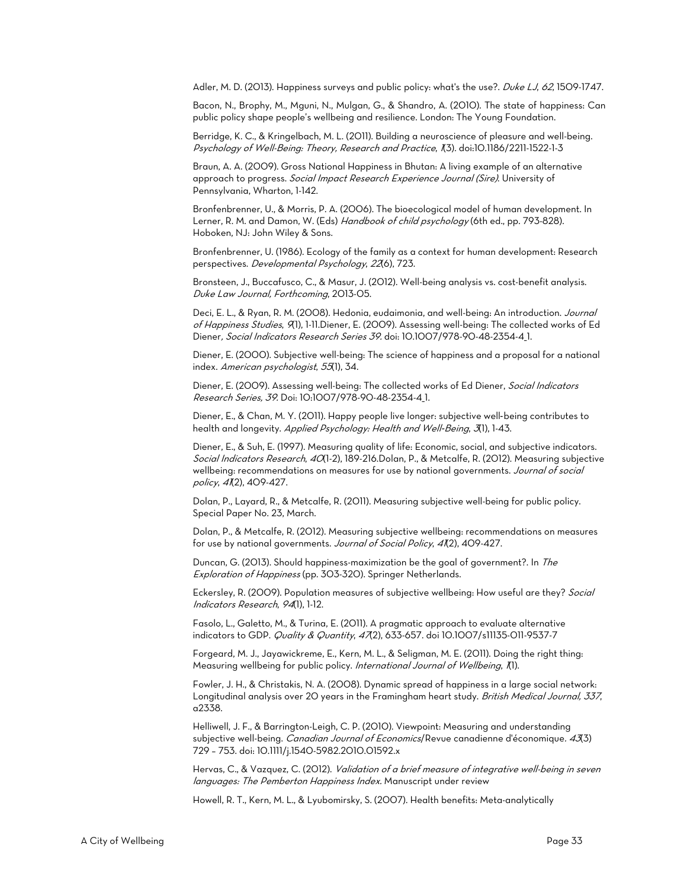Adler, M. D. (2013). Happiness surveys and public policy: what's the use?. *Duke LJ*, *62*, 1509-1747.

Bacon, N., Brophy, M., Mguni, N., Mulgan, G., & Shandro, A. (2010). The state of happiness: Can public policy shape people's wellbeing and resilience. London: The Young Foundation.

Berridge, K. C., & Kringelbach, M. L. (2011). Building a neuroscience of pleasure and well-being. *Psychology of Well-Being: Theory, Research and Practice*, *1*(3). doi:10.1186/2211-1522-1-3

Braun, A. A. (2009). Gross National Happiness in Bhutan: A living example of an alternative approach to progress. *Social Impact Research Experience Journal (Sire)*. University of Pennsylvania, Wharton, 1-142.

Bronfenbrenner, U., & Morris, P. A. (2006). The bioecological model of human development. In Lerner, R. M. and Damon, W. (Eds) *Handbook of child psychology* (6th ed., pp. 793-828). Hoboken, NJ: John Wiley & Sons.

Bronfenbrenner, U. (1986). Ecology of the family as a context for human development: Research perspectives. *Developmental Psychology*, *22*(6), 723.

Bronsteen, J., Buccafusco, C., & Masur, J. (2012). Well-being analysis vs. cost-benefit analysis. *Duke Law Journal, Forthcoming*, 2013-05.

Deci, E. L., & Ryan, R. M. (2008). Hedonia, eudaimonia, and well-being: An introduction. *Journal of Happiness Studies*, *9*(1), 1-11.Diener, E. (2009). Assessing well-being: The collected works of Ed Diener*, Social Indicators Research Series 39*. doi: 10.1007/978-90-48-2354-4_1.

Diener, E. (2000). Subjective well-being: The science of happiness and a proposal for a national index. *American psychologist*, *55*(1), 34.

Diener, E. (2009). Assessing well-being: The collected works of Ed Diener, *Social Indicators Research Series, 39*. Doi: 10:1007/978-90-48-2354-4_1.

Diener, E., & Chan, M. Y. (2011). Happy people live longer: subjective well-being contributes to health and longevity. *Applied Psychology: Health and Well-Being*, *3*(1), 1-43.

Diener, E., & Suh, E. (1997). Measuring quality of life: Economic, social, and subjective indicators. *Social Indicators Research*, *40*(1-2), 189-216.Dolan, P., & Metcalfe, R. (2012). Measuring subjective wellbeing: recommendations on measures for use by national governments. *Journal of social policy*, *41*(2), 409-427.

Dolan, P., Layard, R., & Metcalfe, R. (2011). Measuring subjective well-being for public policy. Special Paper No. 23, March.

Dolan, P., & Metcalfe, R. (2012). Measuring subjective wellbeing: recommendations on measures for use by national governments. *Journal of Social Policy*, *41*(2), 409-427.

Duncan, G. (2013). Should happiness-maximization be the goal of government?. In *The Exploration of Happiness* (pp. 303-320). Springer Netherlands.

Eckersley, R. (2009). Population measures of subjective wellbeing: How useful are they? *Social Indicators Research*, *94*(1), 1-12.

Fasolo, L., Galetto, M., & Turina, E. (2011). A pragmatic approach to evaluate alternative indicators to GDP. *Quality & Quantity*, *47*(2), 633-657. doi 10.1007/s11135-011-9537-7

Forgeard, M. J., Jayawickreme, E., Kern, M. L., & Seligman, M. E. (2011). Doing the right thing: Measuring wellbeing for public policy. *International Journal of Wellbeing*, *1*(1).

Fowler, J. H., & Christakis, N. A. (2008). Dynamic spread of happiness in a large social network: Longitudinal analysis over 20 years in the Framingham heart study. *British Medical Journal, 337*, a2338.

Helliwell, J. F., & Barrington-Leigh, C. P. (2010). Viewpoint: Measuring and understanding subjective well-being. *Canadian Journal of Economics*/Revue canadienne d'économique. *43*(3) 729 – 753. doi: 10.1111/j.1540-5982.2010.01592.x

Hervas, C., & Vazquez, C. (2012). *Validation of a brief measure of integrative well-being in seven languages: The Pemberton Happiness Index*. Manuscript under review

Howell, R. T., Kern, M. L., & Lyubomirsky, S. (2007). Health benefits: Meta-analytically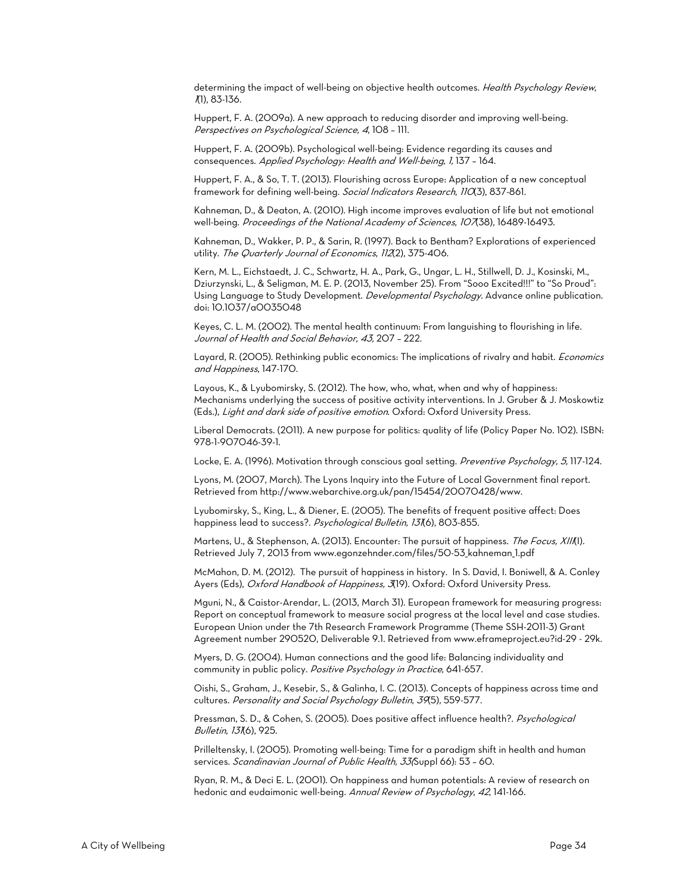determining the impact of well-being on objective health outcomes. *Health Psychology Review*, *1*(1), 83-136.

Huppert, F. A. (2009a). A new approach to reducing disorder and improving well-being. *Perspectives on Psychological Science, 4*, 108 – 111.

Huppert, F. A. (2009b). Psychological well-being: Evidence regarding its causes and consequences. *Applied Psychology: Health and Well-being, 1,* 137 – 164.

Huppert, F. A., & So, T. T. (2013). Flourishing across Europe: Application of a new conceptual framework for defining well-being. *Social Indicators Research*, *110*(3), 837-861.

Kahneman, D., & Deaton, A. (2010). High income improves evaluation of life but not emotional well-being. *Proceedings of the National Academy of Sciences*, *107*(38), 16489-16493.

Kahneman, D., Wakker, P. P., & Sarin, R. (1997). Back to Bentham? Explorations of experienced utility. *The Quarterly Journal of Economics*, *112*(2), 375-406.

Kern, M. L., Eichstaedt, J. C., Schwartz, H. A., Park, G., Ungar, L. H., Stillwell, D. J., Kosinski, M., Dziurzynski, L., & Seligman, M. E. P. (2013, November 25). From "Sooo Excited!!!" to "So Proud": Using Language to Study Development. *Developmental Psychology*. Advance online publication. doi: 10.1037/a0035048

Keyes, C. L. M. (2002). The mental health continuum: From languishing to flourishing in life. *Journal of Health and Social Behavior, 43,* 207 – 222.

Layard, R. (2005). Rethinking public economics: The implications of rivalry and habit. *Economics and Happiness*, 147-170.

Layous, K., & Lyubomirsky, S. (2012). The how, who, what, when and why of happiness: Mechanisms underlying the success of positive activity interventions. In J. Gruber & J. Moskowtiz (Eds.), *Light and dark side of positive emotion*. Oxford: Oxford University Press.

Liberal Democrats. (2011). A new purpose for politics: quality of life (Policy Paper No. 102). ISBN: 978-1-907046-39-1.

Locke, E. A. (1996). Motivation through conscious goal setting. *Preventive Psychology, 5*, 117-124.

Lyons, M. (2007, March). The Lyons Inquiry into the Future of Local Government final report. Retrieved from http://www.webarchive.org.uk/pan/15454/20070428/www.

Lyubomirsky, S., King, L., & Diener, E. (2005). The benefits of frequent positive affect: Does happiness lead to success?. *Psychological Bulletin, 131*(6), 803-855.

Martens, U., & Stephenson, A. (2013). Encounter: The pursuit of happiness. *The Focus, XIII*(I). Retrieved July 7, 2013 from www.egonzehnder.com/files/50-53_kahneman_1.pdf

McMahon, D. M. (2012). The pursuit of happiness in history. In S. David, I. Boniwell, & A. Conley Ayers (Eds), *Oxford Handbook of Happiness, 3*(19). Oxford: Oxford University Press.

Mguni, N., & Caistor-Arendar, L. (2013, March 31). European framework for measuring progress: Report on conceptual framework to measure social progress at the local level and case studies. European Union under the 7th Research Framework Programme (Theme SSH-2011-3) Grant Agreement number 290520, Deliverable 9.1. Retrieved from www.eframeproject.eu?id-29 - 29k.

Myers, D. G. (2004). Human connections and the good life: Balancing individuality and community in public policy. *Positive Psychology in Practice*, 641-657.

Oishi, S., Graham, J., Kesebir, S., & Galinha, I. C. (2013). Concepts of happiness across time and cultures. *Personality and Social Psychology Bulletin*, *39*(5), 559-577.

Pressman, S. D., & Cohen, S. (2005). Does positive affect influence health?. *Psychological Bulletin*, *131*(6), 925.

Prilleltensky, I. (2005). Promoting well-being: Time for a paradigm shift in health and human services. *Scandinavian Journal of Public Health, 33(*Suppl 66): 53 – 60.

Ryan, R. M., & Deci E. L. (2001). On happiness and human potentials: A review of research on hedonic and eudaimonic well-being. *Annual Review of Psychology*, *42*, 141-166.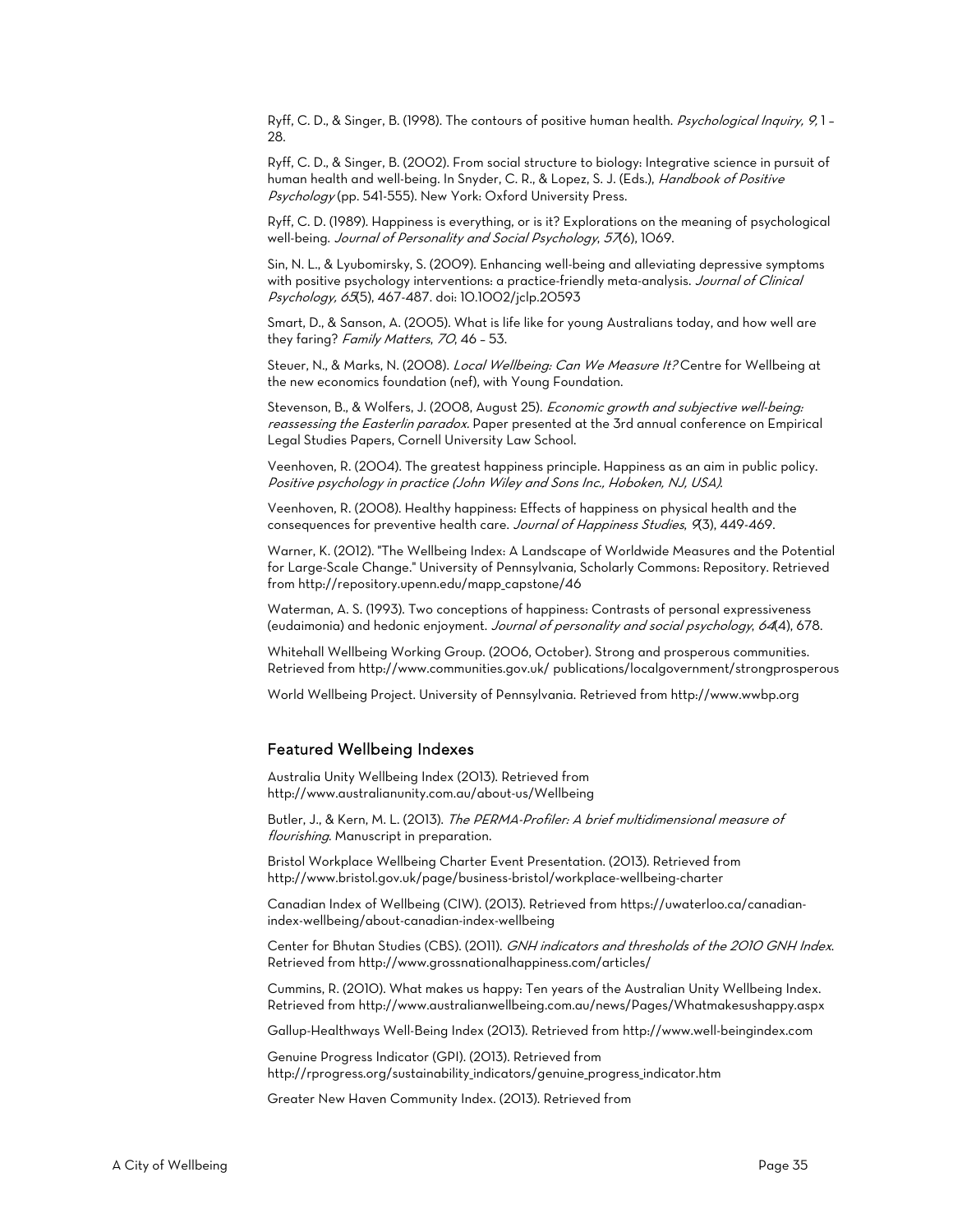Ryff, C. D., & Singer, B. (1998). The contours of positive human health. *Psychological Inquiry, 9*, 1 – 28.

Ryff, C. D., & Singer, B. (2002). From social structure to biology: Integrative science in pursuit of human health and well-being. In Snyder, C. R., & Lopez, S. J. (Eds.), *Handbook of Positive Psychology* (pp. 541-555). New York: Oxford University Press.

Ryff, C. D. (1989). Happiness is everything, or is it? Explorations on the meaning of psychological well-being. *Journal of Personality and Social Psychology*, *57*(6), 1069.

Sin, N. L., & Lyubomirsky, S. (2009). Enhancing well-being and alleviating depressive symptoms with positive psychology interventions: a practice-friendly meta-analysis. *Journal of Clinical Psychology, 65*(5), 467-487. doi: 10.1002/jclp.20593

Smart, D., & Sanson, A. (2005). What is life like for young Australians today, and how well are they faring? *Family Matters*, *70*, 46 – 53.

Steuer, N., & Marks, N. (2008). *Local Wellbeing: Can We Measure It?* Centre for Wellbeing at the new economics foundation (nef), with Young Foundation.

Stevenson, B., & Wolfers, J. (2008, August 25). *Economic growth and subjective well-being: reassessing the Easterlin paradox.* Paper presented at the 3rd annual conference on Empirical Legal Studies Papers, Cornell University Law School.

Veenhoven, R. (2004). The greatest happiness principle. Happiness as an aim in public policy. *Positive psychology in practice (John Wiley and Sons Inc., Hoboken, NJ, USA)*.

Veenhoven, R. (2008). Healthy happiness: Effects of happiness on physical health and the consequences for preventive health care. *Journal of Happiness Studies*, *9*(3), 449-469.

Warner, K. (2012). "The Wellbeing Index: A Landscape of Worldwide Measures and the Potential for Large-Scale Change." University of Pennsylvania, Scholarly Commons: Repository. Retrieved from http://repository.upenn.edu/mapp_capstone/46

Waterman, A. S. (1993). Two conceptions of happiness: Contrasts of personal expressiveness (eudaimonia) and hedonic enjoyment. *Journal of personality and social psychology*, *64*(4), 678.

Whitehall Wellbeing Working Group. (2006, October). Strong and prosperous communities. Retrieved from http://www.communities.gov.uk/ publications/localgovernment/strongprosperous

World Wellbeing Project. University of Pennsylvania. Retrieved from http://www.wwbp.org

## Featured Wellbeing Indexes

Australia Unity Wellbeing Index (2013). Retrieved from http://www.australianunity.com.au/about-us/Wellbeing

Butler, J., & Kern, M. L. (2013). *The PERMA-Profiler: A brief multidimensional measure of flourishing*. Manuscript in preparation.

Bristol Workplace Wellbeing Charter Event Presentation. (2013). Retrieved from http://www.bristol.gov.uk/page/business-bristol/workplace-wellbeing-charter

Canadian Index of Wellbeing (CIW). (2013). Retrieved from https://uwaterloo.ca/canadian-index-wellbeing/about-canadian-index-wellbeing

Center for Bhutan Studies (CBS). (2011). *GNH indicators and thresholds of the 2010 GNH Index*. Retrieved from http://www.grossnationalhappiness.com/articles/

Cummins, R. (2010). What makes us happy: Ten years of the Australian Unity Wellbeing Index. Retrieved from http://www.australianwellbeing.com.au/news/Pages/Whatmakesushappy.aspx

Gallup-Healthways Well-Being Index (2013). Retrieved from http://www.well-beingindex.com

Genuine Progress Indicator (GPI). (2013). Retrieved from http://rprogress.org/sustainability_indicators/genuine_progress_indicator.htm

Greater New Haven Community Index. (2013). Retrieved from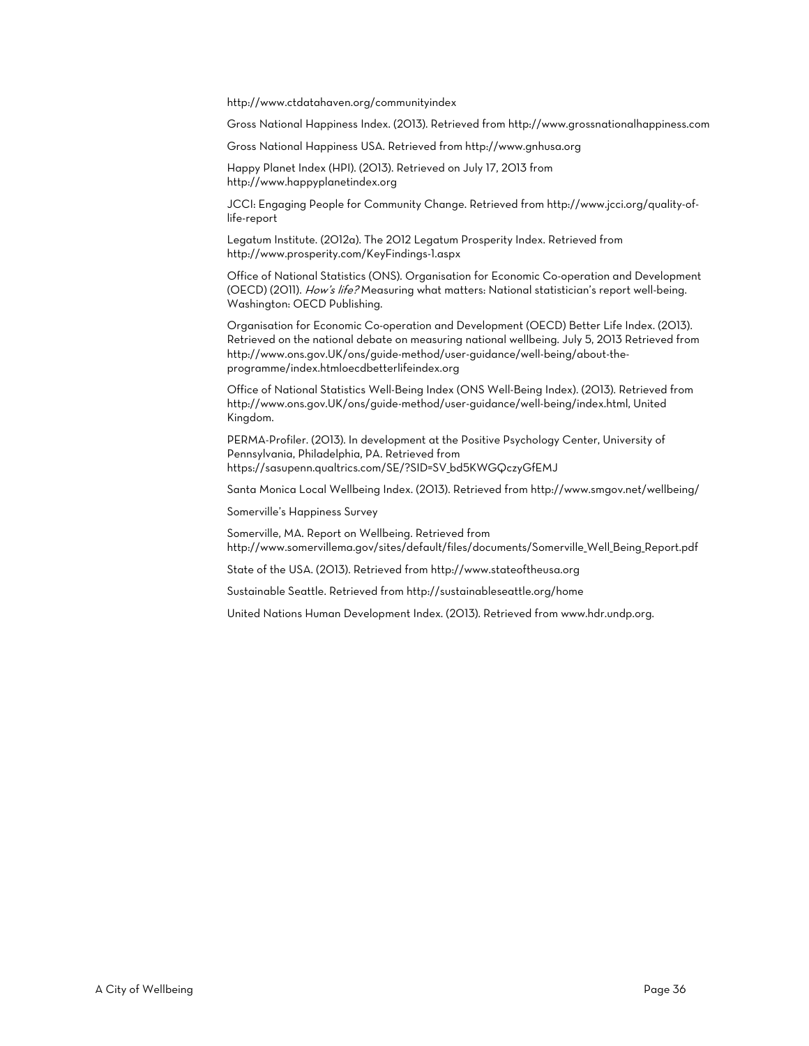http://www.ctdatahaven.org/communityindex

Gross National Happiness Index. (2013). Retrieved from http://www.grossnationalhappiness.com

Gross National Happiness USA. Retrieved from http://www.gnhusa.org

Happy Planet Index (HPI). (2013). Retrieved on July 17, 2013 from http://www.happyplanetindex.org

JCCI: Engaging People for Community Change. Retrieved from http://www.jcci.org/quality-of-life-report

Legatum Institute. (2012a). The 2012 Legatum Prosperity Index. Retrieved from http://www.prosperity.com/KeyFindings-1.aspx

Office of National Statistics (ONS). Organisation for Economic Co-operation and Development (OECD) (2011). *How's life?* Measuring what matters: National statistician's report well-being. Washington: OECD Publishing.

Organisation for Economic Co-operation and Development (OECD) Better Life Index. (2013). Retrieved on the national debate on measuring national wellbeing. July 5, 2013 Retrieved from http://www.ons.gov.UK/ons/guide-method/user-guidance/well-being/about-the-programme/index.htmloecdbetterlifeindex.org

Office of National Statistics Well-Being Index (ONS Well-Being Index). (2013). Retrieved from http://www.ons.gov.UK/ons/guide-method/user-guidance/well-being/index.html, United Kingdom.

PERMA-Profiler. (2013). In development at the Positive Psychology Center, University of Pennsylvania, Philadelphia, PA. Retrieved from https://sasupenn.qualtrics.com/SE/?SID=SV_bd5KWGQczyGfEMJ

Santa Monica Local Wellbeing Index. (2013). Retrieved from http://www.smgov.net/wellbeing/

Somerville's Happiness Survey

Somerville, MA. Report on Wellbeing. Retrieved from http://www.somervillema.gov/sites/default/files/documents/Somerville_Well_Being_Report.pdf

State of the USA. (2013). Retrieved from http://www.stateoftheusa.org

Sustainable Seattle. Retrieved from http://sustainableseattle.org/home

United Nations Human Development Index. (2013). Retrieved from www.hdr.undp.org.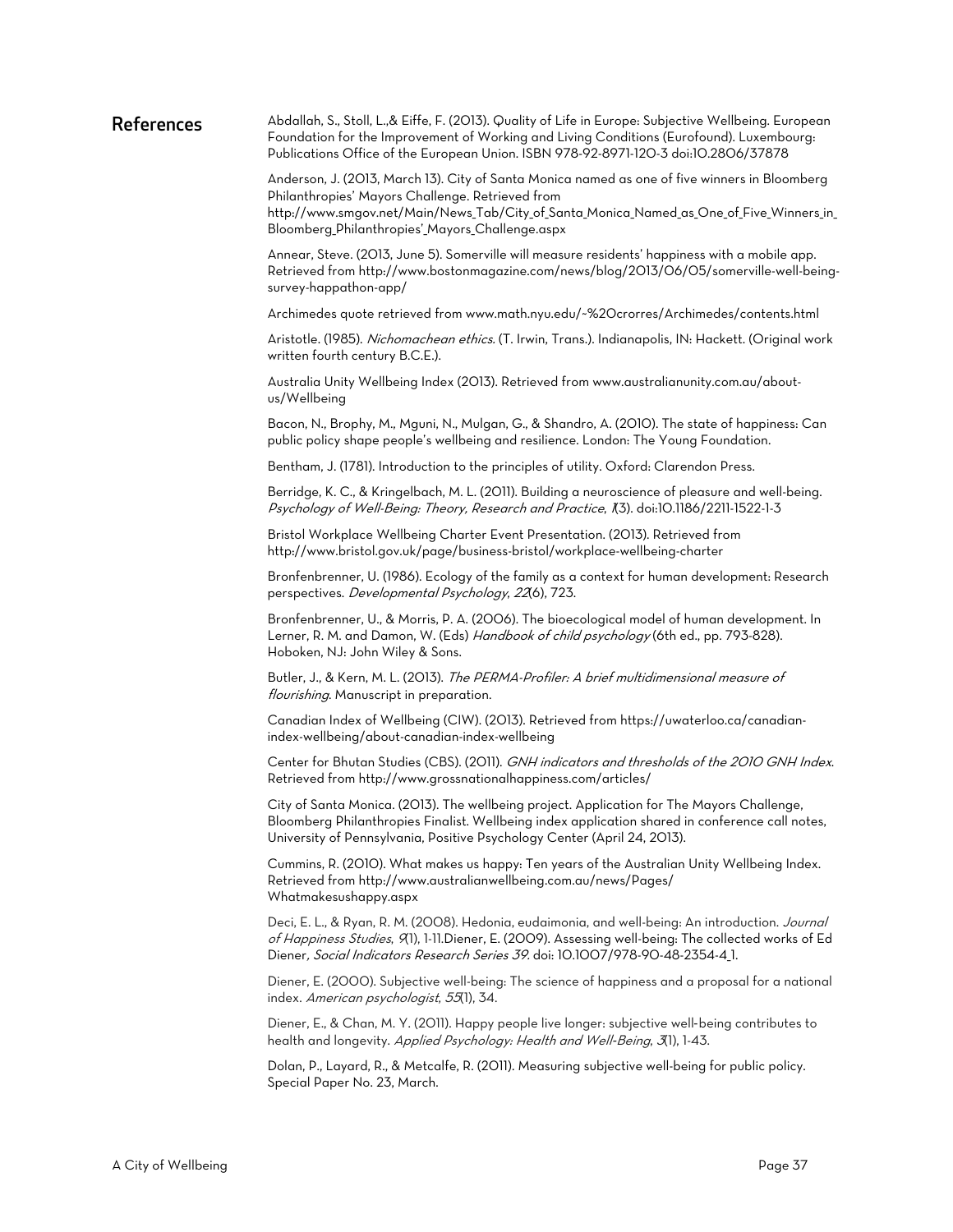## References

Abdallah, S., Stoll, L.,& Eiffe, F. (2013). Quality of Life in Europe: Subjective Wellbeing. European Foundation for the Improvement of Working and Living Conditions (Eurofound). Luxembourg: Publications Office of the European Union. ISBN 978-92-8971-120-3 doi:10.2806/37878

Anderson, J. (2013, March 13). City of Santa Monica named as one of five winners in Bloomberg Philanthropies' Mayors Challenge. Retrieved from http://www.smgov.net/Main/News_Tab/City_of_Santa_Monica_Named_as_One_of_Five_Winners_in_Bloomberg_Philanthropies'_Mayors_Challenge.aspx

Annear, Steve. (2013, June 5). Somerville will measure residents' happiness with a mobile app. Retrieved from http://www.bostonmagazine.com/news/blog/2013/06/05/somerville-well-being-survey-happathon-app/

Archimedes quote retrieved from www.math.nyu.edu/~%20crorres/Archimedes/contents.html

Aristotle. (1985). *Nichomachean ethics*. (T. Irwin, Trans.). Indianapolis, IN: Hackett. (Original work written fourth century B.C.E.).

Australia Unity Wellbeing Index (2013). Retrieved from www.australianunity.com.au/about-us/Wellbeing

Bacon, N., Brophy, M., Mguni, N., Mulgan, G., & Shandro, A. (2010). The state of happiness: Can public policy shape people's wellbeing and resilience. London: The Young Foundation.

Bentham, J. (1781). Introduction to the principles of utility. Oxford: Clarendon Press.

Berridge, K. C., & Kringelbach, M. L. (2011). Building a neuroscience of pleasure and well-being. *Psychology of Well-Being: Theory, Research and Practice*, *1*(3). doi:10.1186/2211-1522-1-3

Bristol Workplace Wellbeing Charter Event Presentation. (2013). Retrieved from http://www.bristol.gov.uk/page/business-bristol/workplace-wellbeing-charter

Bronfenbrenner, U. (1986). Ecology of the family as a context for human development: Research perspectives. *Developmental Psychology*, *22*(6), 723.

Bronfenbrenner, U., & Morris, P. A. (2006). The bioecological model of human development. In Lerner, R. M. and Damon, W. (Eds) *Handbook of child psychology* (6th ed., pp. 793-828). Hoboken, NJ: John Wiley & Sons.

Butler, J., & Kern, M. L. (2013). *The PERMA-Profiler: A brief multidimensional measure of flourishing*. Manuscript in preparation.

Canadian Index of Wellbeing (CIW). (2013). Retrieved from https://uwaterloo.ca/canadian-index-wellbeing/about-canadian-index-wellbeing

Center for Bhutan Studies (CBS). (2011). *GNH indicators and thresholds of the 2010 GNH Index*. Retrieved from http://www.grossnationalhappiness.com/articles/

City of Santa Monica. (2013). The wellbeing project. Application for The Mayors Challenge, Bloomberg Philanthropies Finalist. Wellbeing index application shared in conference call notes, University of Pennsylvania, Positive Psychology Center (April 24, 2013).

Cummins, R. (2010). What makes us happy: Ten years of the Australian Unity Wellbeing Index. Retrieved from http://www.australianwellbeing.com.au/news/Pages/Whatmakesushappy.aspx

Deci, E. L., & Ryan, R. M. (2008). Hedonia, eudaimonia, and well-being: An introduction. *Journal of Happiness Studies*, *9*(1), 1-11.Diener, E. (2009). Assessing well-being: The collected works of Ed Diener*, Social Indicators Research Series 39*. doi: 10.1007/978-90-48-2354-4_1.

Diener, E. (2000). Subjective well-being: The science of happiness and a proposal for a national index. *American psychologist*, *55*(1), 34.

Diener, E., & Chan, M. Y. (2011). Happy people live longer: subjective well-being contributes to health and longevity. *Applied Psychology: Health and Well-Being*, *3*(1), 1-43.

Dolan, P., Layard, R., & Metcalfe, R. (2011). Measuring subjective well-being for public policy. Special Paper No. 23, March.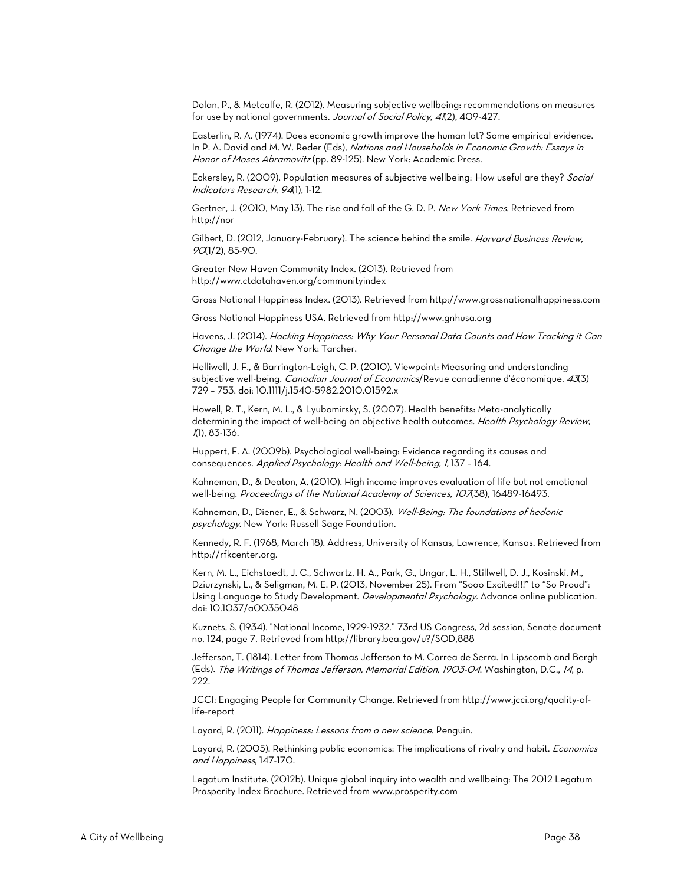Dolan, P., & Metcalfe, R. (2012). Measuring subjective wellbeing: recommendations on measures for use by national governments. *Journal of Social Policy*, *41*(2), 409-427.

Easterlin, R. A. (1974). Does economic growth improve the human lot? Some empirical evidence. In P. A. David and M. W. Reder (Eds), *Nations and Households in Economic Growth: Essays in Honor of Moses Abramovitz* (pp. 89-125). New York: Academic Press.

Eckersley, R. (2009). Population measures of subjective wellbeing: How useful are they? *Social Indicators Research*, *94*(1), 1-12.

Gertner, J. (2010, May 13). The rise and fall of the G. D. P. *New York Times*. Retrieved from http://nor

Gilbert, D. (2012, January-February). The science behind the smile. *Harvard Business Review*, *90*(1/2), 85-90.

Greater New Haven Community Index. (2013). Retrieved from http://www.ctdatahaven.org/communityindex

Gross National Happiness Index. (2013). Retrieved from http://www.grossnationalhappiness.com

Gross National Happiness USA. Retrieved from http://www.gnhusa.org

Havens, J. (2014). *Hacking Happiness: Why Your Personal Data Counts and How Tracking it Can Change the World.* New York: Tarcher.

Helliwell, J. F., & Barrington-Leigh, C. P. (2010). Viewpoint: Measuring and understanding subjective well-being. *Canadian Journal of Economics*/Revue canadienne d'économique. *43*(3) 729 – 753. doi: 10.1111/j.1540-5982.2010.01592.x

Howell, R. T., Kern, M. L., & Lyubomirsky, S. (2007). Health benefits: Meta-analytically determining the impact of well-being on objective health outcomes. *Health Psychology Review*, *1*(1), 83-136.

Huppert, F. A. (2009b). Psychological well-being: Evidence regarding its causes and consequences. *Applied Psychology: Health and Well-being, 1,* 137 – 164.

Kahneman, D., & Deaton, A. (2010). High income improves evaluation of life but not emotional well-being. *Proceedings of the National Academy of Sciences*, *107*(38), 16489-16493.

Kahneman, D., Diener, E., & Schwarz, N. (2003). *Well-Being: The foundations of hedonic psychology.* New York: Russell Sage Foundation.

Kennedy, R. F. (1968, March 18). Address, University of Kansas, Lawrence, Kansas. Retrieved from http://rfkcenter.org.

Kern, M. L., Eichstaedt, J. C., Schwartz, H. A., Park, G., Ungar, L. H., Stillwell, D. J., Kosinski, M., Dziurzynski, L., & Seligman, M. E. P. (2013, November 25). From "Sooo Excited!!!" to "So Proud": Using Language to Study Development. *Developmental Psychology*. Advance online publication. doi: 10.1037/a0035048

Kuznets, S. (1934). "National Income, 1929-1932." 73rd US Congress, 2d session, Senate document no. 124, page 7. Retrieved from http://library.bea.gov/u?/SOD,888

Jefferson, T. (1814). Letter from Thomas Jefferson to M. Correa de Serra. In Lipscomb and Bergh (Eds). *The Writings of Thomas Jefferson, Memorial Edition, 1903-04*. Washington, D.C., *14*, p. 222.

JCCI: Engaging People for Community Change. Retrieved from http://www.jcci.org/quality-of-life-report

Layard, R. (2011). *Happiness: Lessons from a new science*. Penguin.

Layard, R. (2005). Rethinking public economics: The implications of rivalry and habit. *Economics and Happiness*, 147-170.

Legatum Institute. (2012b). Unique global inquiry into wealth and wellbeing: The 2012 Legatum Prosperity Index Brochure. Retrieved from www.prosperity.com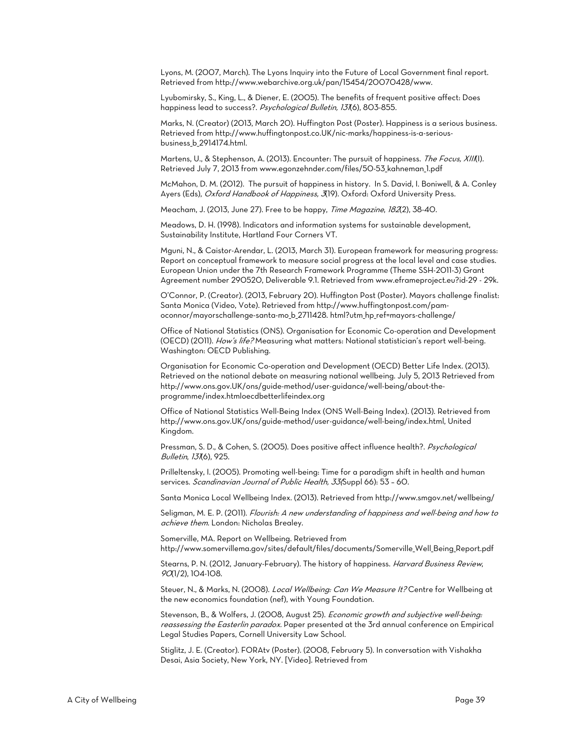Lyons, M. (2007, March). The Lyons Inquiry into the Future of Local Government final report. Retrieved from http://www.webarchive.org.uk/pan/15454/20070428/www.

Lyubomirsky, S., King, L., & Diener, E. (2005). The benefits of frequent positive affect: Does happiness lead to success?. *Psychological Bulletin, 131*(6), 803-855.

Marks, N. (Creator) (2013, March 20). Huffington Post (Poster). Happiness is a serious business. Retrieved from http://www.huffingtonpost.co.UK/nic-marks/happiness-is-a-serious-business_b_2914174.html.

Martens, U., & Stephenson, A. (2013). Encounter: The pursuit of happiness. *The Focus, XIII*(I). Retrieved July 7, 2013 from www.egonzehnder.com/files/50-53_kahneman_1.pdf

McMahon, D. M. (2012). The pursuit of happiness in history. In S. David, I. Boniwell, & A. Conley Ayers (Eds), *Oxford Handbook of Happiness, 3*(19). Oxford: Oxford University Press.

Meacham, J. (2013, June 27). Free to be happy, *Time Magazine*, *182*(2), 38-40.

Meadows, D. H. (1998). Indicators and information systems for sustainable development, Sustainability Institute, Hartland Four Corners VT.

Mguni, N., & Caistor-Arendar, L. (2013, March 31). European framework for measuring progress: Report on conceptual framework to measure social progress at the local level and case studies. European Union under the 7th Research Framework Programme (Theme SSH-2011-3) Grant Agreement number 290520, Deliverable 9.1. Retrieved from www.eframeproject.eu?id-29 - 29k.

O'Connor, P. (Creator). (2013, February 20). Huffington Post (Poster). Mayors challenge finalist: Santa Monica (Video, Vote). Retrieved from http://www.huffingtonpost.com/pam-oconnor/mayorschallenge-santa-mo_b_2711428. html?utm_hp_ref=mayors-challenge/

Office of National Statistics (ONS). Organisation for Economic Co-operation and Development (OECD) (2011). *How's life?* Measuring what matters: National statistician's report well-being. Washington: OECD Publishing.

Organisation for Economic Co-operation and Development (OECD) Better Life Index. (2013). Retrieved on the national debate on measuring national wellbeing. July 5, 2013 Retrieved from http://www.ons.gov.UK/ons/guide-method/user-guidance/well-being/about-the-programme/index.htmloecdbetterlifeindex.org

Office of National Statistics Well-Being Index (ONS Well-Being Index). (2013). Retrieved from http://www.ons.gov.UK/ons/guide-method/user-guidance/well-being/index.html, United Kingdom.

Pressman, S. D., & Cohen, S. (2005). Does positive affect influence health?. *Psychological Bulletin, 131*(6), 925.

Prilleltensky, I. (2005). Promoting well-being: Time for a paradigm shift in health and human services. *Scandinavian Journal of Public Health, 33*(Suppl 66): 53 – 60.

Santa Monica Local Wellbeing Index. (2013). Retrieved from http://www.smgov.net/wellbeing/

Seligman, M. E. P. (2011). *Flourish: A new understanding of happiness and well-being and how to achieve them*. London: Nicholas Brealey.

Somerville, MA. Report on Wellbeing. Retrieved from http://www.somervillema.gov/sites/default/files/documents/Somerville_Well_Being_Report.pdf

Stearns, P. N. (2012, January-February). The history of happiness. *Harvard Business Review, 90*(1/2), 104-108.

Steuer, N., & Marks, N. (2008). *Local Wellbeing: Can We Measure It?* Centre for Wellbeing at the new economics foundation (nef), with Young Foundation.

Stevenson, B., & Wolfers, J. (2008, August 25). *Economic growth and subjective well-being: reassessing the Easterlin paradox*. Paper presented at the 3rd annual conference on Empirical Legal Studies Papers, Cornell University Law School.

Stiglitz, J. E. (Creator). FORAtv (Poster). (2008, February 5). In conversation with Vishakha Desai, Asia Society, New York, NY. [Video]. Retrieved from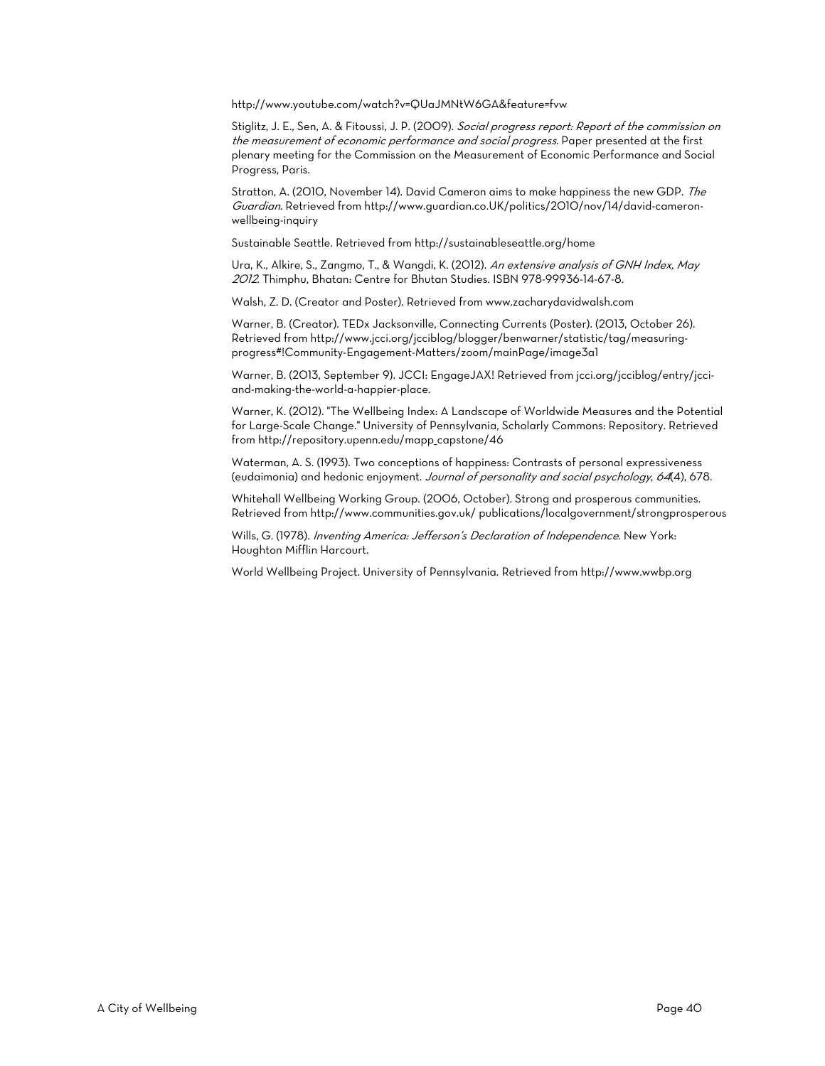http://www.youtube.com/watch?v=QUaJMNtW6GA&feature=fvw

Stiglitz, J. E., Sen, A. & Fitoussi, J. P. (2009). *Social progress report: Report of the commission on the measurement of economic performance and social progress.* Paper presented at the first plenary meeting for the Commission on the Measurement of Economic Performance and Social Progress, Paris.

Stratton, A. (2010, November 14). David Cameron aims to make happiness the new GDP. *The Guardian*. Retrieved from http://www.guardian.co.UK/politics/2010/nov/14/david-cameron-wellbeing-inquiry

Sustainable Seattle. Retrieved from http://sustainableseattle.org/home

Ura, K., Alkire, S., Zangmo, T., & Wangdi, K. (2012). *An extensive analysis of GNH Index, May 2012*. Thimphu, Bhatan: Centre for Bhutan Studies. ISBN 978-99936-14-67-8.

Walsh, Z. D. (Creator and Poster). Retrieved from www.zacharydavidwalsh.com

Warner, B. (Creator). TEDx Jacksonville, Connecting Currents (Poster). (2013, October 26). Retrieved from http://www.jcci.org/jcciblog/blogger/benwarner/statistic/tag/measuring-progress#!Community-Engagement-Matters/zoom/mainPage/image3a1

Warner, B. (2013, September 9). JCCI: EngageJAX! Retrieved from jcci.org/jcciblog/entry/jcci-and-making-the-world-a-happier-place.

Warner, K. (2012). "The Wellbeing Index: A Landscape of Worldwide Measures and the Potential for Large-Scale Change." University of Pennsylvania, Scholarly Commons: Repository. Retrieved from http://repository.upenn.edu/mapp_capstone/46

Waterman, A. S. (1993). Two conceptions of happiness: Contrasts of personal expressiveness (eudaimonia) and hedonic enjoyment. *Journal of personality and social psychology*, *64*(4), 678.

Whitehall Wellbeing Working Group. (2006, October). Strong and prosperous communities. Retrieved from http://www.communities.gov.uk/ publications/localgovernment/strongprosperous

Wills, G. (1978). *Inventing America: Jefferson's Declaration of Independence*. New York: Houghton Mifflin Harcourt.

World Wellbeing Project. University of Pennsylvania. Retrieved from http://www.wwbp.org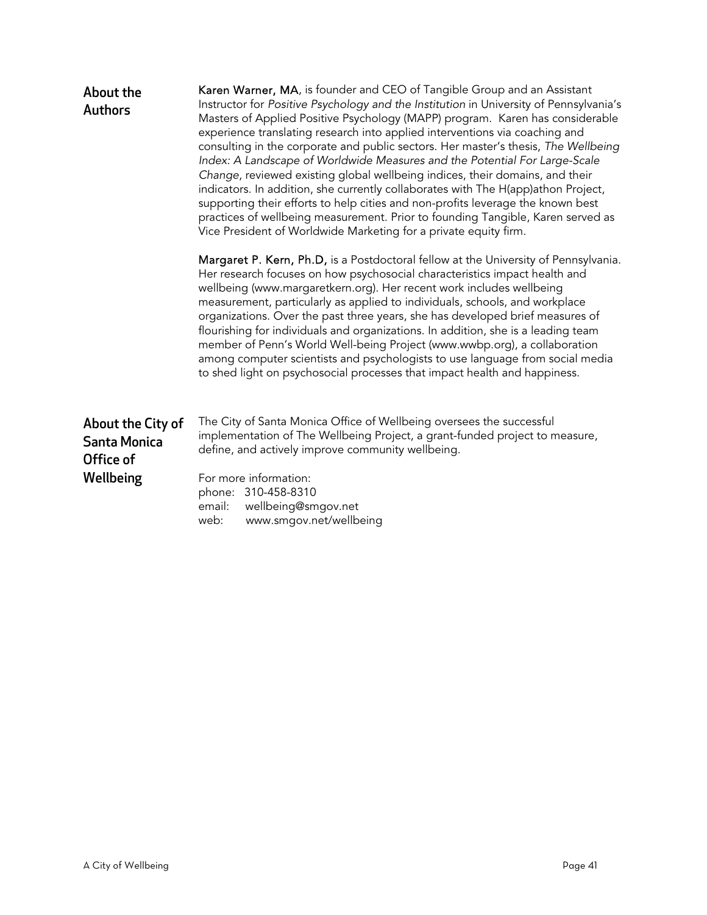## About the Authors

**Karen Warner, MA**, is founder and CEO of Tangible Group and an Assistant Instructor for *Positive Psychology and the Institution* in University of Pennsylvania's Masters of Applied Positive Psychology (MAPP) program. Karen has considerable experience translating research into applied interventions via coaching and consulting in the corporate and public sectors. Her master's thesis, *The Wellbeing Index: A Landscape of Worldwide Measures and the Potential For Large-Scale Change*, reviewed existing global wellbeing indices, their domains, and their indicators. In addition, she currently collaborates with The H(app)athon Project, supporting their efforts to help cities and non-profits leverage the known best practices of wellbeing measurement. Prior to founding Tangible, Karen served as Vice President of Worldwide Marketing for a private equity firm.

**Margaret P. Kern, Ph.D,** is a Postdoctoral fellow at the University of Pennsylvania. Her research focuses on how psychosocial characteristics impact health and wellbeing (www.margaretkern.org). Her recent work includes wellbeing measurement, particularly as applied to individuals, schools, and workplace organizations. Over the past three years, she has developed brief measures of flourishing for individuals and organizations. In addition, she is a leading team member of Penn's World Well-being Project (www.wwbp.org), a collaboration among computer scientists and psychologists to use language from social media to shed light on psychosocial processes that impact health and happiness.

## About the City of Santa Monica Office of Wellbeing

The City of Santa Monica Office of Wellbeing oversees the successful implementation of The Wellbeing Project, a grant-funded project to measure, define, and actively improve community wellbeing.

For more information:
phone: 310-458-8310
email: wellbeing@smgov.net
web: www.smgov.net/wellbeing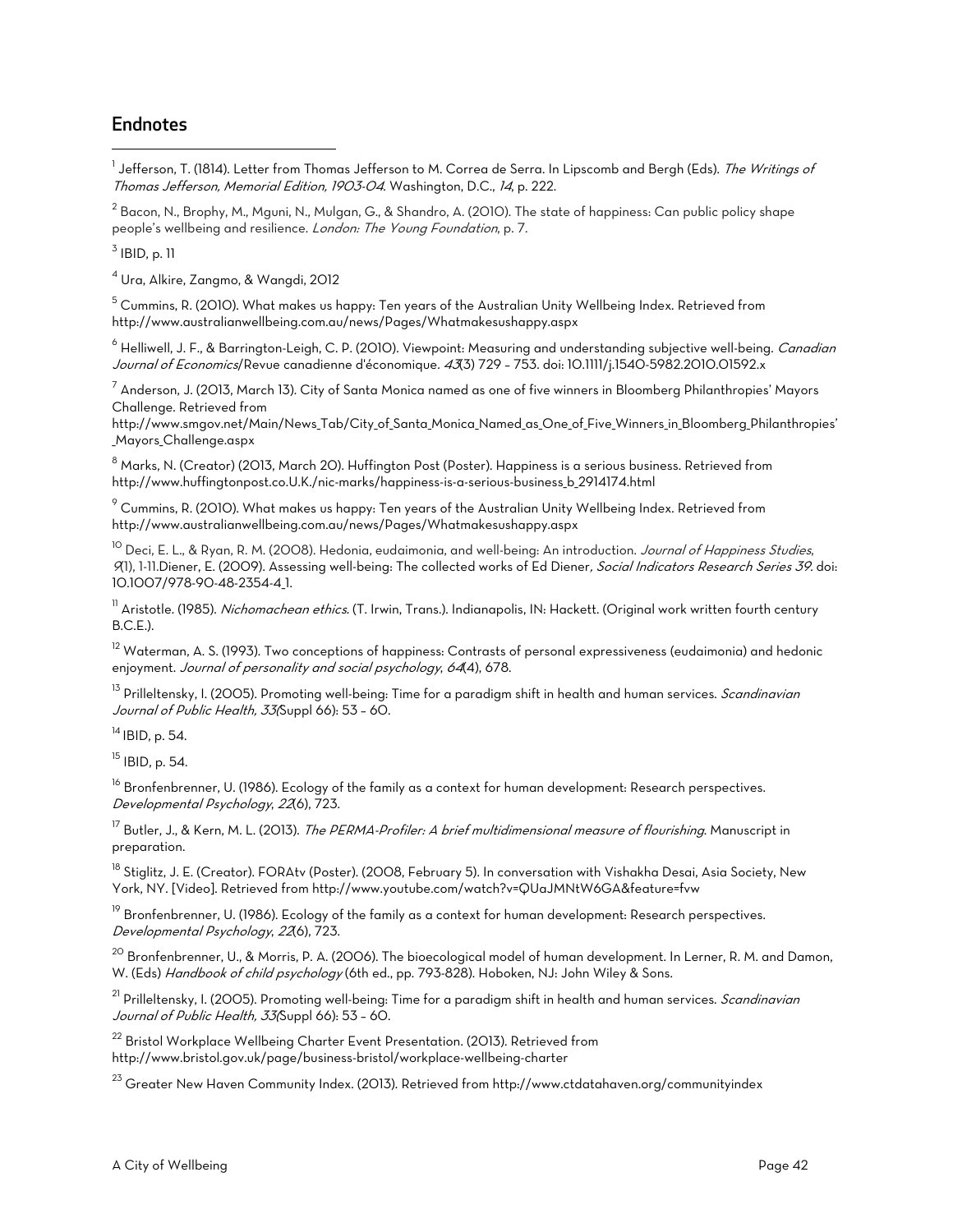## Endnotes

[1] Jefferson, T. (1814). Letter from Thomas Jefferson to M. Correa de Serra. In Lipscomb and Bergh (Eds). *The Writings of Thomas Jefferson, Memorial Edition, 1903-04*. Washington, D.C., *14*, p. 222.

[2] Bacon, N., Brophy, M., Mguni, N., Mulgan, G., & Shandro, A. (2010). The state of happiness: Can public policy shape people's wellbeing and resilience. *London: The Young Foundation*, p. 7.

[3] IBID, p. 11

[4] Ura, Alkire, Zangmo, & Wangdi, 2012

[5] Cummins, R. (2010). What makes us happy: Ten years of the Australian Unity Wellbeing Index. Retrieved from http://www.australianwellbeing.com.au/news/Pages/Whatmakesushappy.aspx

[6] Helliwell, J. F., & Barrington-Leigh, C. P. (2010). Viewpoint: Measuring and understanding subjective well-being. *Canadian Journal of Economics*/Revue canadienne d'économique. *43*(3) 729 – 753. doi: 10.1111/j.1540-5982.2010.01592.x

[7] Anderson, J. (2013, March 13). City of Santa Monica named as one of five winners in Bloomberg Philanthropies' Mayors Challenge. Retrieved from http://www.smgov.net/Main/News_Tab/City_of_Santa_Monica_Named_as_One_of_Five_Winners_in_Bloomberg_Philanthropies'_Mayors_Challenge.aspx

[8] Marks, N. (Creator) (2013, March 20). Huffington Post (Poster). Happiness is a serious business. Retrieved from http://www.huffingtonpost.co.U.K./nic-marks/happiness-is-a-serious-business_b_2914174.html

[9] Cummins, R. (2010). What makes us happy: Ten years of the Australian Unity Wellbeing Index. Retrieved from http://www.australianwellbeing.com.au/news/Pages/Whatmakesushappy.aspx

[10] Deci, E. L., & Ryan, R. M. (2008). Hedonia, eudaimonia, and well-being: An introduction. *Journal of Happiness Studies*, *9*(1), 1-11.Diener, E. (2009). Assessing well-being: The collected works of Ed Diener*, Social Indicators Research Series 39.* doi: 10.1007/978-90-48-2354-4_1.

[11] Aristotle. (1985). *Nichomachean ethics*. (T. Irwin, Trans.). Indianapolis, IN: Hackett. (Original work written fourth century B.C.E.).

[12] Waterman, A. S. (1993). Two conceptions of happiness: Contrasts of personal expressiveness (eudaimonia) and hedonic enjoyment. *Journal of personality and social psychology*, *64*(4), 678.

[13] Prilleltensky, I. (2005). Promoting well-being: Time for a paradigm shift in health and human services. *Scandinavian Journal of Public Health, 33*(Suppl 66): 53 – 60.

[14] IBID, p. 54.

[15] IBID, p. 54.

[16] Bronfenbrenner, U. (1986). Ecology of the family as a context for human development: Research perspectives. *Developmental Psychology*, *22*(6), 723.

[17] Butler, J., & Kern, M. L. (2013). *The PERMA-Profiler: A brief multidimensional measure of flourishing*. Manuscript in preparation.

[18] Stiglitz, J. E. (Creator). FORAtv (Poster). (2008, February 5). In conversation with Vishakha Desai, Asia Society, New York, NY. [Video]. Retrieved from http://www.youtube.com/watch?v=QUaJMNtW6GA&feature=fvw

[19] Bronfenbrenner, U. (1986). Ecology of the family as a context for human development: Research perspectives. *Developmental Psychology*, *22*(6), 723.

[20] Bronfenbrenner, U., & Morris, P. A. (2006). The bioecological model of human development. In Lerner, R. M. and Damon, W. (Eds) *Handbook of child psychology* (6th ed., pp. 793-828). Hoboken, NJ: John Wiley & Sons.

[21] Prilleltensky, I. (2005). Promoting well-being: Time for a paradigm shift in health and human services. *Scandinavian Journal of Public Health, 33*(Suppl 66): 53 – 60.

[22] Bristol Workplace Wellbeing Charter Event Presentation. (2013). Retrieved from http://www.bristol.gov.uk/page/business-bristol/workplace-wellbeing-charter

[23] Greater New Haven Community Index. (2013). Retrieved from http://www.ctdatahaven.org/communityindex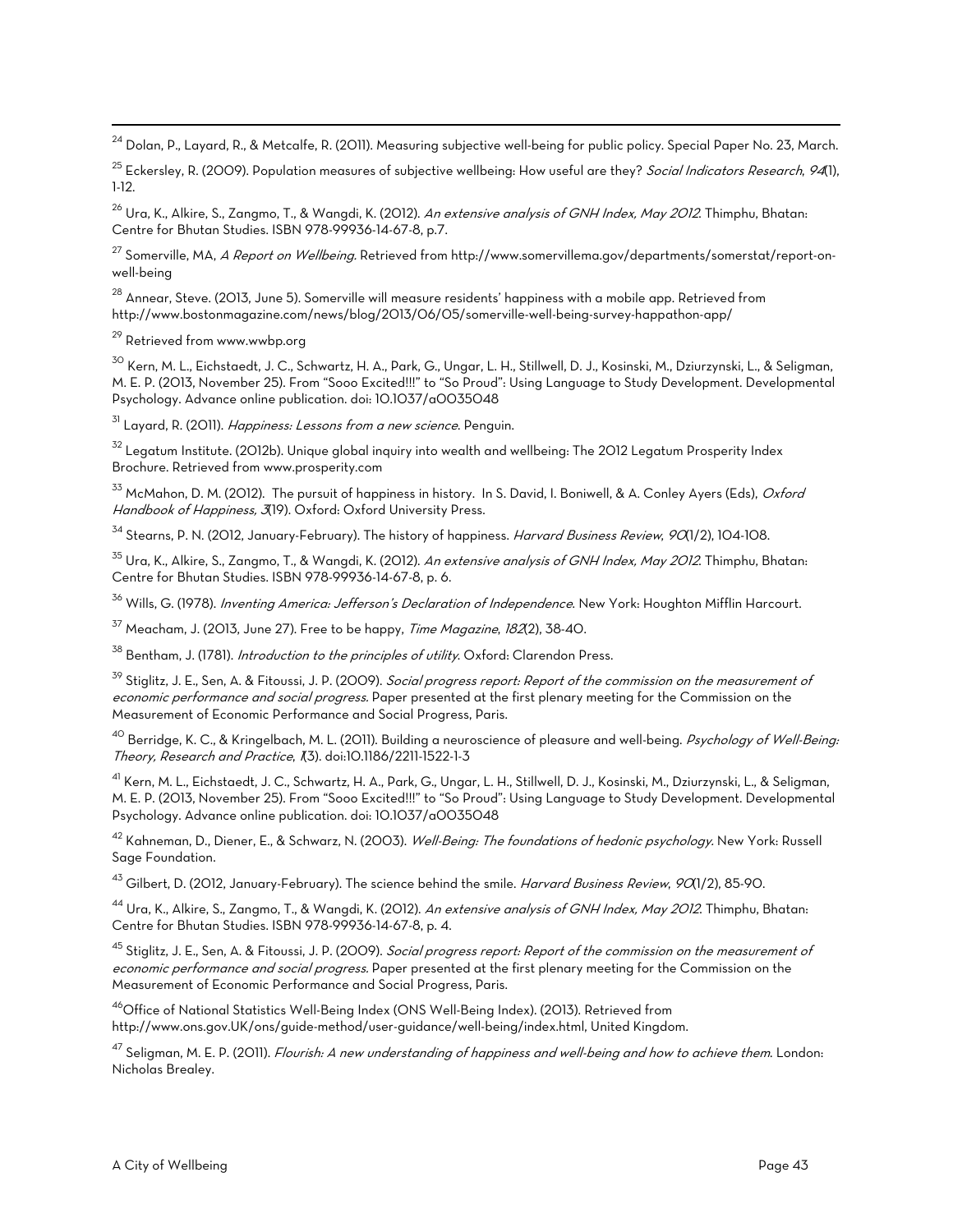[24] Dolan, P., Layard, R., & Metcalfe, R. (2011). Measuring subjective well-being for public policy. Special Paper No. 23, March.

[25] Eckersley, R. (2009). Population measures of subjective wellbeing: How useful are they? *Social Indicators Research*, *94*(1), 1-12.

[26] Ura, K., Alkire, S., Zangmo, T., & Wangdi, K. (2012). *An extensive analysis of GNH Index, May 2012*. Thimphu, Bhatan: Centre for Bhutan Studies. ISBN 978-99936-14-67-8, p.7.

[27] Somerville, MA, *A Report on Wellbeing*. Retrieved from http://www.somervillema.gov/departments/somerstat/report-on-well-being

[28] Annear, Steve. (2013, June 5). Somerville will measure residents' happiness with a mobile app. Retrieved from http://www.bostonmagazine.com/news/blog/2013/06/05/somerville-well-being-survey-happathon-app/

[29] Retrieved from www.wwbp.org

[30] Kern, M. L., Eichstaedt, J. C., Schwartz, H. A., Park, G., Ungar, L. H., Stillwell, D. J., Kosinski, M., Dziurzynski, L., & Seligman, M. E. P. (2013, November 25). From "Sooo Excited!!!" to "So Proud": Using Language to Study Development. Developmental Psychology. Advance online publication. doi: 10.1037/a0035048

[31] Layard, R. (2011). *Happiness: Lessons from a new science*. Penguin.

[32] Legatum Institute. (2012b). Unique global inquiry into wealth and wellbeing: The 2012 Legatum Prosperity Index Brochure. Retrieved from www.prosperity.com

[33] McMahon, D. M. (2012). The pursuit of happiness in history. In S. David, I. Boniwell, & A. Conley Ayers (Eds), *Oxford Handbook of Happiness, 3*(19). Oxford: Oxford University Press.

[34] Stearns, P. N. (2012, January-February). The history of happiness. *Harvard Business Review*, *90*(1/2), 104-108.

[35] Ura, K., Alkire, S., Zangmo, T., & Wangdi, K. (2012). *An extensive analysis of GNH Index, May 2012*. Thimphu, Bhatan: Centre for Bhutan Studies. ISBN 978-99936-14-67-8, p. 6.

[36] Wills, G. (1978). *Inventing America: Jefferson's Declaration of Independence*. New York: Houghton Mifflin Harcourt.

[37] Meacham, J. (2013, June 27). Free to be happy, *Time Magazine*, *182*(2), 38-40.

[38] Bentham, J. (1781). *Introduction to the principles of utility*. Oxford: Clarendon Press.

[39] Stiglitz, J. E., Sen, A. & Fitoussi, J. P. (2009). *Social progress report: Report of the commission on the measurement of economic performance and social progress*. Paper presented at the first plenary meeting for the Commission on the Measurement of Economic Performance and Social Progress, Paris.

[40] Berridge, K. C., & Kringelbach, M. L. (2011). Building a neuroscience of pleasure and well-being. *Psychology of Well-Being: Theory, Research and Practice*, *1*(3). doi:10.1186/2211-1522-1-3

[41] Kern, M. L., Eichstaedt, J. C., Schwartz, H. A., Park, G., Ungar, L. H., Stillwell, D. J., Kosinski, M., Dziurzynski, L., & Seligman, M. E. P. (2013, November 25). From "Sooo Excited!!!" to "So Proud": Using Language to Study Development. Developmental Psychology. Advance online publication. doi: 10.1037/a0035048

[42] Kahneman, D., Diener, E., & Schwarz, N. (2003). *Well-Being: The foundations of hedonic psychology*. New York: Russell Sage Foundation.

[43] Gilbert, D. (2012, January-February). The science behind the smile. *Harvard Business Review*, *90*(1/2), 85-90.

[44] Ura, K., Alkire, S., Zangmo, T., & Wangdi, K. (2012). *An extensive analysis of GNH Index, May 2012*. Thimphu, Bhatan: Centre for Bhutan Studies. ISBN 978-99936-14-67-8, p. 4.

[45] Stiglitz, J. E., Sen, A. & Fitoussi, J. P. (2009). *Social progress report: Report of the commission on the measurement of economic performance and social progress*. Paper presented at the first plenary meeting for the Commission on the Measurement of Economic Performance and Social Progress, Paris.

[46] Office of National Statistics Well-Being Index (ONS Well-Being Index). (2013). Retrieved from http://www.ons.gov.UK/ons/guide-method/user-guidance/well-being/index.html, United Kingdom.

[47] Seligman, M. E. P. (2011). *Flourish: A new understanding of happiness and well-being and how to achieve them*. London: Nicholas Brealey.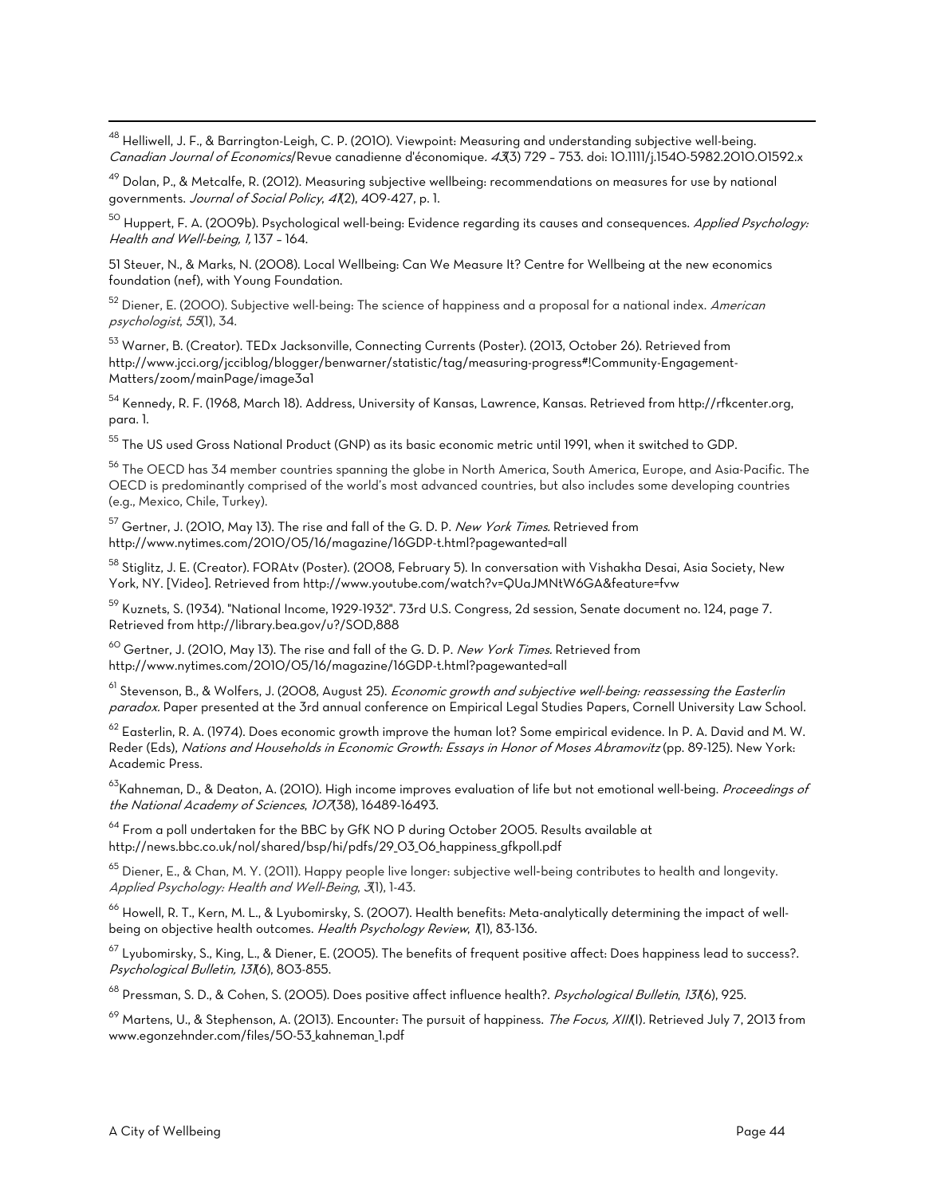[48] Helliwell, J. F., & Barrington-Leigh, C. P. (2010). Viewpoint: Measuring and understanding subjective well-being. *Canadian Journal of Economics*/Revue canadienne d'économique. *43*(3) 729 – 753. doi: 10.1111/j.1540-5982.2010.01592.x

[49] Dolan, P., & Metcalfe, R. (2012). Measuring subjective wellbeing: recommendations on measures for use by national governments. *Journal of Social Policy*, *41*(2), 409-427, p. 1.

[50] Huppert, F. A. (2009b). Psychological well-being: Evidence regarding its causes and consequences. *Applied Psychology: Health and Well-being, 1*, 137 – 164.

51 Steuer, N., & Marks, N. (2008). Local Wellbeing: Can We Measure It? Centre for Wellbeing at the new economics foundation (nef), with Young Foundation.

[52] Diener, E. (2000). Subjective well-being: The science of happiness and a proposal for a national index. *American psychologist*, *55*(1), 34.

[53] Warner, B. (Creator). TEDx Jacksonville, Connecting Currents (Poster). (2013, October 26). Retrieved from http://www.jcci.org/jcciblog/blogger/benwarner/statistic/tag/measuring-progress#!Community-Engagement-Matters/zoom/mainPage/image3a1

[54] Kennedy, R. F. (1968, March 18). Address, University of Kansas, Lawrence, Kansas. Retrieved from http://rfkcenter.org, para. 1.

[55] The US used Gross National Product (GNP) as its basic economic metric until 1991, when it switched to GDP.

[56] The OECD has 34 member countries spanning the globe in North America, South America, Europe, and Asia-Pacific. The OECD is predominantly comprised of the world's most advanced countries, but also includes some developing countries (e.g., Mexico, Chile, Turkey).

[57] Gertner, J. (2010, May 13). The rise and fall of the G. D. P. *New York Times*. Retrieved from http://www.nytimes.com/2010/05/16/magazine/16GDP-t.html?pagewanted=all

[58] Stiglitz, J. E. (Creator). FORAtv (Poster). (2008, February 5). In conversation with Vishakha Desai, Asia Society, New York, NY. [Video]. Retrieved from http://www.youtube.com/watch?v=QUaJMNtW6GA&feature=fvw

[59] Kuznets, S. (1934). "National Income, 1929-1932". 73rd U.S. Congress, 2d session, Senate document no. 124, page 7. Retrieved from http://library.bea.gov/u?/SOD,888

[60] Gertner, J. (2010, May 13). The rise and fall of the G. D. P. *New York Times*. Retrieved from http://www.nytimes.com/2010/05/16/magazine/16GDP-t.html?pagewanted=all

[61] Stevenson, B., & Wolfers, J. (2008, August 25). *Economic growth and subjective well-being: reassessing the Easterlin paradox*. Paper presented at the 3rd annual conference on Empirical Legal Studies Papers, Cornell University Law School.

[62] Easterlin, R. A. (1974). Does economic growth improve the human lot? Some empirical evidence. In P. A. David and M. W. Reder (Eds), *Nations and Households in Economic Growth: Essays in Honor of Moses Abramovitz* (pp. 89-125). New York: Academic Press.

[63] Kahneman, D., & Deaton, A. (2010). High income improves evaluation of life but not emotional well-being. *Proceedings of the National Academy of Sciences*, *107*(38), 16489-16493.

[64] From a poll undertaken for the BBC by GfK NO P during October 2005. Results available at http://news.bbc.co.uk/nol/shared/bsp/hi/pdfs/29_03_06_happiness_gfkpoll.pdf

[65] Diener, E., & Chan, M. Y. (2011). Happy people live longer: subjective well-being contributes to health and longevity. *Applied Psychology: Health and Well-Being*, *3*(1), 1-43.

[66] Howell, R. T., Kern, M. L., & Lyubomirsky, S. (2007). Health benefits: Meta-analytically determining the impact of well-being on objective health outcomes. *Health Psychology Review*, *1*(1), 83-136.

[67] Lyubomirsky, S., King, L., & Diener, E. (2005). The benefits of frequent positive affect: Does happiness lead to success?. *Psychological Bulletin, 131*(6), 803-855.

[68] Pressman, S. D., & Cohen, S. (2005). Does positive affect influence health?. *Psychological Bulletin*, *131*(6), 925.

[69] Martens, U., & Stephenson, A. (2013). Encounter: The pursuit of happiness. *The Focus, XIII*(1). Retrieved July 7, 2013 from www.egonzehnder.com/files/50-53_kahneman_1.pdf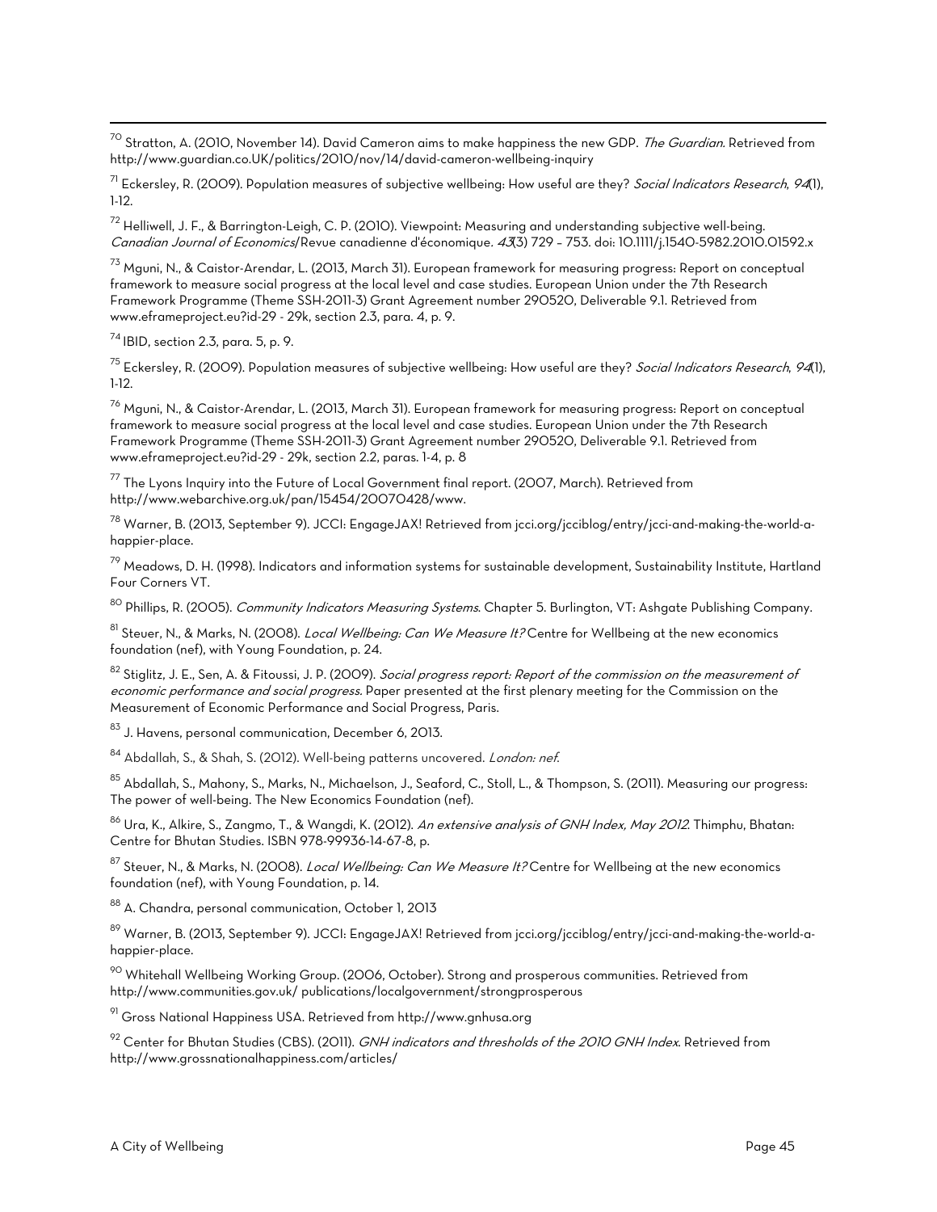[70] Stratton, A. (2010, November 14). David Cameron aims to make happiness the new GDP. *The Guardian*. Retrieved from http://www.guardian.co.UK/politics/2010/nov/14/david-cameron-wellbeing-inquiry

[71] Eckersley, R. (2009). Population measures of subjective wellbeing: How useful are they? *Social Indicators Research*, *94*(1), 1-12.

[72] Helliwell, J. F., & Barrington-Leigh, C. P. (2010). Viewpoint: Measuring and understanding subjective well-being. *Canadian Journal of Economics*/Revue canadienne d'économique. *43*(3) 729 – 753. doi: 10.1111/j.1540-5982.2010.01592.x

[73] Mguni, N., & Caistor-Arendar, L. (2013, March 31). European framework for measuring progress: Report on conceptual framework to measure social progress at the local level and case studies. European Union under the 7th Research Framework Programme (Theme SSH-2011-3) Grant Agreement number 290520, Deliverable 9.1. Retrieved from www.eframeproject.eu?id-29 - 29k, section 2.3, para. 4, p. 9.

[74] IBID, section 2.3, para. 5, p. 9.

[75] Eckersley, R. (2009). Population measures of subjective wellbeing: How useful are they? *Social Indicators Research*, *94*(1), 1-12.

[76] Mguni, N., & Caistor-Arendar, L. (2013, March 31). European framework for measuring progress: Report on conceptual framework to measure social progress at the local level and case studies. European Union under the 7th Research Framework Programme (Theme SSH-2011-3) Grant Agreement number 290520, Deliverable 9.1. Retrieved from www.eframeproject.eu?id-29 - 29k, section 2.2, paras. 1-4, p. 8

[77] The Lyons Inquiry into the Future of Local Government final report. (2007, March). Retrieved from http://www.webarchive.org.uk/pan/15454/20070428/www.

[78] Warner, B. (2013, September 9). JCCI: EngageJAX! Retrieved from jcci.org/jcciblog/entry/jcci-and-making-the-world-a-happier-place.

[79] Meadows, D. H. (1998). Indicators and information systems for sustainable development, Sustainability Institute, Hartland Four Corners VT.

[80] Phillips, R. (2005). *Community Indicators Measuring Systems*. Chapter 5. Burlington, VT: Ashgate Publishing Company.

[81] Steuer, N., & Marks, N. (2008). *Local Wellbeing: Can We Measure It?* Centre for Wellbeing at the new economics foundation (nef), with Young Foundation, p. 24.

[82] Stiglitz, J. E., Sen, A. & Fitoussi, J. P. (2009). *Social progress report: Report of the commission on the measurement of economic performance and social progress*. Paper presented at the first plenary meeting for the Commission on the Measurement of Economic Performance and Social Progress, Paris.

[83] J. Havens, personal communication, December 6, 2013.

[84] Abdallah, S., & Shah, S. (2012). Well-being patterns uncovered. *London: nef*.

[85] Abdallah, S., Mahony, S., Marks, N., Michaelson, J., Seaford, C., Stoll, L., & Thompson, S. (2011). Measuring our progress: The power of well-being. The New Economics Foundation (nef).

[86] Ura, K., Alkire, S., Zangmo, T., & Wangdi, K. (2012). *An extensive analysis of GNH Index, May 2012*. Thimphu, Bhatan: Centre for Bhutan Studies. ISBN 978-99936-14-67-8, p.

[87] Steuer, N., & Marks, N. (2008). *Local Wellbeing: Can We Measure It?* Centre for Wellbeing at the new economics foundation (nef), with Young Foundation, p. 14.

[88] A. Chandra, personal communication, October 1, 2013

[89] Warner, B. (2013, September 9). JCCI: EngageJAX! Retrieved from jcci.org/jcciblog/entry/jcci-and-making-the-world-a-happier-place.

[90] Whitehall Wellbeing Working Group. (2006, October). Strong and prosperous communities. Retrieved from http://www.communities.gov.uk/ publications/localgovernment/strongprosperous

[91] Gross National Happiness USA. Retrieved from http://www.gnhusa.org

[92] Center for Bhutan Studies (CBS). (2011). *GNH indicators and thresholds of the 2010 GNH Index*. Retrieved from http://www.grossnationalhappiness.com/articles/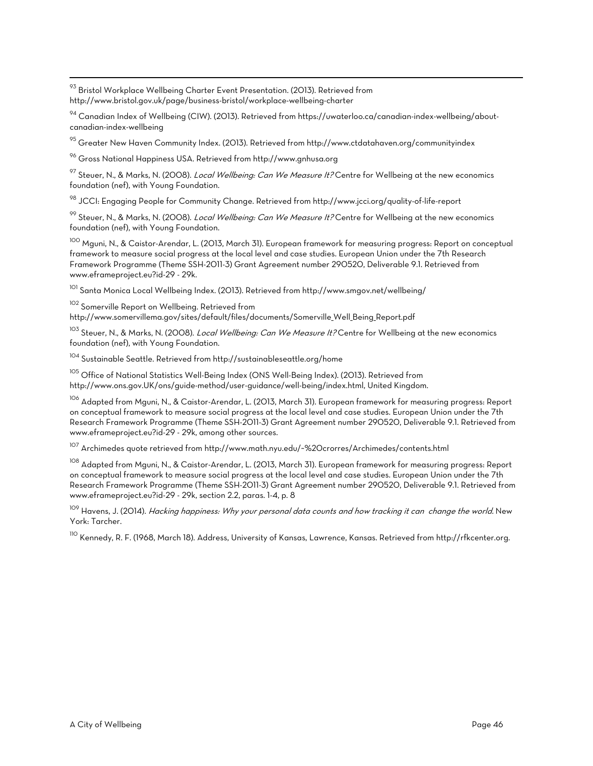[93] Bristol Workplace Wellbeing Charter Event Presentation. (2013). Retrieved from http://www.bristol.gov.uk/page/business-bristol/workplace-wellbeing-charter

[94] Canadian Index of Wellbeing (CIW). (2013). Retrieved from https://uwaterloo.ca/canadian-index-wellbeing/about-canadian-index-wellbeing

[95] Greater New Haven Community Index. (2013). Retrieved from http://www.ctdatahaven.org/communityindex

[96] Gross National Happiness USA. Retrieved from http://www.gnhusa.org

[97] Steuer, N., & Marks, N. (2008). *Local Wellbeing: Can We Measure It?* Centre for Wellbeing at the new economics foundation (nef), with Young Foundation.

[98] JCCI: Engaging People for Community Change. Retrieved from http://www.jcci.org/quality-of-life-report

[99] Steuer, N., & Marks, N. (2008). *Local Wellbeing: Can We Measure It?* Centre for Wellbeing at the new economics foundation (nef), with Young Foundation.

[100] Mguni, N., & Caistor-Arendar, L. (2013, March 31). European framework for measuring progress: Report on conceptual framework to measure social progress at the local level and case studies. European Union under the 7th Research Framework Programme (Theme SSH-2011-3) Grant Agreement number 290520, Deliverable 9.1. Retrieved from www.eframeproject.eu?id-29 - 29k.

[101] Santa Monica Local Wellbeing Index. (2013). Retrieved from http://www.smgov.net/wellbeing/

[102] Somerville Report on Wellbeing. Retrieved from http://www.somervillema.gov/sites/default/files/documents/Somerville_Well_Being_Report.pdf

[103] Steuer, N., & Marks, N. (2008). *Local Wellbeing: Can We Measure It?* Centre for Wellbeing at the new economics foundation (nef), with Young Foundation.

[104] Sustainable Seattle. Retrieved from http://sustainableseattle.org/home

[105] Office of National Statistics Well-Being Index (ONS Well-Being Index). (2013). Retrieved from http://www.ons.gov.UK/ons/guide-method/user-guidance/well-being/index.html, United Kingdom.

[106] Adapted from Mguni, N., & Caistor-Arendar, L. (2013, March 31). European framework for measuring progress: Report on conceptual framework to measure social progress at the local level and case studies. European Union under the 7th Research Framework Programme (Theme SSH-2011-3) Grant Agreement number 290520, Deliverable 9.1. Retrieved from www.eframeproject.eu?id-29 - 29k, among other sources.

[107] Archimedes quote retrieved from http://www.math.nyu.edu/~%20crorres/Archimedes/contents.html

[108] Adapted from Mguni, N., & Caistor-Arendar, L. (2013, March 31). European framework for measuring progress: Report on conceptual framework to measure social progress at the local level and case studies. European Union under the 7th Research Framework Programme (Theme SSH-2011-3) Grant Agreement number 290520, Deliverable 9.1. Retrieved from www.eframeproject.eu?id-29 - 29k, section 2.2, paras. 1-4, p. 8

[109] Havens, J. (2014). *Hacking happiness: Why your personal data counts and how tracking it can change the world.* New York: Tarcher.

[110] Kennedy, R. F. (1968, March 18). Address, University of Kansas, Lawrence, Kansas. Retrieved from http://rfkcenter.org.